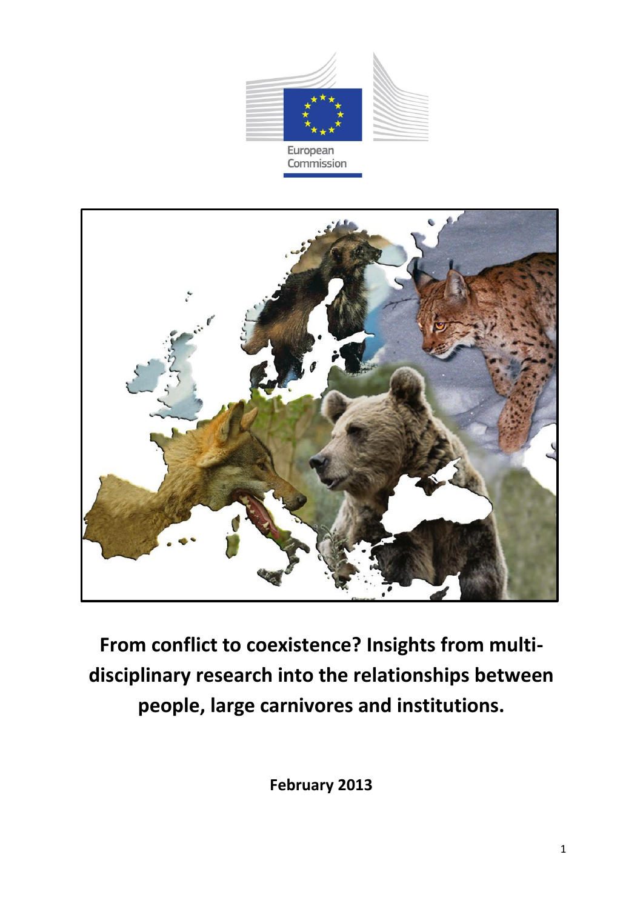European Commission

# From conflict to coexistence? Insights from multi-disciplinary research into the relationships between people, large carnivores and institutions.

**February 2013**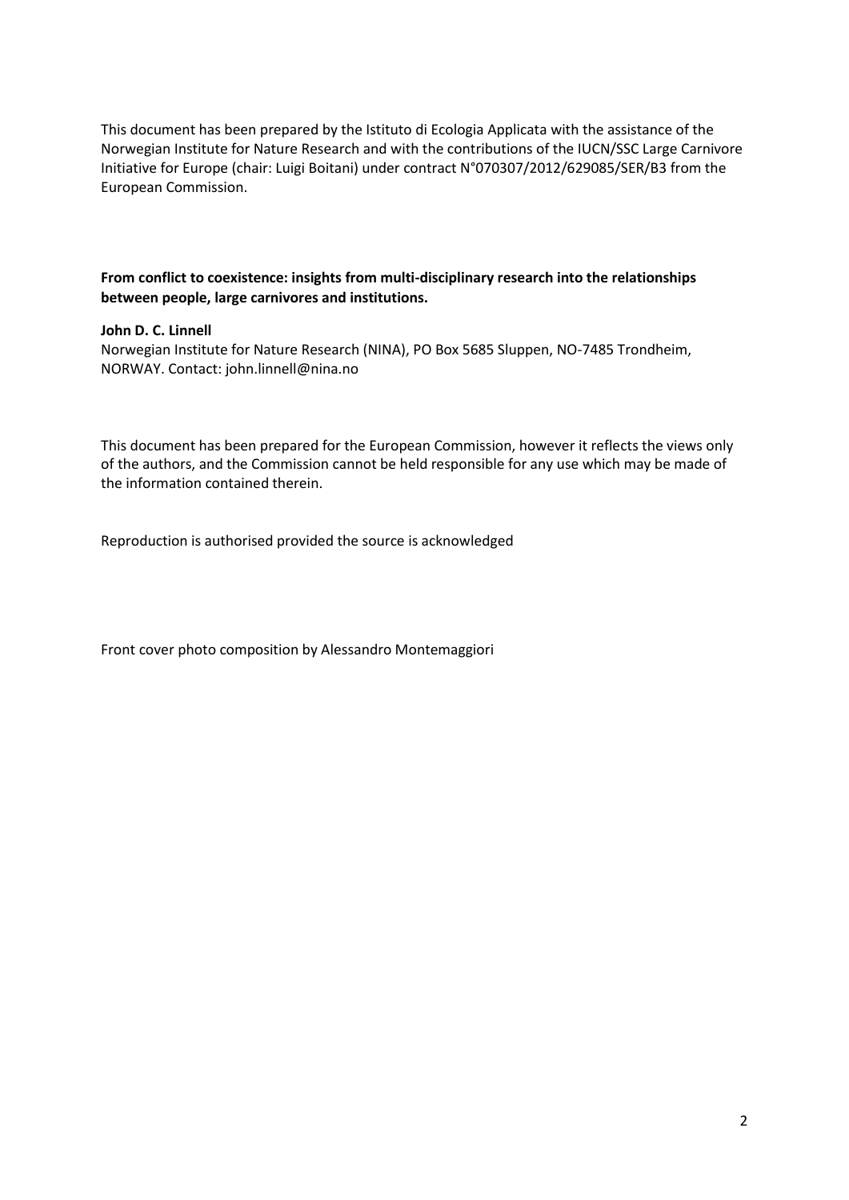This document has been prepared by the Istituto di Ecologia Applicata with the assistance of the Norwegian Institute for Nature Research and with the contributions of the IUCN/SSC Large Carnivore Initiative for Europe (chair: Luigi Boitani) under contract N°070307/2012/629085/SER/B3 from the European Commission.

**From conflict to coexistence: insights from multi-disciplinary research into the relationships between people, large carnivores and institutions.**

**John D. C. Linnell**
Norwegian Institute for Nature Research (NINA), PO Box 5685 Sluppen, NO-7485 Trondheim, NORWAY. Contact: john.linnell@nina.no

This document has been prepared for the European Commission, however it reflects the views only of the authors, and the Commission cannot be held responsible for any use which may be made of the information contained therein.

Reproduction is authorised provided the source is acknowledged

Front cover photo composition by Alessandro Montemaggiori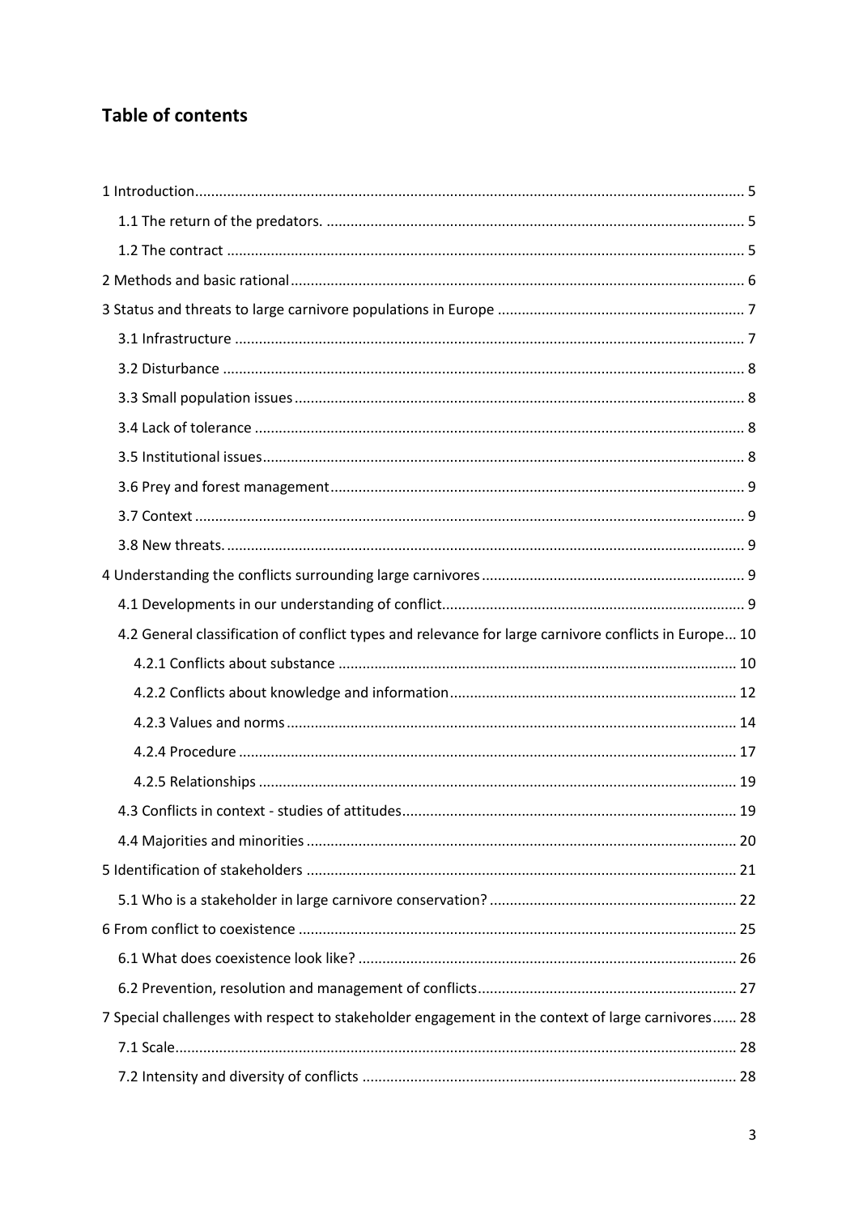# Table of contents

1 Introduction ..... 5
- 1.1 The return of the predators. ..... 5
- 1.2 The contract ..... 5

2 Methods and basic rational ..... 6

3 Status and threats to large carnivore populations in Europe ..... 7
- 3.1 Infrastructure ..... 7
- 3.2 Disturbance ..... 8
- 3.3 Small population issues ..... 8
- 3.4 Lack of tolerance ..... 8
- 3.5 Institutional issues ..... 8
- 3.6 Prey and forest management ..... 9
- 3.7 Context ..... 9
- 3.8 New threats. ..... 9

4 Understanding the conflicts surrounding large carnivores ..... 9
- 4.1 Developments in our understanding of conflict ..... 9
- 4.2 General classification of conflict types and relevance for large carnivore conflicts in Europe ... 10
  - 4.2.1 Conflicts about substance ..... 10
  - 4.2.2 Conflicts about knowledge and information ..... 12
  - 4.2.3 Values and norms ..... 14
  - 4.2.4 Procedure ..... 17
  - 4.2.5 Relationships ..... 19
- 4.3 Conflicts in context - studies of attitudes ..... 19
- 4.4 Majorities and minorities ..... 20

5 Identification of stakeholders ..... 21
- 5.1 Who is a stakeholder in large carnivore conservation? ..... 22

6 From conflict to coexistence ..... 25
- 6.1 What does coexistence look like? ..... 26
- 6.2 Prevention, resolution and management of conflicts ..... 27

7 Special challenges with respect to stakeholder engagement in the context of large carnivores ...... 28
- 7.1 Scale ..... 28
- 7.2 Intensity and diversity of conflicts ..... 28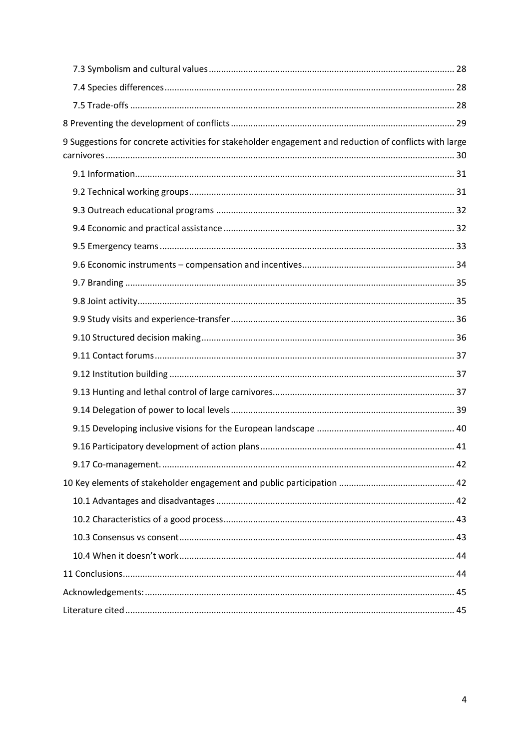- 7.3 Symbolism and cultural values ... 28
- 7.4 Species differences ... 28
- 7.5 Trade-offs ... 28

8 Preventing the development of conflicts ... 29

9 Suggestions for concrete activities for stakeholder engagement and reduction of conflicts with large carnivores ... 30

- 9.1 Information ... 31
- 9.2 Technical working groups ... 31
- 9.3 Outreach educational programs ... 32
- 9.4 Economic and practical assistance ... 32
- 9.5 Emergency teams ... 33
- 9.6 Economic instruments – compensation and incentives ... 34
- 9.7 Branding ... 35
- 9.8 Joint activity ... 35
- 9.9 Study visits and experience-transfer ... 36
- 9.10 Structured decision making ... 36
- 9.11 Contact forums ... 37
- 9.12 Institution building ... 37
- 9.13 Hunting and lethal control of large carnivores ... 37
- 9.14 Delegation of power to local levels ... 39
- 9.15 Developing inclusive visions for the European landscape ... 40
- 9.16 Participatory development of action plans ... 41
- 9.17 Co-management. ... 42

10 Key elements of stakeholder engagement and public participation ... 42

- 10.1 Advantages and disadvantages ... 42
- 10.2 Characteristics of a good process ... 43
- 10.3 Consensus vs consent ... 43
- 10.4 When it doesn't work ... 44

11 Conclusions ... 44

Acknowledgements: ... 45

Literature cited ... 45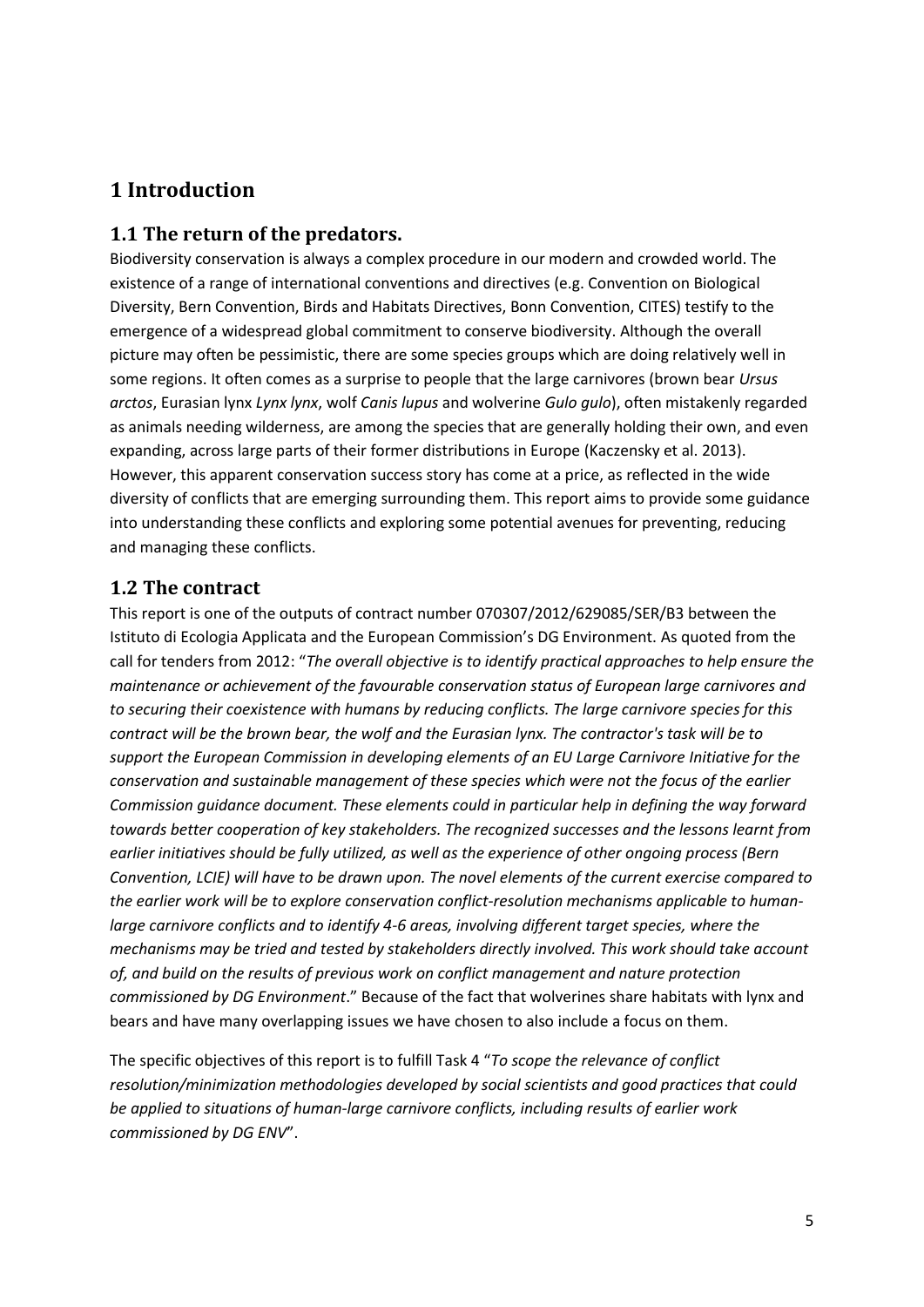# 1 Introduction

## 1.1 The return of the predators.

Biodiversity conservation is always a complex procedure in our modern and crowded world. The existence of a range of international conventions and directives (e.g. Convention on Biological Diversity, Bern Convention, Birds and Habitats Directives, Bonn Convention, CITES) testify to the emergence of a widespread global commitment to conserve biodiversity. Although the overall picture may often be pessimistic, there are some species groups which are doing relatively well in some regions. It often comes as a surprise to people that the large carnivores (brown bear *Ursus arctos*, Eurasian lynx *Lynx lynx*, wolf *Canis lupus* and wolverine *Gulo gulo*), often mistakenly regarded as animals needing wilderness, are among the species that are generally holding their own, and even expanding, across large parts of their former distributions in Europe (Kaczensky et al. 2013). However, this apparent conservation success story has come at a price, as reflected in the wide diversity of conflicts that are emerging surrounding them. This report aims to provide some guidance into understanding these conflicts and exploring some potential avenues for preventing, reducing and managing these conflicts.

## 1.2 The contract

This report is one of the outputs of contract number 070307/2012/629085/SER/B3 between the Istituto di Ecologia Applicata and the European Commission's DG Environment. As quoted from the call for tenders from 2012: "*The overall objective is to identify practical approaches to help ensure the maintenance or achievement of the favourable conservation status of European large carnivores and to securing their coexistence with humans by reducing conflicts. The large carnivore species for this contract will be the brown bear, the wolf and the Eurasian lynx. The contractor's task will be to support the European Commission in developing elements of an EU Large Carnivore Initiative for the conservation and sustainable management of these species which were not the focus of the earlier Commission guidance document. These elements could in particular help in defining the way forward towards better cooperation of key stakeholders. The recognized successes and the lessons learnt from earlier initiatives should be fully utilized, as well as the experience of other ongoing process (Bern Convention, LCIE) will have to be drawn upon. The novel elements of the current exercise compared to the earlier work will be to explore conservation conflict-resolution mechanisms applicable to human-large carnivore conflicts and to identify 4-6 areas, involving different target species, where the mechanisms may be tried and tested by stakeholders directly involved. This work should take account of, and build on the results of previous work on conflict management and nature protection commissioned by DG Environment*." Because of the fact that wolverines share habitats with lynx and bears and have many overlapping issues we have chosen to also include a focus on them.

The specific objectives of this report is to fulfill Task 4 "*To scope the relevance of conflict resolution/minimization methodologies developed by social scientists and good practices that could be applied to situations of human-large carnivore conflicts, including results of earlier work commissioned by DG ENV*".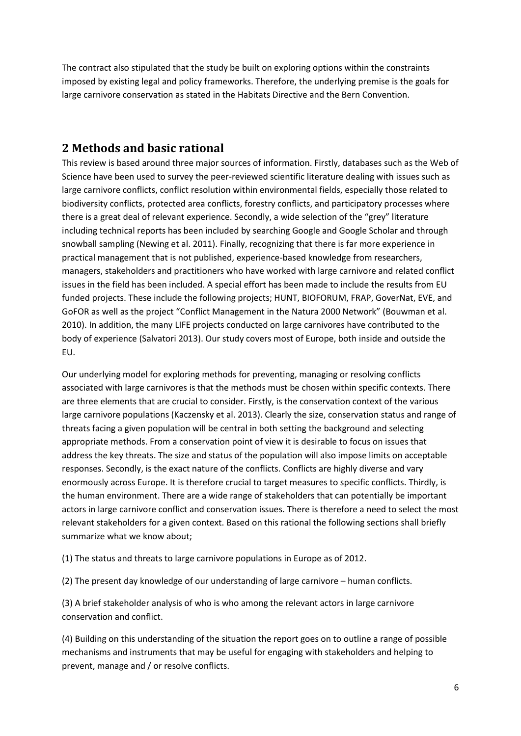The contract also stipulated that the study be built on exploring options within the constraints imposed by existing legal and policy frameworks. Therefore, the underlying premise is the goals for large carnivore conservation as stated in the Habitats Directive and the Bern Convention.

## 2 Methods and basic rational

This review is based around three major sources of information. Firstly, databases such as the Web of Science have been used to survey the peer-reviewed scientific literature dealing with issues such as large carnivore conflicts, conflict resolution within environmental fields, especially those related to biodiversity conflicts, protected area conflicts, forestry conflicts, and participatory processes where there is a great deal of relevant experience. Secondly, a wide selection of the "grey" literature including technical reports has been included by searching Google and Google Scholar and through snowball sampling (Newing et al. 2011). Finally, recognizing that there is far more experience in practical management that is not published, experience-based knowledge from researchers, managers, stakeholders and practitioners who have worked with large carnivore and related conflict issues in the field has been included. A special effort has been made to include the results from EU funded projects. These include the following projects; HUNT, BIOFORUM, FRAP, GoverNat, EVE, and GoFOR as well as the project "Conflict Management in the Natura 2000 Network" (Bouwman et al. 2010). In addition, the many LIFE projects conducted on large carnivores have contributed to the body of experience (Salvatori 2013). Our study covers most of Europe, both inside and outside the EU.

Our underlying model for exploring methods for preventing, managing or resolving conflicts associated with large carnivores is that the methods must be chosen within specific contexts. There are three elements that are crucial to consider. Firstly, is the conservation context of the various large carnivore populations (Kaczensky et al. 2013). Clearly the size, conservation status and range of threats facing a given population will be central in both setting the background and selecting appropriate methods. From a conservation point of view it is desirable to focus on issues that address the key threats. The size and status of the population will also impose limits on acceptable responses. Secondly, is the exact nature of the conflicts. Conflicts are highly diverse and vary enormously across Europe. It is therefore crucial to target measures to specific conflicts. Thirdly, is the human environment. There are a wide range of stakeholders that can potentially be important actors in large carnivore conflict and conservation issues. There is therefore a need to select the most relevant stakeholders for a given context. Based on this rational the following sections shall briefly summarize what we know about;

(1) The status and threats to large carnivore populations in Europe as of 2012.

(2) The present day knowledge of our understanding of large carnivore – human conflicts.

(3) A brief stakeholder analysis of who is who among the relevant actors in large carnivore conservation and conflict.

(4) Building on this understanding of the situation the report goes on to outline a range of possible mechanisms and instruments that may be useful for engaging with stakeholders and helping to prevent, manage and / or resolve conflicts.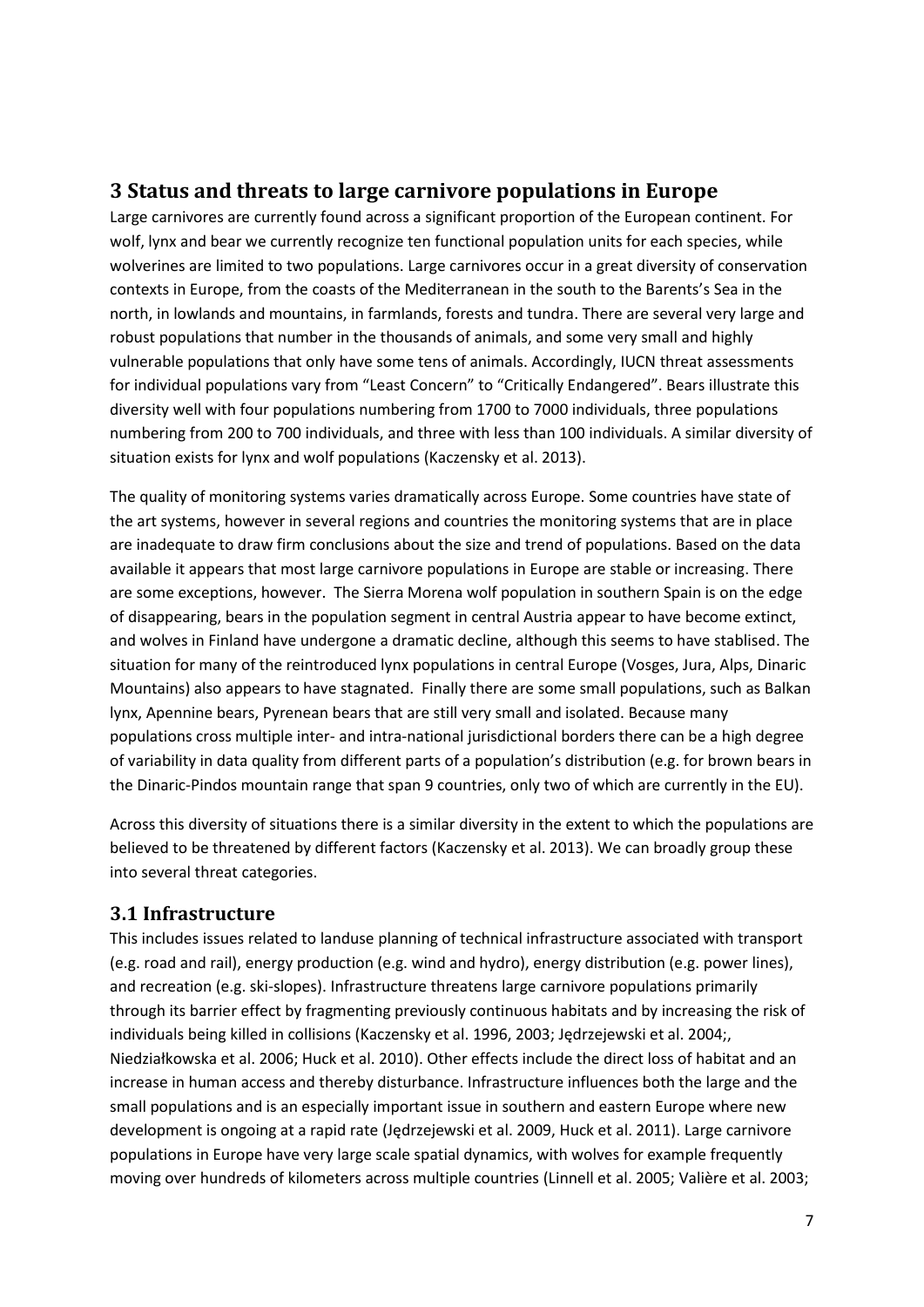## 3 Status and threats to large carnivore populations in Europe

Large carnivores are currently found across a significant proportion of the European continent. For wolf, lynx and bear we currently recognize ten functional population units for each species, while wolverines are limited to two populations. Large carnivores occur in a great diversity of conservation contexts in Europe, from the coasts of the Mediterranean in the south to the Barents's Sea in the north, in lowlands and mountains, in farmlands, forests and tundra. There are several very large and robust populations that number in the thousands of animals, and some very small and highly vulnerable populations that only have some tens of animals. Accordingly, IUCN threat assessments for individual populations vary from "Least Concern" to "Critically Endangered". Bears illustrate this diversity well with four populations numbering from 1700 to 7000 individuals, three populations numbering from 200 to 700 individuals, and three with less than 100 individuals. A similar diversity of situation exists for lynx and wolf populations (Kaczensky et al. 2013).

The quality of monitoring systems varies dramatically across Europe. Some countries have state of the art systems, however in several regions and countries the monitoring systems that are in place are inadequate to draw firm conclusions about the size and trend of populations. Based on the data available it appears that most large carnivore populations in Europe are stable or increasing. There are some exceptions, however. The Sierra Morena wolf population in southern Spain is on the edge of disappearing, bears in the population segment in central Austria appear to have become extinct, and wolves in Finland have undergone a dramatic decline, although this seems to have stablised. The situation for many of the reintroduced lynx populations in central Europe (Vosges, Jura, Alps, Dinaric Mountains) also appears to have stagnated. Finally there are some small populations, such as Balkan lynx, Apennine bears, Pyrenean bears that are still very small and isolated. Because many populations cross multiple inter- and intra-national jurisdictional borders there can be a high degree of variability in data quality from different parts of a population's distribution (e.g. for brown bears in the Dinaric-Pindos mountain range that span 9 countries, only two of which are currently in the EU).

Across this diversity of situations there is a similar diversity in the extent to which the populations are believed to be threatened by different factors (Kaczensky et al. 2013). We can broadly group these into several threat categories.

### 3.1 Infrastructure

This includes issues related to landuse planning of technical infrastructure associated with transport (e.g. road and rail), energy production (e.g. wind and hydro), energy distribution (e.g. power lines), and recreation (e.g. ski-slopes). Infrastructure threatens large carnivore populations primarily through its barrier effect by fragmenting previously continuous habitats and by increasing the risk of individuals being killed in collisions (Kaczensky et al. 1996, 2003; Jędrzejewski et al. 2004;, Niedziałkowska et al. 2006; Huck et al. 2010). Other effects include the direct loss of habitat and an increase in human access and thereby disturbance. Infrastructure influences both the large and the small populations and is an especially important issue in southern and eastern Europe where new development is ongoing at a rapid rate (Jędrzejewski et al. 2009, Huck et al. 2011). Large carnivore populations in Europe have very large scale spatial dynamics, with wolves for example frequently moving over hundreds of kilometers across multiple countries (Linnell et al. 2005; Valière et al. 2003;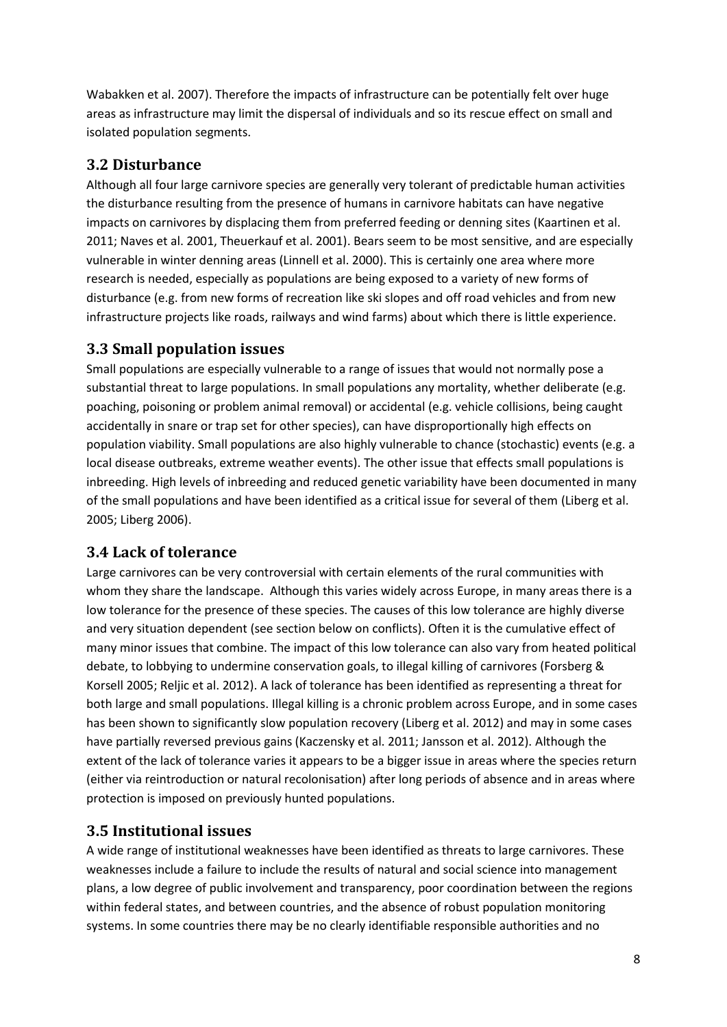Wabakken et al. 2007). Therefore the impacts of infrastructure can be potentially felt over huge areas as infrastructure may limit the dispersal of individuals and so its rescue effect on small and isolated population segments.

## 3.2 Disturbance

Although all four large carnivore species are generally very tolerant of predictable human activities the disturbance resulting from the presence of humans in carnivore habitats can have negative impacts on carnivores by displacing them from preferred feeding or denning sites (Kaartinen et al. 2011; Naves et al. 2001, Theuerkauf et al. 2001). Bears seem to be most sensitive, and are especially vulnerable in winter denning areas (Linnell et al. 2000). This is certainly one area where more research is needed, especially as populations are being exposed to a variety of new forms of disturbance (e.g. from new forms of recreation like ski slopes and off road vehicles and from new infrastructure projects like roads, railways and wind farms) about which there is little experience.

## 3.3 Small population issues

Small populations are especially vulnerable to a range of issues that would not normally pose a substantial threat to large populations. In small populations any mortality, whether deliberate (e.g. poaching, poisoning or problem animal removal) or accidental (e.g. vehicle collisions, being caught accidentally in snare or trap set for other species), can have disproportionally high effects on population viability. Small populations are also highly vulnerable to chance (stochastic) events (e.g. a local disease outbreaks, extreme weather events). The other issue that effects small populations is inbreeding. High levels of inbreeding and reduced genetic variability have been documented in many of the small populations and have been identified as a critical issue for several of them (Liberg et al. 2005; Liberg 2006).

## 3.4 Lack of tolerance

Large carnivores can be very controversial with certain elements of the rural communities with whom they share the landscape. Although this varies widely across Europe, in many areas there is a low tolerance for the presence of these species. The causes of this low tolerance are highly diverse and very situation dependent (see section below on conflicts). Often it is the cumulative effect of many minor issues that combine. The impact of this low tolerance can also vary from heated political debate, to lobbying to undermine conservation goals, to illegal killing of carnivores (Forsberg & Korsell 2005; Reljic et al. 2012). A lack of tolerance has been identified as representing a threat for both large and small populations. Illegal killing is a chronic problem across Europe, and in some cases has been shown to significantly slow population recovery (Liberg et al. 2012) and may in some cases have partially reversed previous gains (Kaczensky et al. 2011; Jansson et al. 2012). Although the extent of the lack of tolerance varies it appears to be a bigger issue in areas where the species return (either via reintroduction or natural recolonisation) after long periods of absence and in areas where protection is imposed on previously hunted populations.

## 3.5 Institutional issues

A wide range of institutional weaknesses have been identified as threats to large carnivores. These weaknesses include a failure to include the results of natural and social science into management plans, a low degree of public involvement and transparency, poor coordination between the regions within federal states, and between countries, and the absence of robust population monitoring systems. In some countries there may be no clearly identifiable responsible authorities and no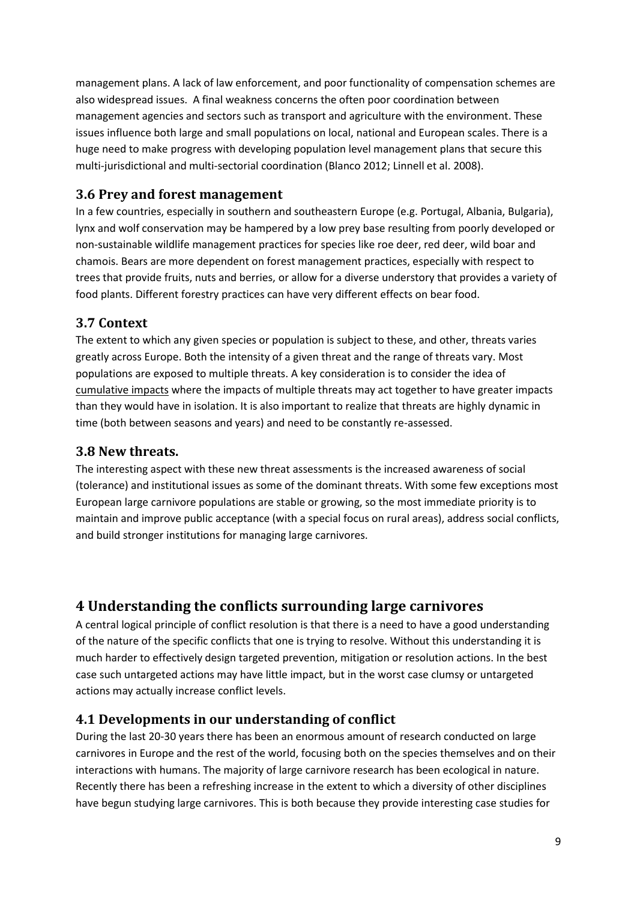management plans. A lack of law enforcement, and poor functionality of compensation schemes are also widespread issues. A final weakness concerns the often poor coordination between management agencies and sectors such as transport and agriculture with the environment. These issues influence both large and small populations on local, national and European scales. There is a huge need to make progress with developing population level management plans that secure this multi-jurisdictional and multi-sectorial coordination (Blanco 2012; Linnell et al. 2008).

## 3.6 Prey and forest management

In a few countries, especially in southern and southeastern Europe (e.g. Portugal, Albania, Bulgaria), lynx and wolf conservation may be hampered by a low prey base resulting from poorly developed or non-sustainable wildlife management practices for species like roe deer, red deer, wild boar and chamois. Bears are more dependent on forest management practices, especially with respect to trees that provide fruits, nuts and berries, or allow for a diverse understory that provides a variety of food plants. Different forestry practices can have very different effects on bear food.

## 3.7 Context

The extent to which any given species or population is subject to these, and other, threats varies greatly across Europe. Both the intensity of a given threat and the range of threats vary. Most populations are exposed to multiple threats. A key consideration is to consider the idea of cumulative impacts where the impacts of multiple threats may act together to have greater impacts than they would have in isolation. It is also important to realize that threats are highly dynamic in time (both between seasons and years) and need to be constantly re-assessed.

## 3.8 New threats.

The interesting aspect with these new threat assessments is the increased awareness of social (tolerance) and institutional issues as some of the dominant threats. With some few exceptions most European large carnivore populations are stable or growing, so the most immediate priority is to maintain and improve public acceptance (with a special focus on rural areas), address social conflicts, and build stronger institutions for managing large carnivores.

# 4 Understanding the conflicts surrounding large carnivores

A central logical principle of conflict resolution is that there is a need to have a good understanding of the nature of the specific conflicts that one is trying to resolve. Without this understanding it is much harder to effectively design targeted prevention, mitigation or resolution actions. In the best case such untargeted actions may have little impact, but in the worst case clumsy or untargeted actions may actually increase conflict levels.

## 4.1 Developments in our understanding of conflict

During the last 20-30 years there has been an enormous amount of research conducted on large carnivores in Europe and the rest of the world, focusing both on the species themselves and on their interactions with humans. The majority of large carnivore research has been ecological in nature. Recently there has been a refreshing increase in the extent to which a diversity of other disciplines have begun studying large carnivores. This is both because they provide interesting case studies for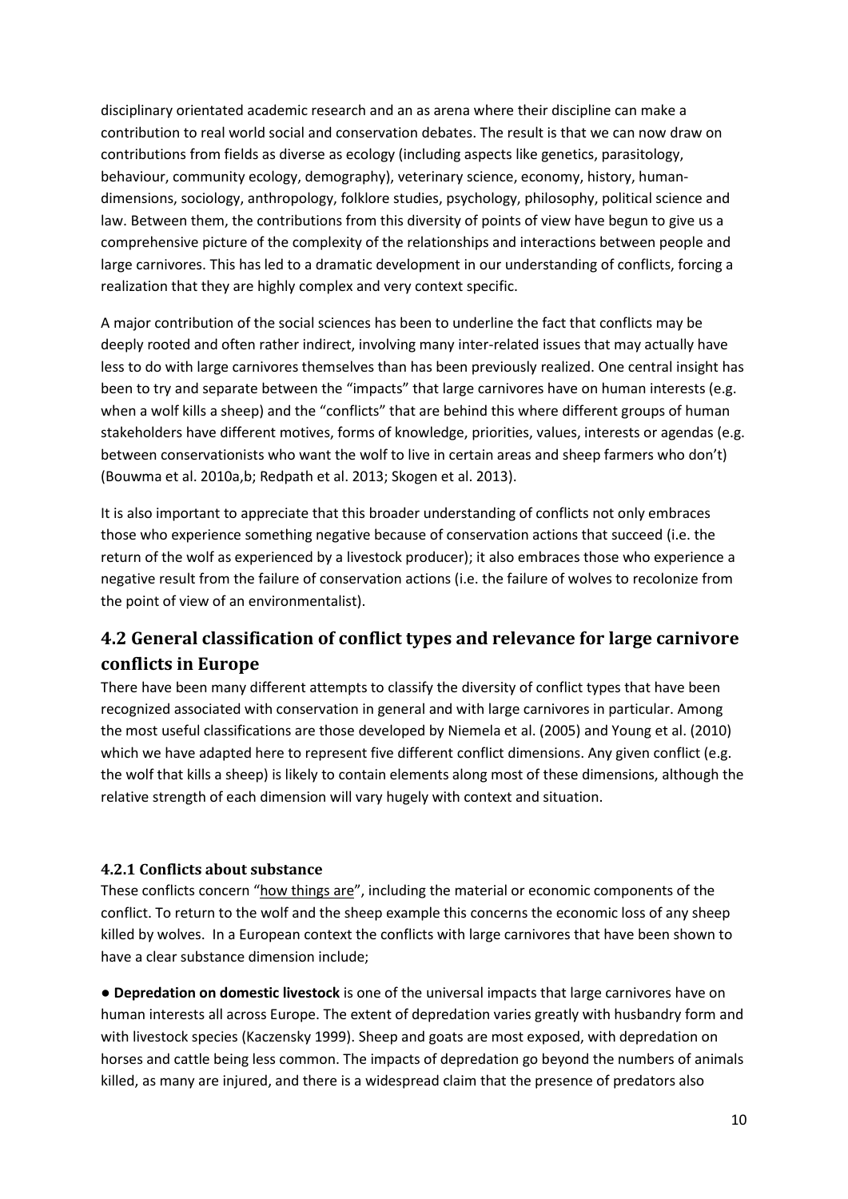disciplinary orientated academic research and an as arena where their discipline can make a contribution to real world social and conservation debates. The result is that we can now draw on contributions from fields as diverse as ecology (including aspects like genetics, parasitology, behaviour, community ecology, demography), veterinary science, economy, history, human-dimensions, sociology, anthropology, folklore studies, psychology, philosophy, political science and law. Between them, the contributions from this diversity of points of view have begun to give us a comprehensive picture of the complexity of the relationships and interactions between people and large carnivores. This has led to a dramatic development in our understanding of conflicts, forcing a realization that they are highly complex and very context specific.

A major contribution of the social sciences has been to underline the fact that conflicts may be deeply rooted and often rather indirect, involving many inter-related issues that may actually have less to do with large carnivores themselves than has been previously realized. One central insight has been to try and separate between the "impacts" that large carnivores have on human interests (e.g. when a wolf kills a sheep) and the "conflicts" that are behind this where different groups of human stakeholders have different motives, forms of knowledge, priorities, values, interests or agendas (e.g. between conservationists who want the wolf to live in certain areas and sheep farmers who don't) (Bouwma et al. 2010a,b; Redpath et al. 2013; Skogen et al. 2013).

It is also important to appreciate that this broader understanding of conflicts not only embraces those who experience something negative because of conservation actions that succeed (i.e. the return of the wolf as experienced by a livestock producer); it also embraces those who experience a negative result from the failure of conservation actions (i.e. the failure of wolves to recolonize from the point of view of an environmentalist).

## 4.2 General classification of conflict types and relevance for large carnivore conflicts in Europe

There have been many different attempts to classify the diversity of conflict types that have been recognized associated with conservation in general and with large carnivores in particular. Among the most useful classifications are those developed by Niemela et al. (2005) and Young et al. (2010) which we have adapted here to represent five different conflict dimensions. Any given conflict (e.g. the wolf that kills a sheep) is likely to contain elements along most of these dimensions, although the relative strength of each dimension will vary hugely with context and situation.

### 4.2.1 Conflicts about substance

These conflicts concern "how things are", including the material or economic components of the conflict. To return to the wolf and the sheep example this concerns the economic loss of any sheep killed by wolves. In a European context the conflicts with large carnivores that have been shown to have a clear substance dimension include;

● **Depredation on domestic livestock** is one of the universal impacts that large carnivores have on human interests all across Europe. The extent of depredation varies greatly with husbandry form and with livestock species (Kaczensky 1999). Sheep and goats are most exposed, with depredation on horses and cattle being less common. The impacts of depredation go beyond the numbers of animals killed, as many are injured, and there is a widespread claim that the presence of predators also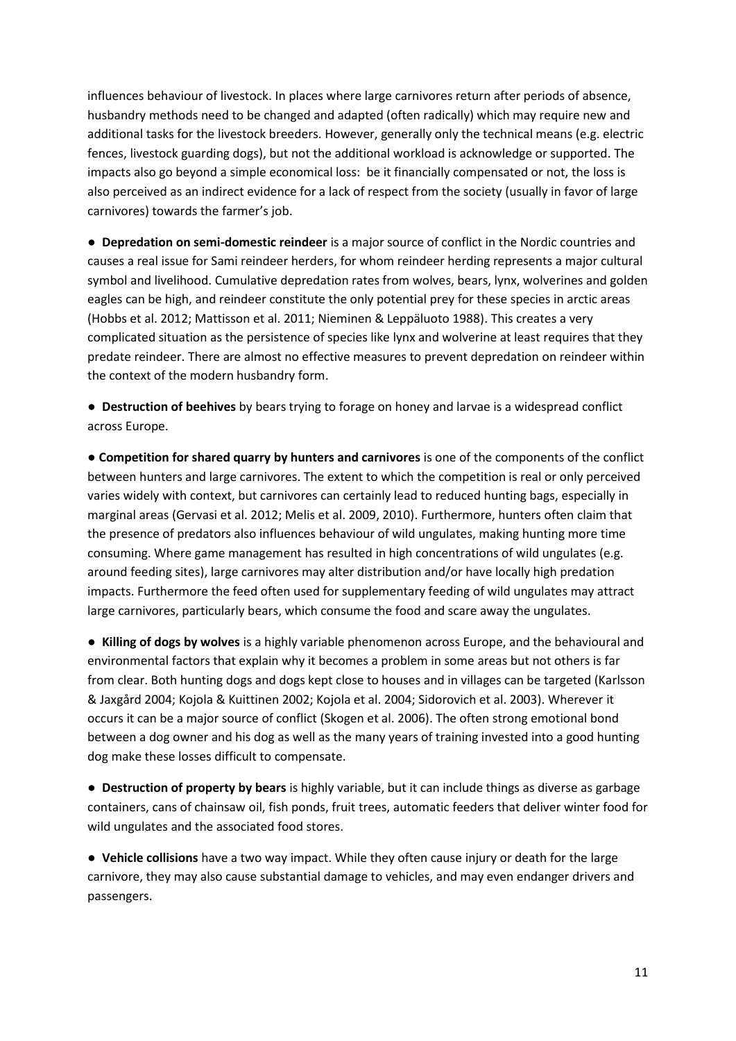influences behaviour of livestock. In places where large carnivores return after periods of absence, husbandry methods need to be changed and adapted (often radically) which may require new and additional tasks for the livestock breeders. However, generally only the technical means (e.g. electric fences, livestock guarding dogs), but not the additional workload is acknowledge or supported. The impacts also go beyond a simple economical loss: be it financially compensated or not, the loss is also perceived as an indirect evidence for a lack of respect from the society (usually in favor of large carnivores) towards the farmer's job.

● **Depredation on semi-domestic reindeer** is a major source of conflict in the Nordic countries and causes a real issue for Sami reindeer herders, for whom reindeer herding represents a major cultural symbol and livelihood. Cumulative depredation rates from wolves, bears, lynx, wolverines and golden eagles can be high, and reindeer constitute the only potential prey for these species in arctic areas (Hobbs et al. 2012; Mattisson et al. 2011; Nieminen & Leppäluoto 1988). This creates a very complicated situation as the persistence of species like lynx and wolverine at least requires that they predate reindeer. There are almost no effective measures to prevent depredation on reindeer within the context of the modern husbandry form.

● **Destruction of beehives** by bears trying to forage on honey and larvae is a widespread conflict across Europe.

● **Competition for shared quarry by hunters and carnivores** is one of the components of the conflict between hunters and large carnivores. The extent to which the competition is real or only perceived varies widely with context, but carnivores can certainly lead to reduced hunting bags, especially in marginal areas (Gervasi et al. 2012; Melis et al. 2009, 2010). Furthermore, hunters often claim that the presence of predators also influences behaviour of wild ungulates, making hunting more time consuming. Where game management has resulted in high concentrations of wild ungulates (e.g. around feeding sites), large carnivores may alter distribution and/or have locally high predation impacts. Furthermore the feed often used for supplementary feeding of wild ungulates may attract large carnivores, particularly bears, which consume the food and scare away the ungulates.

● **Killing of dogs by wolves** is a highly variable phenomenon across Europe, and the behavioural and environmental factors that explain why it becomes a problem in some areas but not others is far from clear. Both hunting dogs and dogs kept close to houses and in villages can be targeted (Karlsson & Jaxgård 2004; Kojola & Kuittinen 2002; Kojola et al. 2004; Sidorovich et al. 2003). Wherever it occurs it can be a major source of conflict (Skogen et al. 2006). The often strong emotional bond between a dog owner and his dog as well as the many years of training invested into a good hunting dog make these losses difficult to compensate.

● **Destruction of property by bears** is highly variable, but it can include things as diverse as garbage containers, cans of chainsaw oil, fish ponds, fruit trees, automatic feeders that deliver winter food for wild ungulates and the associated food stores.

● **Vehicle collisions** have a two way impact. While they often cause injury or death for the large carnivore, they may also cause substantial damage to vehicles, and may even endanger drivers and passengers.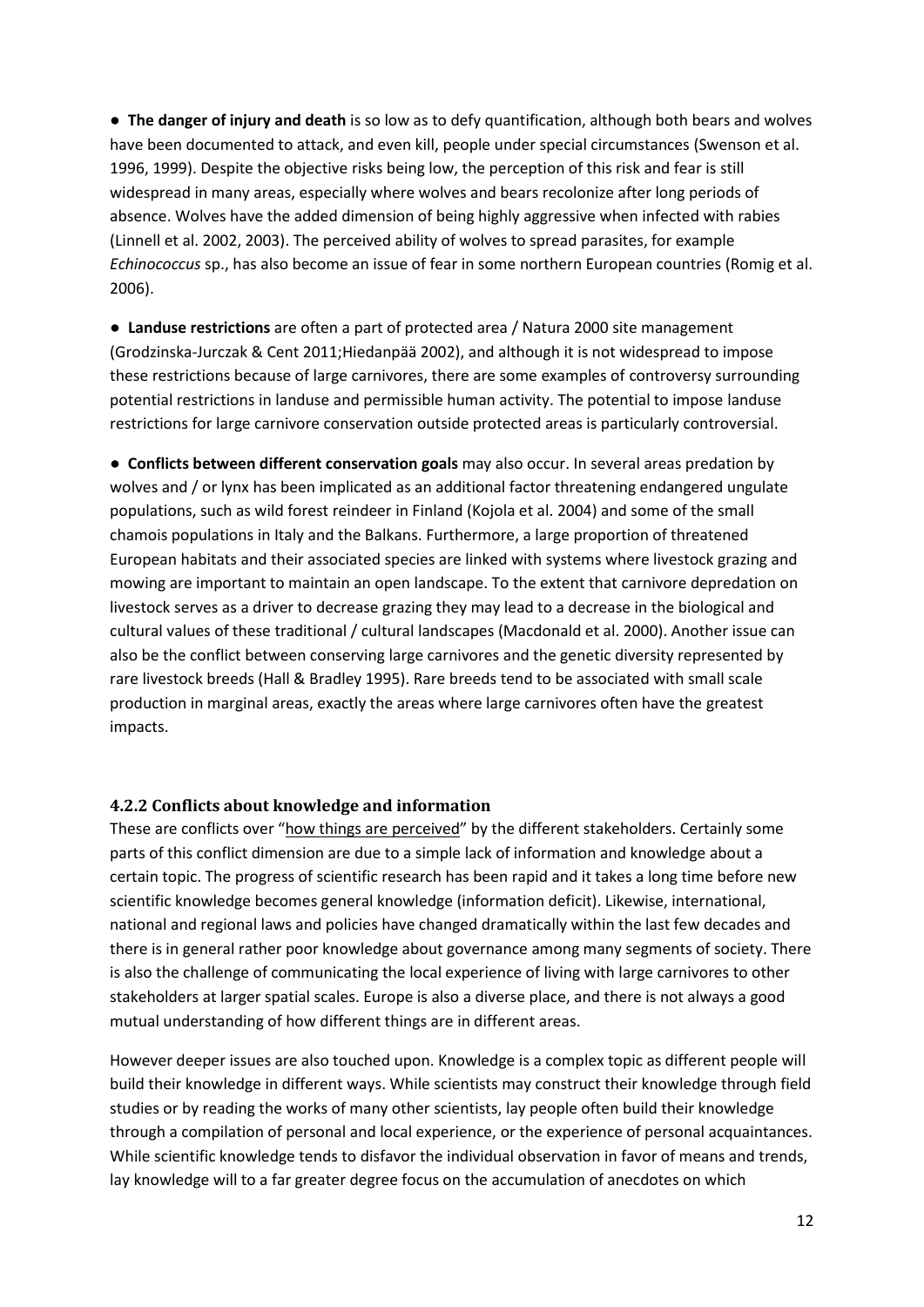● **The danger of injury and death** is so low as to defy quantification, although both bears and wolves have been documented to attack, and even kill, people under special circumstances (Swenson et al. 1996, 1999). Despite the objective risks being low, the perception of this risk and fear is still widespread in many areas, especially where wolves and bears recolonize after long periods of absence. Wolves have the added dimension of being highly aggressive when infected with rabies (Linnell et al. 2002, 2003). The perceived ability of wolves to spread parasites, for example *Echinococcus* sp., has also become an issue of fear in some northern European countries (Romig et al. 2006).

● **Landuse restrictions** are often a part of protected area / Natura 2000 site management (Grodzinska-Jurczak & Cent 2011;Hiedanpää 2002), and although it is not widespread to impose these restrictions because of large carnivores, there are some examples of controversy surrounding potential restrictions in landuse and permissible human activity. The potential to impose landuse restrictions for large carnivore conservation outside protected areas is particularly controversial.

● **Conflicts between different conservation goals** may also occur. In several areas predation by wolves and / or lynx has been implicated as an additional factor threatening endangered ungulate populations, such as wild forest reindeer in Finland (Kojola et al. 2004) and some of the small chamois populations in Italy and the Balkans. Furthermore, a large proportion of threatened European habitats and their associated species are linked with systems where livestock grazing and mowing are important to maintain an open landscape. To the extent that carnivore depredation on livestock serves as a driver to decrease grazing they may lead to a decrease in the biological and cultural values of these traditional / cultural landscapes (Macdonald et al. 2000). Another issue can also be the conflict between conserving large carnivores and the genetic diversity represented by rare livestock breeds (Hall & Bradley 1995). Rare breeds tend to be associated with small scale production in marginal areas, exactly the areas where large carnivores often have the greatest impacts.

### 4.2.2 Conflicts about knowledge and information

These are conflicts over "how things are perceived" by the different stakeholders. Certainly some parts of this conflict dimension are due to a simple lack of information and knowledge about a certain topic. The progress of scientific research has been rapid and it takes a long time before new scientific knowledge becomes general knowledge (information deficit). Likewise, international, national and regional laws and policies have changed dramatically within the last few decades and there is in general rather poor knowledge about governance among many segments of society. There is also the challenge of communicating the local experience of living with large carnivores to other stakeholders at larger spatial scales. Europe is also a diverse place, and there is not always a good mutual understanding of how different things are in different areas.

However deeper issues are also touched upon. Knowledge is a complex topic as different people will build their knowledge in different ways. While scientists may construct their knowledge through field studies or by reading the works of many other scientists, lay people often build their knowledge through a compilation of personal and local experience, or the experience of personal acquaintances. While scientific knowledge tends to disfavor the individual observation in favor of means and trends, lay knowledge will to a far greater degree focus on the accumulation of anecdotes on which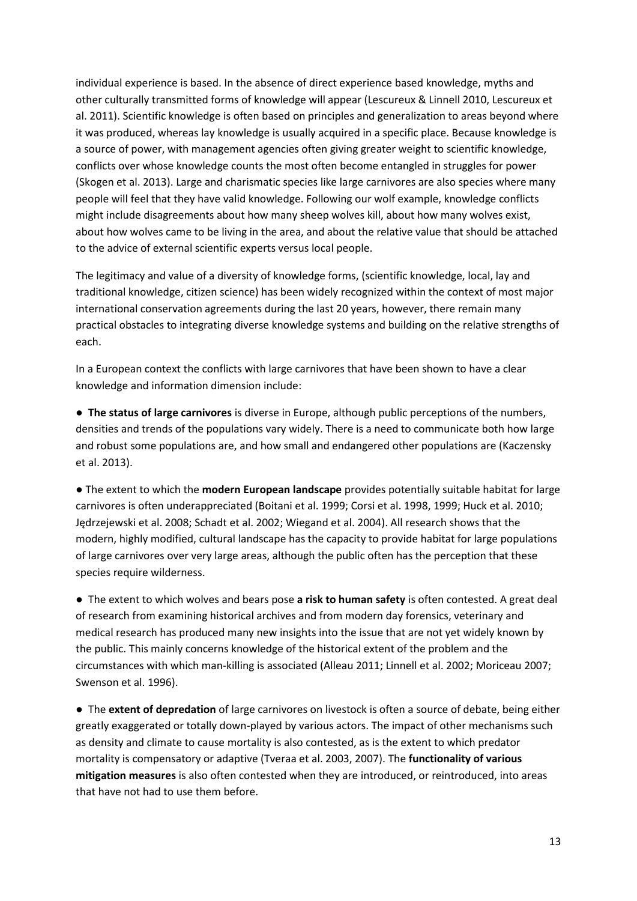individual experience is based. In the absence of direct experience based knowledge, myths and other culturally transmitted forms of knowledge will appear (Lescureux & Linnell 2010, Lescureux et al. 2011). Scientific knowledge is often based on principles and generalization to areas beyond where it was produced, whereas lay knowledge is usually acquired in a specific place. Because knowledge is a source of power, with management agencies often giving greater weight to scientific knowledge, conflicts over whose knowledge counts the most often become entangled in struggles for power (Skogen et al. 2013). Large and charismatic species like large carnivores are also species where many people will feel that they have valid knowledge. Following our wolf example, knowledge conflicts might include disagreements about how many sheep wolves kill, about how many wolves exist, about how wolves came to be living in the area, and about the relative value that should be attached to the advice of external scientific experts versus local people.

The legitimacy and value of a diversity of knowledge forms, (scientific knowledge, local, lay and traditional knowledge, citizen science) has been widely recognized within the context of most major international conservation agreements during the last 20 years, however, there remain many practical obstacles to integrating diverse knowledge systems and building on the relative strengths of each.

In a European context the conflicts with large carnivores that have been shown to have a clear knowledge and information dimension include:

- **The status of large carnivores** is diverse in Europe, although public perceptions of the numbers, densities and trends of the populations vary widely. There is a need to communicate both how large and robust some populations are, and how small and endangered other populations are (Kaczensky et al. 2013).
- The extent to which the **modern European landscape** provides potentially suitable habitat for large carnivores is often underappreciated (Boitani et al. 1999; Corsi et al. 1998, 1999; Huck et al. 2010; Jędrzejewski et al. 2008; Schadt et al. 2002; Wiegand et al. 2004). All research shows that the modern, highly modified, cultural landscape has the capacity to provide habitat for large populations of large carnivores over very large areas, although the public often has the perception that these species require wilderness.
- The extent to which wolves and bears pose **a risk to human safety** is often contested. A great deal of research from examining historical archives and from modern day forensics, veterinary and medical research has produced many new insights into the issue that are not yet widely known by the public. This mainly concerns knowledge of the historical extent of the problem and the circumstances with which man-killing is associated (Alleau 2011; Linnell et al. 2002; Moriceau 2007; Swenson et al. 1996).
- The **extent of depredation** of large carnivores on livestock is often a source of debate, being either greatly exaggerated or totally down-played by various actors. The impact of other mechanisms such as density and climate to cause mortality is also contested, as is the extent to which predator mortality is compensatory or adaptive (Tveraa et al. 2003, 2007). The **functionality of various mitigation measures** is also often contested when they are introduced, or reintroduced, into areas that have not had to use them before.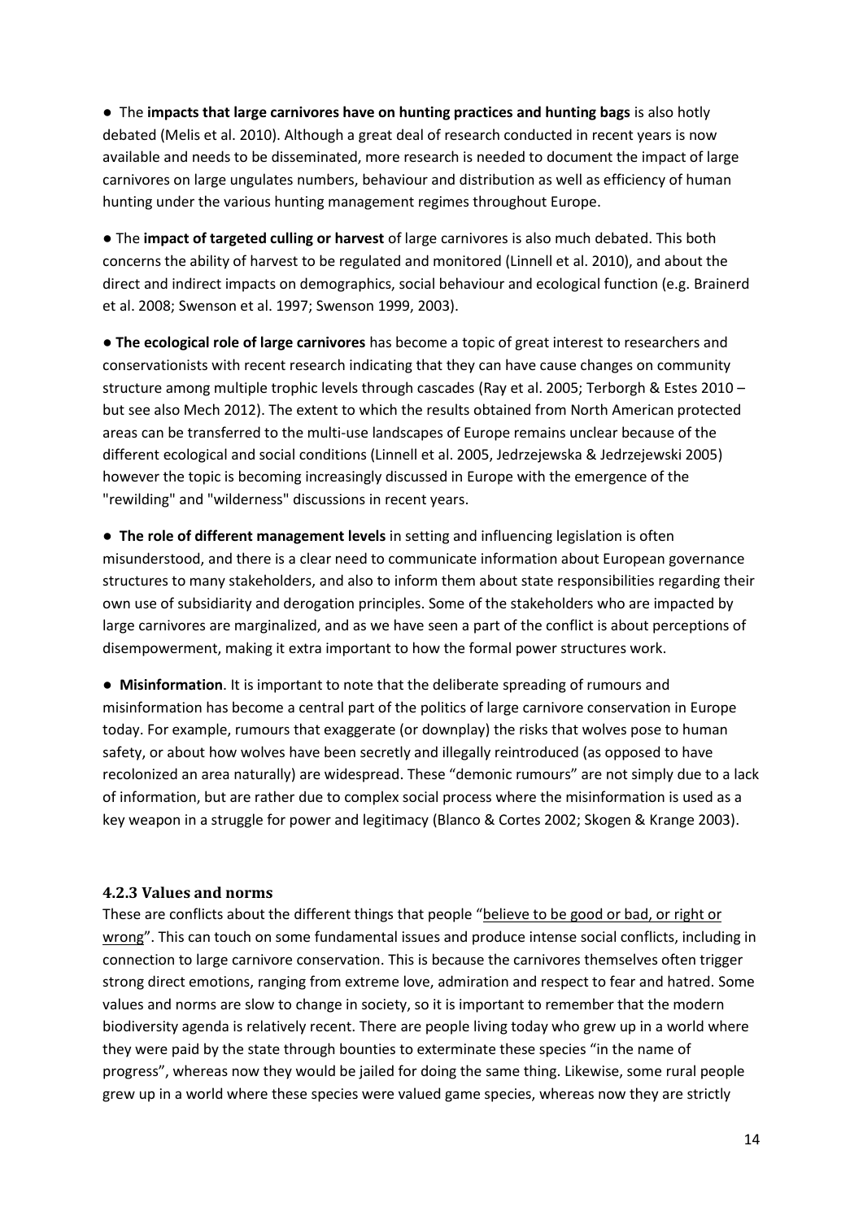● The **impacts that large carnivores have on hunting practices and hunting bags** is also hotly debated (Melis et al. 2010). Although a great deal of research conducted in recent years is now available and needs to be disseminated, more research is needed to document the impact of large carnivores on large ungulates numbers, behaviour and distribution as well as efficiency of human hunting under the various hunting management regimes throughout Europe.

● The **impact of targeted culling or harvest** of large carnivores is also much debated. This both concerns the ability of harvest to be regulated and monitored (Linnell et al. 2010), and about the direct and indirect impacts on demographics, social behaviour and ecological function (e.g. Brainerd et al. 2008; Swenson et al. 1997; Swenson 1999, 2003).

● **The ecological role of large carnivores** has become a topic of great interest to researchers and conservationists with recent research indicating that they can have cause changes on community structure among multiple trophic levels through cascades (Ray et al. 2005; Terborgh & Estes 2010 – but see also Mech 2012). The extent to which the results obtained from North American protected areas can be transferred to the multi-use landscapes of Europe remains unclear because of the different ecological and social conditions (Linnell et al. 2005, Jedrzejewska & Jedrzejewski 2005) however the topic is becoming increasingly discussed in Europe with the emergence of the "rewilding" and "wilderness" discussions in recent years.

● **The role of different management levels** in setting and influencing legislation is often misunderstood, and there is a clear need to communicate information about European governance structures to many stakeholders, and also to inform them about state responsibilities regarding their own use of subsidiarity and derogation principles. Some of the stakeholders who are impacted by large carnivores are marginalized, and as we have seen a part of the conflict is about perceptions of disempowerment, making it extra important to how the formal power structures work.

● **Misinformation**. It is important to note that the deliberate spreading of rumours and misinformation has become a central part of the politics of large carnivore conservation in Europe today. For example, rumours that exaggerate (or downplay) the risks that wolves pose to human safety, or about how wolves have been secretly and illegally reintroduced (as opposed to have recolonized an area naturally) are widespread. These "demonic rumours" are not simply due to a lack of information, but are rather due to complex social process where the misinformation is used as a key weapon in a struggle for power and legitimacy (Blanco & Cortes 2002; Skogen & Krange 2003).

### 4.2.3 Values and norms

These are conflicts about the different things that people "believe to be good or bad, or right or wrong". This can touch on some fundamental issues and produce intense social conflicts, including in connection to large carnivore conservation. This is because the carnivores themselves often trigger strong direct emotions, ranging from extreme love, admiration and respect to fear and hatred. Some values and norms are slow to change in society, so it is important to remember that the modern biodiversity agenda is relatively recent. There are people living today who grew up in a world where they were paid by the state through bounties to exterminate these species "in the name of progress", whereas now they would be jailed for doing the same thing. Likewise, some rural people grew up in a world where these species were valued game species, whereas now they are strictly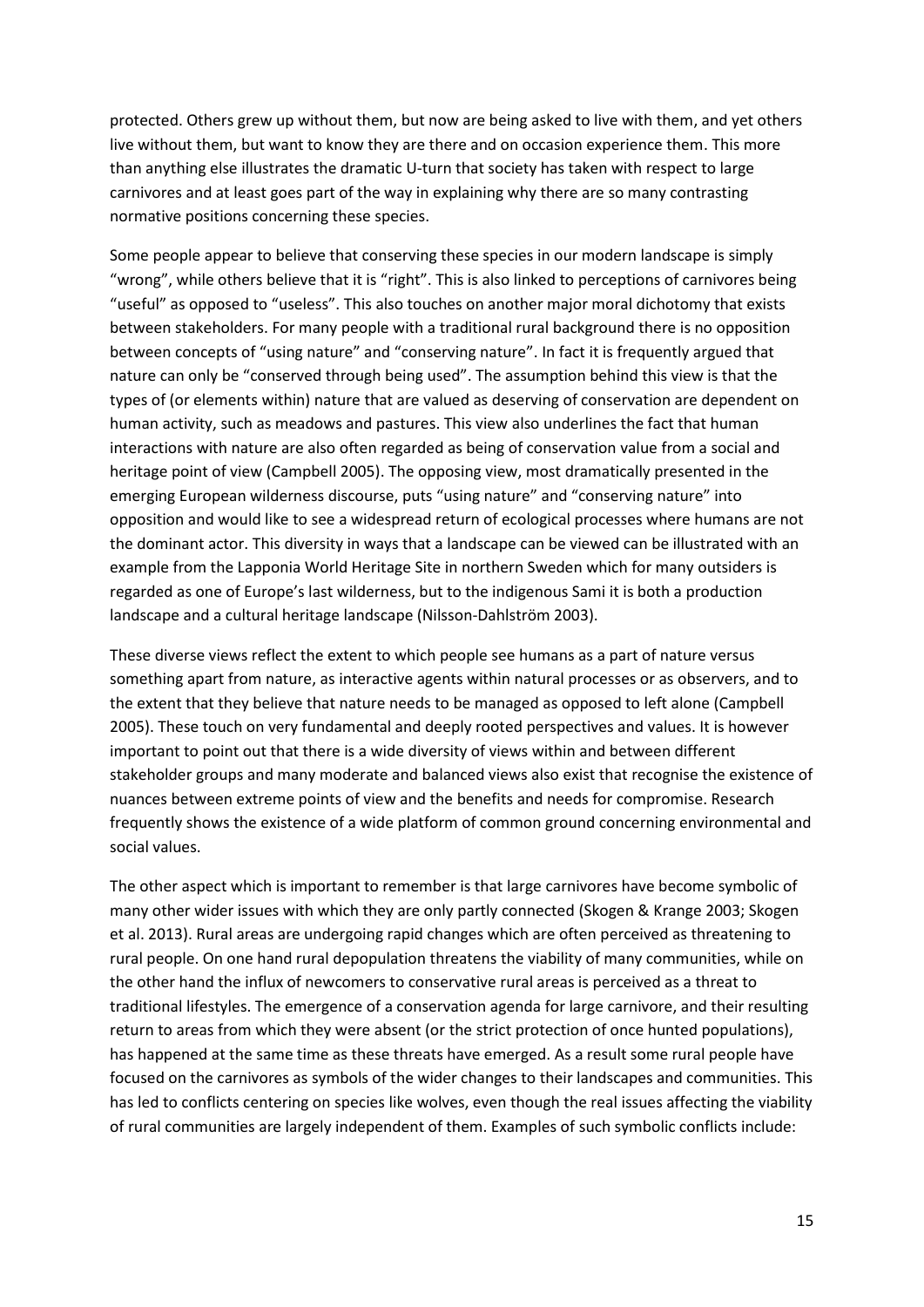protected. Others grew up without them, but now are being asked to live with them, and yet others live without them, but want to know they are there and on occasion experience them. This more than anything else illustrates the dramatic U-turn that society has taken with respect to large carnivores and at least goes part of the way in explaining why there are so many contrasting normative positions concerning these species.

Some people appear to believe that conserving these species in our modern landscape is simply "wrong", while others believe that it is "right". This is also linked to perceptions of carnivores being "useful" as opposed to "useless". This also touches on another major moral dichotomy that exists between stakeholders. For many people with a traditional rural background there is no opposition between concepts of "using nature" and "conserving nature". In fact it is frequently argued that nature can only be "conserved through being used". The assumption behind this view is that the types of (or elements within) nature that are valued as deserving of conservation are dependent on human activity, such as meadows and pastures. This view also underlines the fact that human interactions with nature are also often regarded as being of conservation value from a social and heritage point of view (Campbell 2005). The opposing view, most dramatically presented in the emerging European wilderness discourse, puts "using nature" and "conserving nature" into opposition and would like to see a widespread return of ecological processes where humans are not the dominant actor. This diversity in ways that a landscape can be viewed can be illustrated with an example from the Lapponia World Heritage Site in northern Sweden which for many outsiders is regarded as one of Europe's last wilderness, but to the indigenous Sami it is both a production landscape and a cultural heritage landscape (Nilsson-Dahlström 2003).

These diverse views reflect the extent to which people see humans as a part of nature versus something apart from nature, as interactive agents within natural processes or as observers, and to the extent that they believe that nature needs to be managed as opposed to left alone (Campbell 2005). These touch on very fundamental and deeply rooted perspectives and values. It is however important to point out that there is a wide diversity of views within and between different stakeholder groups and many moderate and balanced views also exist that recognise the existence of nuances between extreme points of view and the benefits and needs for compromise. Research frequently shows the existence of a wide platform of common ground concerning environmental and social values.

The other aspect which is important to remember is that large carnivores have become symbolic of many other wider issues with which they are only partly connected (Skogen & Krange 2003; Skogen et al. 2013). Rural areas are undergoing rapid changes which are often perceived as threatening to rural people. On one hand rural depopulation threatens the viability of many communities, while on the other hand the influx of newcomers to conservative rural areas is perceived as a threat to traditional lifestyles. The emergence of a conservation agenda for large carnivore, and their resulting return to areas from which they were absent (or the strict protection of once hunted populations), has happened at the same time as these threats have emerged. As a result some rural people have focused on the carnivores as symbols of the wider changes to their landscapes and communities. This has led to conflicts centering on species like wolves, even though the real issues affecting the viability of rural communities are largely independent of them. Examples of such symbolic conflicts include: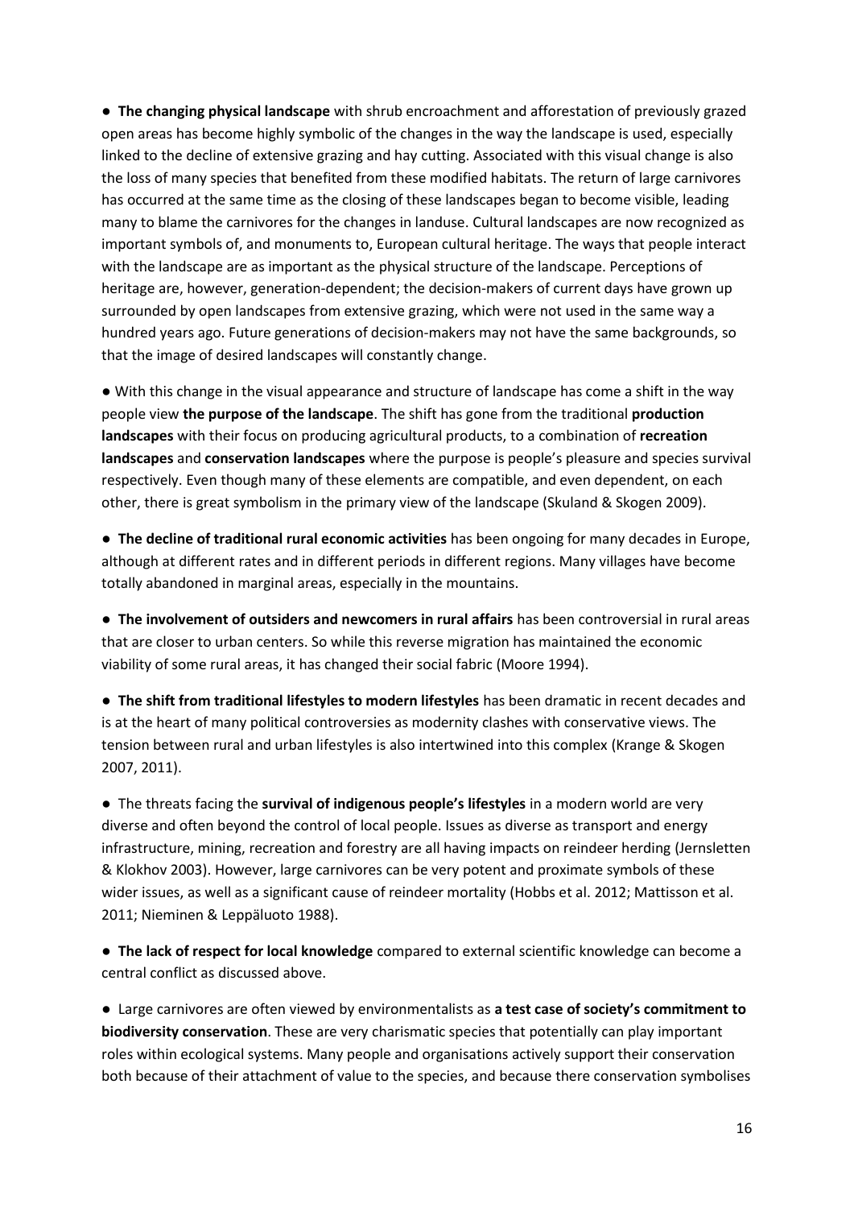- **The changing physical landscape** with shrub encroachment and afforestation of previously grazed open areas has become highly symbolic of the changes in the way the landscape is used, especially linked to the decline of extensive grazing and hay cutting. Associated with this visual change is also the loss of many species that benefited from these modified habitats. The return of large carnivores has occurred at the same time as the closing of these landscapes began to become visible, leading many to blame the carnivores for the changes in landuse. Cultural landscapes are now recognized as important symbols of, and monuments to, European cultural heritage. The ways that people interact with the landscape are as important as the physical structure of the landscape. Perceptions of heritage are, however, generation-dependent; the decision-makers of current days have grown up surrounded by open landscapes from extensive grazing, which were not used in the same way a hundred years ago. Future generations of decision-makers may not have the same backgrounds, so that the image of desired landscapes will constantly change.

- With this change in the visual appearance and structure of landscape has come a shift in the way people view **the purpose of the landscape**. The shift has gone from the traditional **production landscapes** with their focus on producing agricultural products, to a combination of **recreation landscapes** and **conservation landscapes** where the purpose is people's pleasure and species survival respectively. Even though many of these elements are compatible, and even dependent, on each other, there is great symbolism in the primary view of the landscape (Skuland & Skogen 2009).

- **The decline of traditional rural economic activities** has been ongoing for many decades in Europe, although at different rates and in different periods in different regions. Many villages have become totally abandoned in marginal areas, especially in the mountains.

- **The involvement of outsiders and newcomers in rural affairs** has been controversial in rural areas that are closer to urban centers. So while this reverse migration has maintained the economic viability of some rural areas, it has changed their social fabric (Moore 1994).

- **The shift from traditional lifestyles to modern lifestyles** has been dramatic in recent decades and is at the heart of many political controversies as modernity clashes with conservative views. The tension between rural and urban lifestyles is also intertwined into this complex (Krange & Skogen 2007, 2011).

- The threats facing the **survival of indigenous people's lifestyles** in a modern world are very diverse and often beyond the control of local people. Issues as diverse as transport and energy infrastructure, mining, recreation and forestry are all having impacts on reindeer herding (Jernsletten & Klokhov 2003). However, large carnivores can be very potent and proximate symbols of these wider issues, as well as a significant cause of reindeer mortality (Hobbs et al. 2012; Mattisson et al. 2011; Nieminen & Leppäluoto 1988).

- **The lack of respect for local knowledge** compared to external scientific knowledge can become a central conflict as discussed above.

- Large carnivores are often viewed by environmentalists as **a test case of society's commitment to biodiversity conservation**. These are very charismatic species that potentially can play important roles within ecological systems. Many people and organisations actively support their conservation both because of their attachment of value to the species, and because there conservation symbolises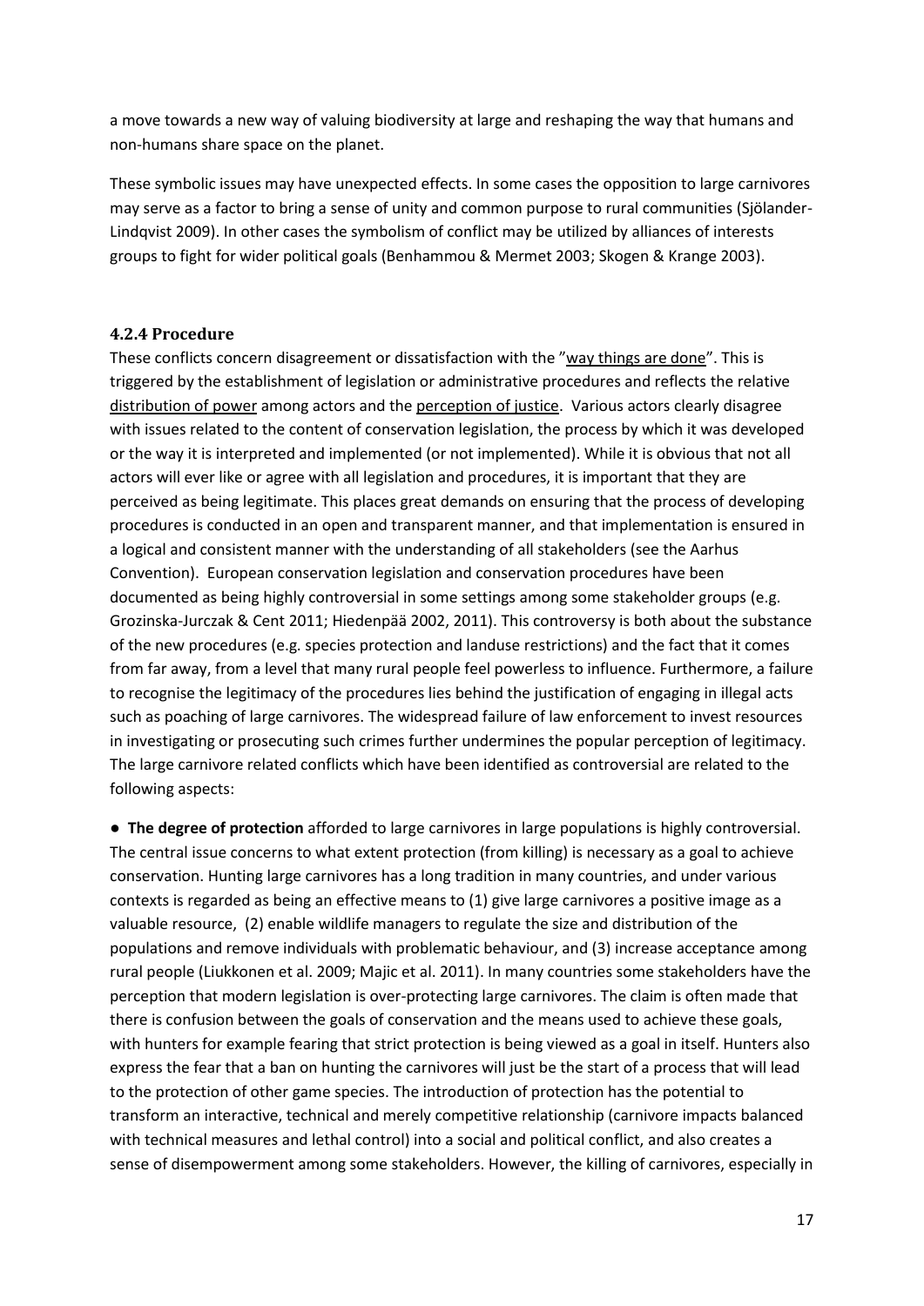a move towards a new way of valuing biodiversity at large and reshaping the way that humans and non-humans share space on the planet.

These symbolic issues may have unexpected effects. In some cases the opposition to large carnivores may serve as a factor to bring a sense of unity and common purpose to rural communities (Sjölander-Lindqvist 2009). In other cases the symbolism of conflict may be utilized by alliances of interests groups to fight for wider political goals (Benhammou & Mermet 2003; Skogen & Krange 2003).

### 4.2.4 Procedure

These conflicts concern disagreement or dissatisfaction with the "way things are done". This is triggered by the establishment of legislation or administrative procedures and reflects the relative distribution of power among actors and the perception of justice. Various actors clearly disagree with issues related to the content of conservation legislation, the process by which it was developed or the way it is interpreted and implemented (or not implemented). While it is obvious that not all actors will ever like or agree with all legislation and procedures, it is important that they are perceived as being legitimate. This places great demands on ensuring that the process of developing procedures is conducted in an open and transparent manner, and that implementation is ensured in a logical and consistent manner with the understanding of all stakeholders (see the Aarhus Convention). European conservation legislation and conservation procedures have been documented as being highly controversial in some settings among some stakeholder groups (e.g. Grozinska-Jurczak & Cent 2011; Hiedenpää 2002, 2011). This controversy is both about the substance of the new procedures (e.g. species protection and landuse restrictions) and the fact that it comes from far away, from a level that many rural people feel powerless to influence. Furthermore, a failure to recognise the legitimacy of the procedures lies behind the justification of engaging in illegal acts such as poaching of large carnivores. The widespread failure of law enforcement to invest resources in investigating or prosecuting such crimes further undermines the popular perception of legitimacy. The large carnivore related conflicts which have been identified as controversial are related to the following aspects:

- **The degree of protection** afforded to large carnivores in large populations is highly controversial. The central issue concerns to what extent protection (from killing) is necessary as a goal to achieve conservation. Hunting large carnivores has a long tradition in many countries, and under various contexts is regarded as being an effective means to (1) give large carnivores a positive image as a valuable resource, (2) enable wildlife managers to regulate the size and distribution of the populations and remove individuals with problematic behaviour, and (3) increase acceptance among rural people (Liukkonen et al. 2009; Majic et al. 2011). In many countries some stakeholders have the perception that modern legislation is over-protecting large carnivores. The claim is often made that there is confusion between the goals of conservation and the means used to achieve these goals, with hunters for example fearing that strict protection is being viewed as a goal in itself. Hunters also express the fear that a ban on hunting the carnivores will just be the start of a process that will lead to the protection of other game species. The introduction of protection has the potential to transform an interactive, technical and merely competitive relationship (carnivore impacts balanced with technical measures and lethal control) into a social and political conflict, and also creates a sense of disempowerment among some stakeholders. However, the killing of carnivores, especially in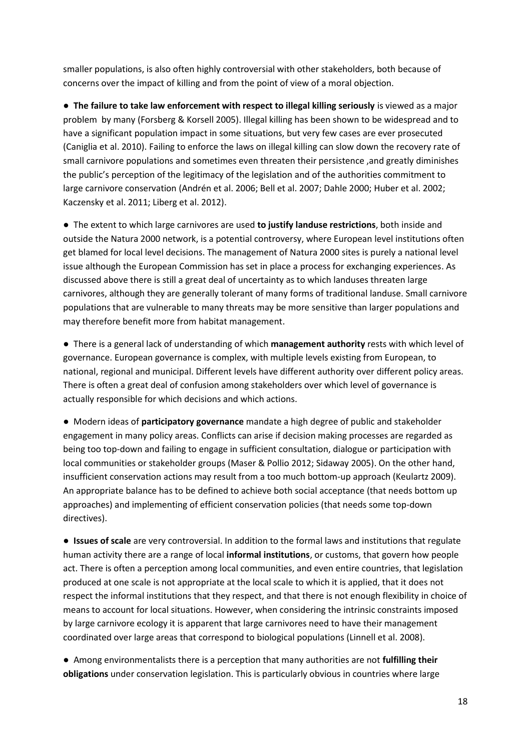smaller populations, is also often highly controversial with other stakeholders, both because of concerns over the impact of killing and from the point of view of a moral objection.

- **The failure to take law enforcement with respect to illegal killing seriously** is viewed as a major problem by many (Forsberg & Korsell 2005). Illegal killing has been shown to be widespread and to have a significant population impact in some situations, but very few cases are ever prosecuted (Caniglia et al. 2010). Failing to enforce the laws on illegal killing can slow down the recovery rate of small carnivore populations and sometimes even threaten their persistence ,and greatly diminishes the public's perception of the legitimacy of the legislation and of the authorities commitment to large carnivore conservation (Andrén et al. 2006; Bell et al. 2007; Dahle 2000; Huber et al. 2002; Kaczensky et al. 2011; Liberg et al. 2012).

- The extent to which large carnivores are used **to justify landuse restrictions**, both inside and outside the Natura 2000 network, is a potential controversy, where European level institutions often get blamed for local level decisions. The management of Natura 2000 sites is purely a national level issue although the European Commission has set in place a process for exchanging experiences. As discussed above there is still a great deal of uncertainty as to which landuses threaten large carnivores, although they are generally tolerant of many forms of traditional landuse. Small carnivore populations that are vulnerable to many threats may be more sensitive than larger populations and may therefore benefit more from habitat management.

- There is a general lack of understanding of which **management authority** rests with which level of governance. European governance is complex, with multiple levels existing from European, to national, regional and municipal. Different levels have different authority over different policy areas. There is often a great deal of confusion among stakeholders over which level of governance is actually responsible for which decisions and which actions.

- Modern ideas of **participatory governance** mandate a high degree of public and stakeholder engagement in many policy areas. Conflicts can arise if decision making processes are regarded as being too top-down and failing to engage in sufficient consultation, dialogue or participation with local communities or stakeholder groups (Maser & Pollio 2012; Sidaway 2005). On the other hand, insufficient conservation actions may result from a too much bottom-up approach (Keulartz 2009). An appropriate balance has to be defined to achieve both social acceptance (that needs bottom up approaches) and implementing of efficient conservation policies (that needs some top-down directives).

- **Issues of scale** are very controversial. In addition to the formal laws and institutions that regulate human activity there are a range of local **informal institutions**, or customs, that govern how people act. There is often a perception among local communities, and even entire countries, that legislation produced at one scale is not appropriate at the local scale to which it is applied, that it does not respect the informal institutions that they respect, and that there is not enough flexibility in choice of means to account for local situations. However, when considering the intrinsic constraints imposed by large carnivore ecology it is apparent that large carnivores need to have their management coordinated over large areas that correspond to biological populations (Linnell et al. 2008).

- Among environmentalists there is a perception that many authorities are not **fulfilling their obligations** under conservation legislation. This is particularly obvious in countries where large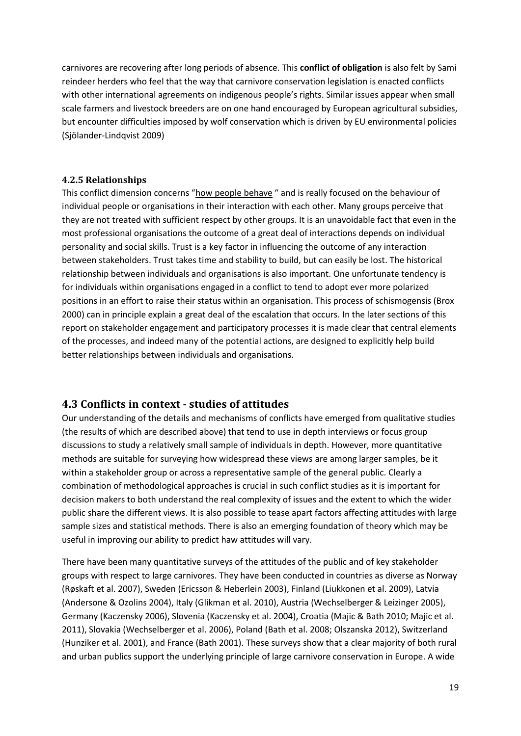carnivores are recovering after long periods of absence. This **conflict of obligation** is also felt by Sami reindeer herders who feel that the way that carnivore conservation legislation is enacted conflicts with other international agreements on indigenous people's rights. Similar issues appear when small scale farmers and livestock breeders are on one hand encouraged by European agricultural subsidies, but encounter difficulties imposed by wolf conservation which is driven by EU environmental policies (Sjölander-Lindqvist 2009)

#### 4.2.5 Relationships

This conflict dimension concerns "how people behave " and is really focused on the behaviour of individual people or organisations in their interaction with each other. Many groups perceive that they are not treated with sufficient respect by other groups. It is an unavoidable fact that even in the most professional organisations the outcome of a great deal of interactions depends on individual personality and social skills. Trust is a key factor in influencing the outcome of any interaction between stakeholders. Trust takes time and stability to build, but can easily be lost. The historical relationship between individuals and organisations is also important. One unfortunate tendency is for individuals within organisations engaged in a conflict to tend to adopt ever more polarized positions in an effort to raise their status within an organisation. This process of schismogensis (Brox 2000) can in principle explain a great deal of the escalation that occurs. In the later sections of this report on stakeholder engagement and participatory processes it is made clear that central elements of the processes, and indeed many of the potential actions, are designed to explicitly help build better relationships between individuals and organisations.

## 4.3 Conflicts in context - studies of attitudes

Our understanding of the details and mechanisms of conflicts have emerged from qualitative studies (the results of which are described above) that tend to use in depth interviews or focus group discussions to study a relatively small sample of individuals in depth. However, more quantitative methods are suitable for surveying how widespread these views are among larger samples, be it within a stakeholder group or across a representative sample of the general public. Clearly a combination of methodological approaches is crucial in such conflict studies as it is important for decision makers to both understand the real complexity of issues and the extent to which the wider public share the different views. It is also possible to tease apart factors affecting attitudes with large sample sizes and statistical methods. There is also an emerging foundation of theory which may be useful in improving our ability to predict haw attitudes will vary.

There have been many quantitative surveys of the attitudes of the public and of key stakeholder groups with respect to large carnivores. They have been conducted in countries as diverse as Norway (Røskaft et al. 2007), Sweden (Ericsson & Heberlein 2003), Finland (Liukkonen et al. 2009), Latvia (Andersone & Ozolins 2004), Italy (Glikman et al. 2010), Austria (Wechselberger & Leizinger 2005), Germany (Kaczensky 2006), Slovenia (Kaczensky et al. 2004), Croatia (Majic & Bath 2010; Majic et al. 2011), Slovakia (Wechselberger et al. 2006), Poland (Bath et al. 2008; Olszanska 2012), Switzerland (Hunziker et al. 2001), and France (Bath 2001). These surveys show that a clear majority of both rural and urban publics support the underlying principle of large carnivore conservation in Europe. A wide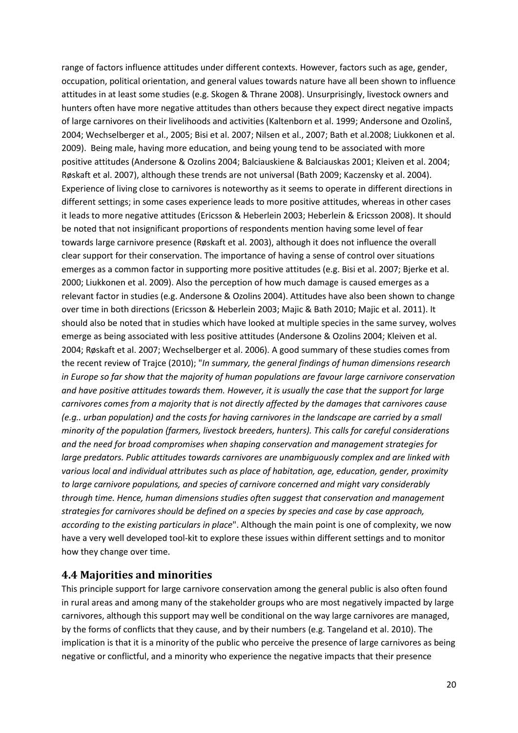range of factors influence attitudes under different contexts. However, factors such as age, gender, occupation, political orientation, and general values towards nature have all been shown to influence attitudes in at least some studies (e.g. Skogen & Thrane 2008). Unsurprisingly, livestock owners and hunters often have more negative attitudes than others because they expect direct negative impacts of large carnivores on their livelihoods and activities (Kaltenborn et al. 1999; Andersone and Ozolinš, 2004; Wechselberger et al., 2005; Bisi et al. 2007; Nilsen et al., 2007; Bath et al.2008; Liukkonen et al. 2009). Being male, having more education, and being young tend to be associated with more positive attitudes (Andersone & Ozolins 2004; Balciauskiene & Balciauskas 2001; Kleiven et al. 2004; Røskaft et al. 2007), although these trends are not universal (Bath 2009; Kaczensky et al. 2004). Experience of living close to carnivores is noteworthy as it seems to operate in different directions in different settings; in some cases experience leads to more positive attitudes, whereas in other cases it leads to more negative attitudes (Ericsson & Heberlein 2003; Heberlein & Ericsson 2008). It should be noted that not insignificant proportions of respondents mention having some level of fear towards large carnivore presence (Røskaft et al. 2003), although it does not influence the overall clear support for their conservation. The importance of having a sense of control over situations emerges as a common factor in supporting more positive attitudes (e.g. Bisi et al. 2007; Bjerke et al. 2000; Liukkonen et al. 2009). Also the perception of how much damage is caused emerges as a relevant factor in studies (e.g. Andersone & Ozolins 2004). Attitudes have also been shown to change over time in both directions (Ericsson & Heberlein 2003; Majic & Bath 2010; Majic et al. 2011). It should also be noted that in studies which have looked at multiple species in the same survey, wolves emerge as being associated with less positive attitudes (Andersone & Ozolins 2004; Kleiven et al. 2004; Røskaft et al. 2007; Wechselberger et al. 2006). A good summary of these studies comes from the recent review of Trajce (2010); "*In summary, the general findings of human dimensions research in Europe so far show that the majority of human populations are favour large carnivore conservation and have positive attitudes towards them. However, it is usually the case that the support for large carnivores comes from a majority that is not directly affected by the damages that carnivores cause (e.g.. urban population) and the costs for having carnivores in the landscape are carried by a small minority of the population (farmers, livestock breeders, hunters). This calls for careful considerations and the need for broad compromises when shaping conservation and management strategies for large predators. Public attitudes towards carnivores are unambiguously complex and are linked with various local and individual attributes such as place of habitation, age, education, gender, proximity to large carnivore populations, and species of carnivore concerned and might vary considerably through time. Hence, human dimensions studies often suggest that conservation and management strategies for carnivores should be defined on a species by species and case by case approach, according to the existing particulars in place*". Although the main point is one of complexity, we now have a very well developed tool-kit to explore these issues within different settings and to monitor how they change over time.

## 4.4 Majorities and minorities

This principle support for large carnivore conservation among the general public is also often found in rural areas and among many of the stakeholder groups who are most negatively impacted by large carnivores, although this support may well be conditional on the way large carnivores are managed, by the forms of conflicts that they cause, and by their numbers (e.g. Tangeland et al. 2010). The implication is that it is a minority of the public who perceive the presence of large carnivores as being negative or conflictful, and a minority who experience the negative impacts that their presence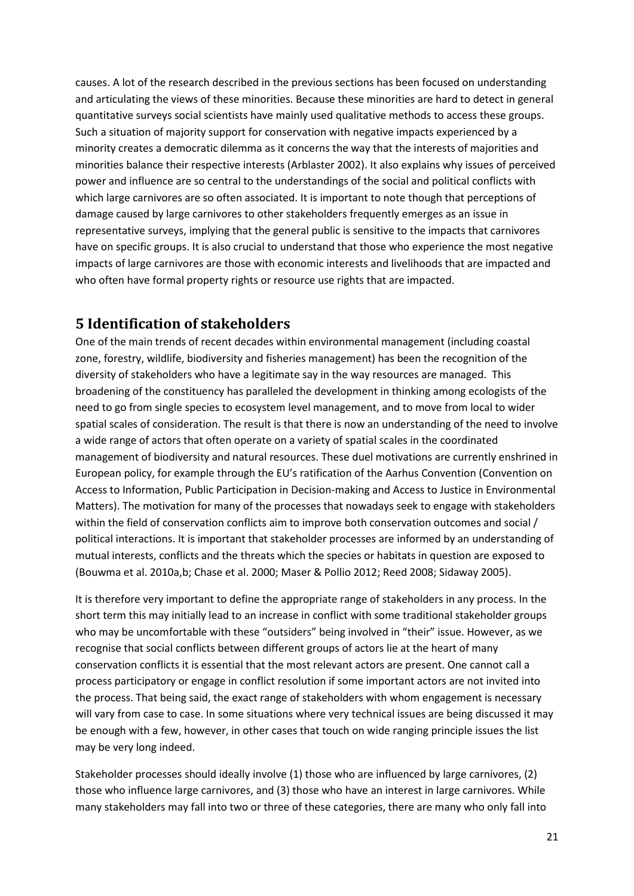causes. A lot of the research described in the previous sections has been focused on understanding and articulating the views of these minorities. Because these minorities are hard to detect in general quantitative surveys social scientists have mainly used qualitative methods to access these groups. Such a situation of majority support for conservation with negative impacts experienced by a minority creates a democratic dilemma as it concerns the way that the interests of majorities and minorities balance their respective interests (Arblaster 2002). It also explains why issues of perceived power and influence are so central to the understandings of the social and political conflicts with which large carnivores are so often associated. It is important to note though that perceptions of damage caused by large carnivores to other stakeholders frequently emerges as an issue in representative surveys, implying that the general public is sensitive to the impacts that carnivores have on specific groups. It is also crucial to understand that those who experience the most negative impacts of large carnivores are those with economic interests and livelihoods that are impacted and who often have formal property rights or resource use rights that are impacted.

# 5 Identification of stakeholders

One of the main trends of recent decades within environmental management (including coastal zone, forestry, wildlife, biodiversity and fisheries management) has been the recognition of the diversity of stakeholders who have a legitimate say in the way resources are managed. This broadening of the constituency has paralleled the development in thinking among ecologists of the need to go from single species to ecosystem level management, and to move from local to wider spatial scales of consideration. The result is that there is now an understanding of the need to involve a wide range of actors that often operate on a variety of spatial scales in the coordinated management of biodiversity and natural resources. These duel motivations are currently enshrined in European policy, for example through the EU's ratification of the Aarhus Convention (Convention on Access to Information, Public Participation in Decision-making and Access to Justice in Environmental Matters). The motivation for many of the processes that nowadays seek to engage with stakeholders within the field of conservation conflicts aim to improve both conservation outcomes and social / political interactions. It is important that stakeholder processes are informed by an understanding of mutual interests, conflicts and the threats which the species or habitats in question are exposed to (Bouwma et al. 2010a,b; Chase et al. 2000; Maser & Pollio 2012; Reed 2008; Sidaway 2005).

It is therefore very important to define the appropriate range of stakeholders in any process. In the short term this may initially lead to an increase in conflict with some traditional stakeholder groups who may be uncomfortable with these "outsiders" being involved in "their" issue. However, as we recognise that social conflicts between different groups of actors lie at the heart of many conservation conflicts it is essential that the most relevant actors are present. One cannot call a process participatory or engage in conflict resolution if some important actors are not invited into the process. That being said, the exact range of stakeholders with whom engagement is necessary will vary from case to case. In some situations where very technical issues are being discussed it may be enough with a few, however, in other cases that touch on wide ranging principle issues the list may be very long indeed.

Stakeholder processes should ideally involve (1) those who are influenced by large carnivores, (2) those who influence large carnivores, and (3) those who have an interest in large carnivores. While many stakeholders may fall into two or three of these categories, there are many who only fall into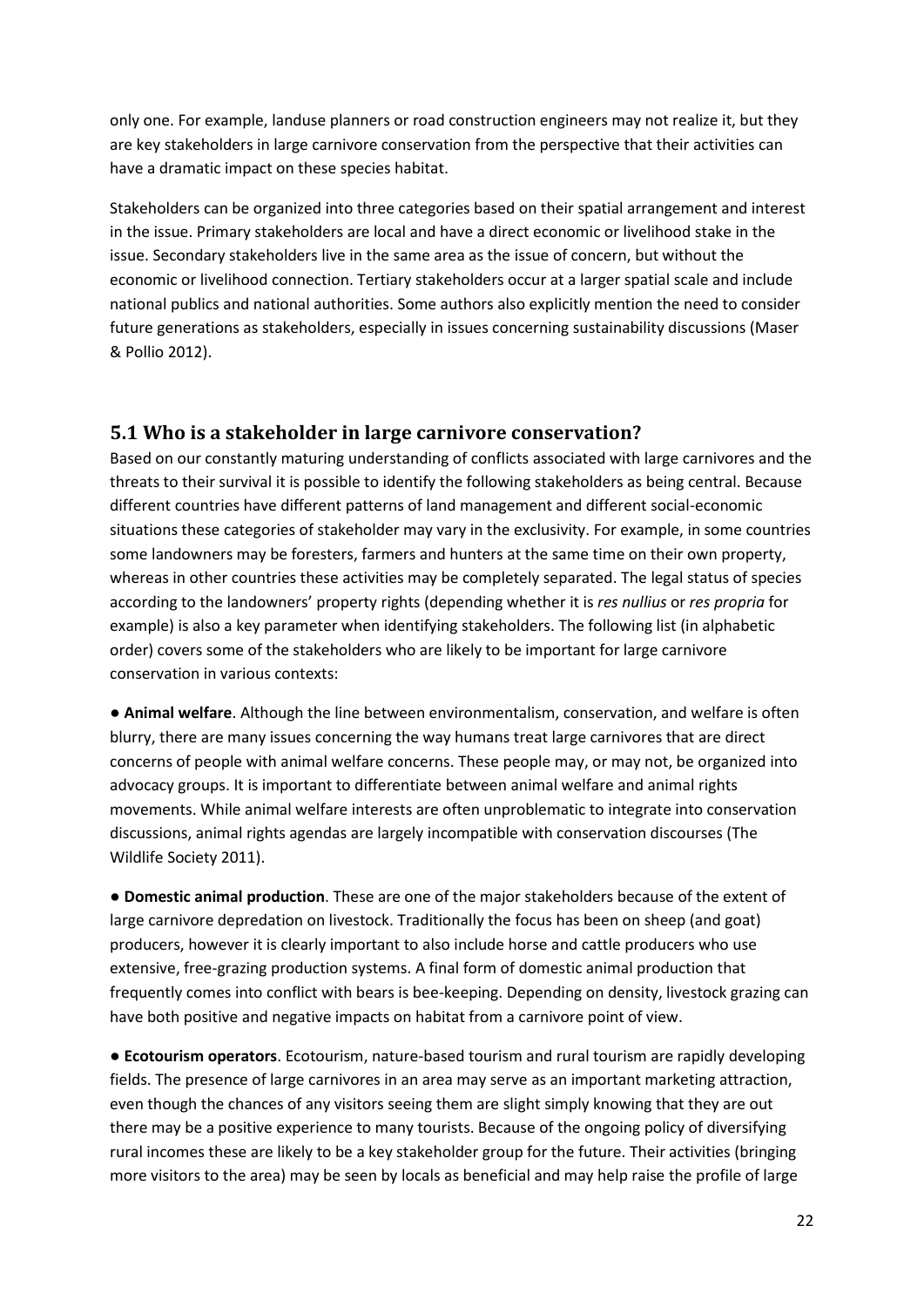only one. For example, landuse planners or road construction engineers may not realize it, but they are key stakeholders in large carnivore conservation from the perspective that their activities can have a dramatic impact on these species habitat.

Stakeholders can be organized into three categories based on their spatial arrangement and interest in the issue. Primary stakeholders are local and have a direct economic or livelihood stake in the issue. Secondary stakeholders live in the same area as the issue of concern, but without the economic or livelihood connection. Tertiary stakeholders occur at a larger spatial scale and include national publics and national authorities. Some authors also explicitly mention the need to consider future generations as stakeholders, especially in issues concerning sustainability discussions (Maser & Pollio 2012).

## 5.1 Who is a stakeholder in large carnivore conservation?

Based on our constantly maturing understanding of conflicts associated with large carnivores and the threats to their survival it is possible to identify the following stakeholders as being central. Because different countries have different patterns of land management and different social-economic situations these categories of stakeholder may vary in the exclusivity. For example, in some countries some landowners may be foresters, farmers and hunters at the same time on their own property, whereas in other countries these activities may be completely separated. The legal status of species according to the landowners' property rights (depending whether it is *res nullius* or *res propria* for example) is also a key parameter when identifying stakeholders. The following list (in alphabetic order) covers some of the stakeholders who are likely to be important for large carnivore conservation in various contexts:

● **Animal welfare**. Although the line between environmentalism, conservation, and welfare is often blurry, there are many issues concerning the way humans treat large carnivores that are direct concerns of people with animal welfare concerns. These people may, or may not, be organized into advocacy groups. It is important to differentiate between animal welfare and animal rights movements. While animal welfare interests are often unproblematic to integrate into conservation discussions, animal rights agendas are largely incompatible with conservation discourses (The Wildlife Society 2011).

● **Domestic animal production**. These are one of the major stakeholders because of the extent of large carnivore depredation on livestock. Traditionally the focus has been on sheep (and goat) producers, however it is clearly important to also include horse and cattle producers who use extensive, free-grazing production systems. A final form of domestic animal production that frequently comes into conflict with bears is bee-keeping. Depending on density, livestock grazing can have both positive and negative impacts on habitat from a carnivore point of view.

● **Ecotourism operators**. Ecotourism, nature-based tourism and rural tourism are rapidly developing fields. The presence of large carnivores in an area may serve as an important marketing attraction, even though the chances of any visitors seeing them are slight simply knowing that they are out there may be a positive experience to many tourists. Because of the ongoing policy of diversifying rural incomes these are likely to be a key stakeholder group for the future. Their activities (bringing more visitors to the area) may be seen by locals as beneficial and may help raise the profile of large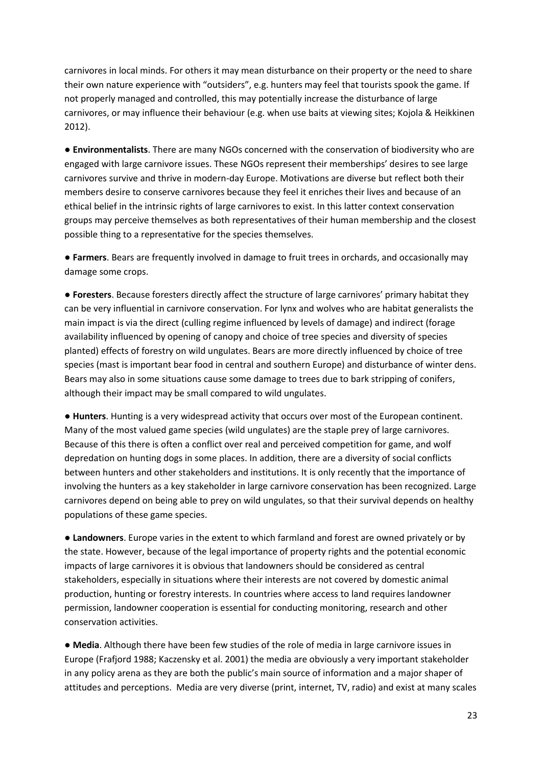carnivores in local minds. For others it may mean disturbance on their property or the need to share their own nature experience with "outsiders", e.g. hunters may feel that tourists spook the game. If not properly managed and controlled, this may potentially increase the disturbance of large carnivores, or may influence their behaviour (e.g. when use baits at viewing sites; Kojola & Heikkinen 2012).

● **Environmentalists**. There are many NGOs concerned with the conservation of biodiversity who are engaged with large carnivore issues. These NGOs represent their memberships' desires to see large carnivores survive and thrive in modern-day Europe. Motivations are diverse but reflect both their members desire to conserve carnivores because they feel it enriches their lives and because of an ethical belief in the intrinsic rights of large carnivores to exist. In this latter context conservation groups may perceive themselves as both representatives of their human membership and the closest possible thing to a representative for the species themselves.

● **Farmers**. Bears are frequently involved in damage to fruit trees in orchards, and occasionally may damage some crops.

● **Foresters**. Because foresters directly affect the structure of large carnivores' primary habitat they can be very influential in carnivore conservation. For lynx and wolves who are habitat generalists the main impact is via the direct (culling regime influenced by levels of damage) and indirect (forage availability influenced by opening of canopy and choice of tree species and diversity of species planted) effects of forestry on wild ungulates. Bears are more directly influenced by choice of tree species (mast is important bear food in central and southern Europe) and disturbance of winter dens. Bears may also in some situations cause some damage to trees due to bark stripping of conifers, although their impact may be small compared to wild ungulates.

● **Hunters**. Hunting is a very widespread activity that occurs over most of the European continent. Many of the most valued game species (wild ungulates) are the staple prey of large carnivores. Because of this there is often a conflict over real and perceived competition for game, and wolf depredation on hunting dogs in some places. In addition, there are a diversity of social conflicts between hunters and other stakeholders and institutions. It is only recently that the importance of involving the hunters as a key stakeholder in large carnivore conservation has been recognized. Large carnivores depend on being able to prey on wild ungulates, so that their survival depends on healthy populations of these game species.

● **Landowners**. Europe varies in the extent to which farmland and forest are owned privately or by the state. However, because of the legal importance of property rights and the potential economic impacts of large carnivores it is obvious that landowners should be considered as central stakeholders, especially in situations where their interests are not covered by domestic animal production, hunting or forestry interests. In countries where access to land requires landowner permission, landowner cooperation is essential for conducting monitoring, research and other conservation activities.

● **Media**. Although there have been few studies of the role of media in large carnivore issues in Europe (Frafjord 1988; Kaczensky et al. 2001) the media are obviously a very important stakeholder in any policy arena as they are both the public's main source of information and a major shaper of attitudes and perceptions. Media are very diverse (print, internet, TV, radio) and exist at many scales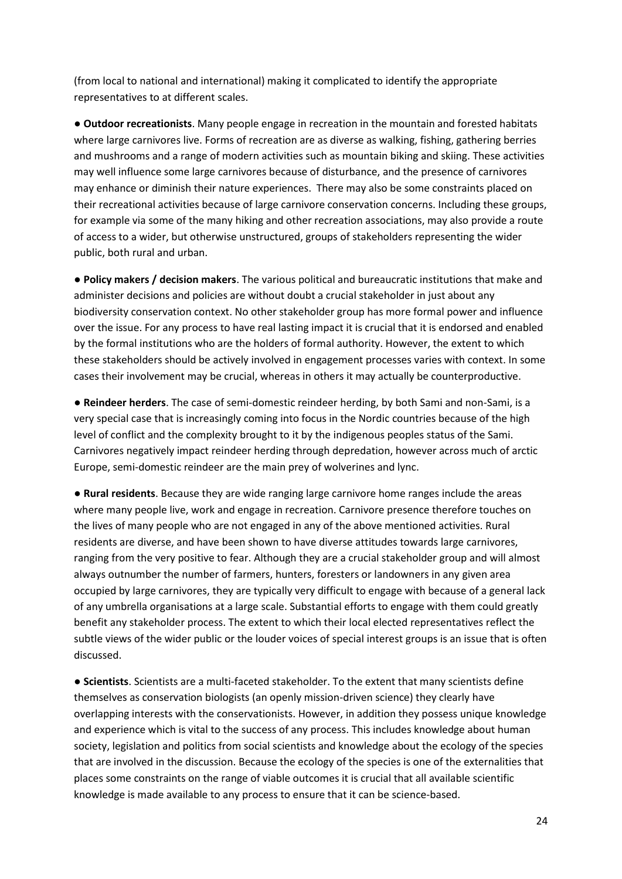(from local to national and international) making it complicated to identify the appropriate representatives to at different scales.

● **Outdoor recreationists**. Many people engage in recreation in the mountain and forested habitats where large carnivores live. Forms of recreation are as diverse as walking, fishing, gathering berries and mushrooms and a range of modern activities such as mountain biking and skiing. These activities may well influence some large carnivores because of disturbance, and the presence of carnivores may enhance or diminish their nature experiences. There may also be some constraints placed on their recreational activities because of large carnivore conservation concerns. Including these groups, for example via some of the many hiking and other recreation associations, may also provide a route of access to a wider, but otherwise unstructured, groups of stakeholders representing the wider public, both rural and urban.

● **Policy makers / decision makers**. The various political and bureaucratic institutions that make and administer decisions and policies are without doubt a crucial stakeholder in just about any biodiversity conservation context. No other stakeholder group has more formal power and influence over the issue. For any process to have real lasting impact it is crucial that it is endorsed and enabled by the formal institutions who are the holders of formal authority. However, the extent to which these stakeholders should be actively involved in engagement processes varies with context. In some cases their involvement may be crucial, whereas in others it may actually be counterproductive.

● **Reindeer herders**. The case of semi-domestic reindeer herding, by both Sami and non-Sami, is a very special case that is increasingly coming into focus in the Nordic countries because of the high level of conflict and the complexity brought to it by the indigenous peoples status of the Sami. Carnivores negatively impact reindeer herding through depredation, however across much of arctic Europe, semi-domestic reindeer are the main prey of wolverines and lync.

● **Rural residents**. Because they are wide ranging large carnivore home ranges include the areas where many people live, work and engage in recreation. Carnivore presence therefore touches on the lives of many people who are not engaged in any of the above mentioned activities. Rural residents are diverse, and have been shown to have diverse attitudes towards large carnivores, ranging from the very positive to fear. Although they are a crucial stakeholder group and will almost always outnumber the number of farmers, hunters, foresters or landowners in any given area occupied by large carnivores, they are typically very difficult to engage with because of a general lack of any umbrella organisations at a large scale. Substantial efforts to engage with them could greatly benefit any stakeholder process. The extent to which their local elected representatives reflect the subtle views of the wider public or the louder voices of special interest groups is an issue that is often discussed.

● **Scientists**. Scientists are a multi-faceted stakeholder. To the extent that many scientists define themselves as conservation biologists (an openly mission-driven science) they clearly have overlapping interests with the conservationists. However, in addition they possess unique knowledge and experience which is vital to the success of any process. This includes knowledge about human society, legislation and politics from social scientists and knowledge about the ecology of the species that are involved in the discussion. Because the ecology of the species is one of the externalities that places some constraints on the range of viable outcomes it is crucial that all available scientific knowledge is made available to any process to ensure that it can be science-based.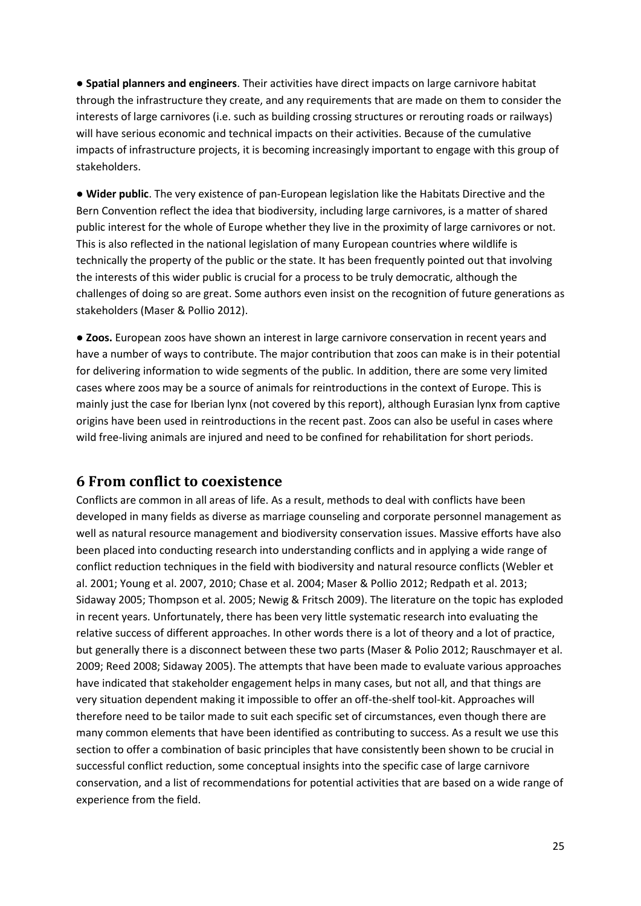● **Spatial planners and engineers**. Their activities have direct impacts on large carnivore habitat through the infrastructure they create, and any requirements that are made on them to consider the interests of large carnivores (i.e. such as building crossing structures or rerouting roads or railways) will have serious economic and technical impacts on their activities. Because of the cumulative impacts of infrastructure projects, it is becoming increasingly important to engage with this group of stakeholders.

● **Wider public**. The very existence of pan-European legislation like the Habitats Directive and the Bern Convention reflect the idea that biodiversity, including large carnivores, is a matter of shared public interest for the whole of Europe whether they live in the proximity of large carnivores or not. This is also reflected in the national legislation of many European countries where wildlife is technically the property of the public or the state. It has been frequently pointed out that involving the interests of this wider public is crucial for a process to be truly democratic, although the challenges of doing so are great. Some authors even insist on the recognition of future generations as stakeholders (Maser & Pollio 2012).

● **Zoos.** European zoos have shown an interest in large carnivore conservation in recent years and have a number of ways to contribute. The major contribution that zoos can make is in their potential for delivering information to wide segments of the public. In addition, there are some very limited cases where zoos may be a source of animals for reintroductions in the context of Europe. This is mainly just the case for Iberian lynx (not covered by this report), although Eurasian lynx from captive origins have been used in reintroductions in the recent past. Zoos can also be useful in cases where wild free-living animals are injured and need to be confined for rehabilitation for short periods.

# 6 From conflict to coexistence

Conflicts are common in all areas of life. As a result, methods to deal with conflicts have been developed in many fields as diverse as marriage counseling and corporate personnel management as well as natural resource management and biodiversity conservation issues. Massive efforts have also been placed into conducting research into understanding conflicts and in applying a wide range of conflict reduction techniques in the field with biodiversity and natural resource conflicts (Webler et al. 2001; Young et al. 2007, 2010; Chase et al. 2004; Maser & Pollio 2012; Redpath et al. 2013; Sidaway 2005; Thompson et al. 2005; Newig & Fritsch 2009). The literature on the topic has exploded in recent years. Unfortunately, there has been very little systematic research into evaluating the relative success of different approaches. In other words there is a lot of theory and a lot of practice, but generally there is a disconnect between these two parts (Maser & Polio 2012; Rauschmayer et al. 2009; Reed 2008; Sidaway 2005). The attempts that have been made to evaluate various approaches have indicated that stakeholder engagement helps in many cases, but not all, and that things are very situation dependent making it impossible to offer an off-the-shelf tool-kit. Approaches will therefore need to be tailor made to suit each specific set of circumstances, even though there are many common elements that have been identified as contributing to success. As a result we use this section to offer a combination of basic principles that have consistently been shown to be crucial in successful conflict reduction, some conceptual insights into the specific case of large carnivore conservation, and a list of recommendations for potential activities that are based on a wide range of experience from the field.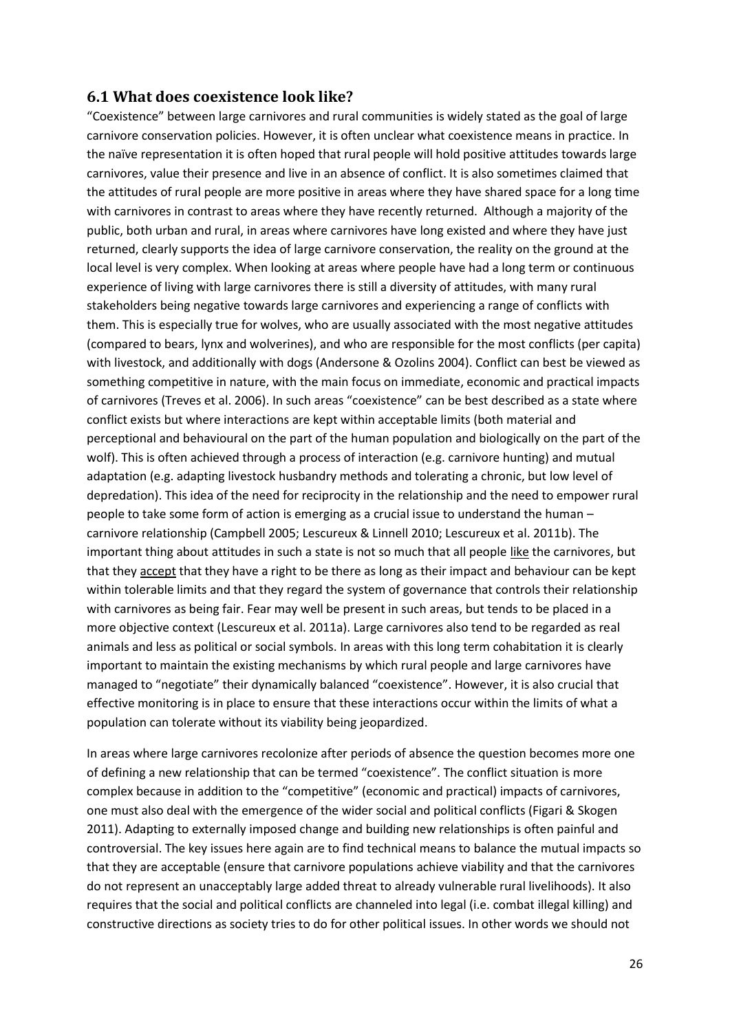## 6.1 What does coexistence look like?

"Coexistence" between large carnivores and rural communities is widely stated as the goal of large carnivore conservation policies. However, it is often unclear what coexistence means in practice. In the naïve representation it is often hoped that rural people will hold positive attitudes towards large carnivores, value their presence and live in an absence of conflict. It is also sometimes claimed that the attitudes of rural people are more positive in areas where they have shared space for a long time with carnivores in contrast to areas where they have recently returned. Although a majority of the public, both urban and rural, in areas where carnivores have long existed and where they have just returned, clearly supports the idea of large carnivore conservation, the reality on the ground at the local level is very complex. When looking at areas where people have had a long term or continuous experience of living with large carnivores there is still a diversity of attitudes, with many rural stakeholders being negative towards large carnivores and experiencing a range of conflicts with them. This is especially true for wolves, who are usually associated with the most negative attitudes (compared to bears, lynx and wolverines), and who are responsible for the most conflicts (per capita) with livestock, and additionally with dogs (Andersone & Ozolins 2004). Conflict can best be viewed as something competitive in nature, with the main focus on immediate, economic and practical impacts of carnivores (Treves et al. 2006). In such areas "coexistence" can be best described as a state where conflict exists but where interactions are kept within acceptable limits (both material and perceptional and behavioural on the part of the human population and biologically on the part of the wolf). This is often achieved through a process of interaction (e.g. carnivore hunting) and mutual adaptation (e.g. adapting livestock husbandry methods and tolerating a chronic, but low level of depredation). This idea of the need for reciprocity in the relationship and the need to empower rural people to take some form of action is emerging as a crucial issue to understand the human – carnivore relationship (Campbell 2005; Lescureux & Linnell 2010; Lescureux et al. 2011b). The important thing about attitudes in such a state is not so much that all people like the carnivores, but that they accept that they have a right to be there as long as their impact and behaviour can be kept within tolerable limits and that they regard the system of governance that controls their relationship with carnivores as being fair. Fear may well be present in such areas, but tends to be placed in a more objective context (Lescureux et al. 2011a). Large carnivores also tend to be regarded as real animals and less as political or social symbols. In areas with this long term cohabitation it is clearly important to maintain the existing mechanisms by which rural people and large carnivores have managed to "negotiate" their dynamically balanced "coexistence". However, it is also crucial that effective monitoring is in place to ensure that these interactions occur within the limits of what a population can tolerate without its viability being jeopardized.

In areas where large carnivores recolonize after periods of absence the question becomes more one of defining a new relationship that can be termed "coexistence". The conflict situation is more complex because in addition to the "competitive" (economic and practical) impacts of carnivores, one must also deal with the emergence of the wider social and political conflicts (Figari & Skogen 2011). Adapting to externally imposed change and building new relationships is often painful and controversial. The key issues here again are to find technical means to balance the mutual impacts so that they are acceptable (ensure that carnivore populations achieve viability and that the carnivores do not represent an unacceptably large added threat to already vulnerable rural livelihoods). It also requires that the social and political conflicts are channeled into legal (i.e. combat illegal killing) and constructive directions as society tries to do for other political issues. In other words we should not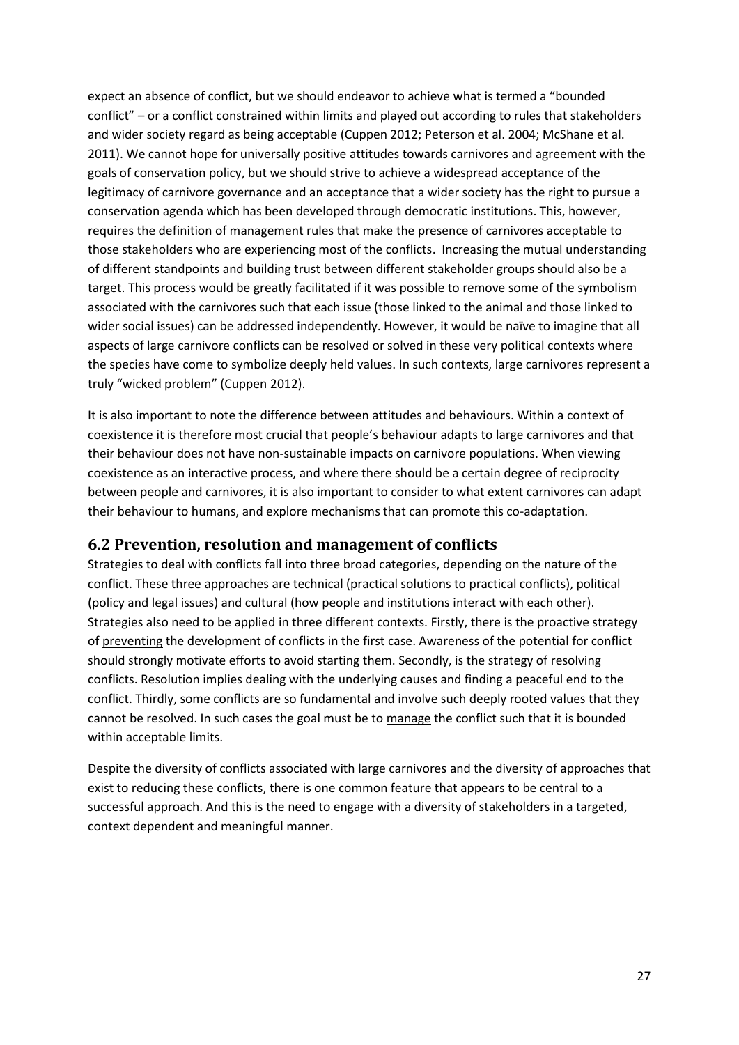expect an absence of conflict, but we should endeavor to achieve what is termed a "bounded conflict" – or a conflict constrained within limits and played out according to rules that stakeholders and wider society regard as being acceptable (Cuppen 2012; Peterson et al. 2004; McShane et al. 2011). We cannot hope for universally positive attitudes towards carnivores and agreement with the goals of conservation policy, but we should strive to achieve a widespread acceptance of the legitimacy of carnivore governance and an acceptance that a wider society has the right to pursue a conservation agenda which has been developed through democratic institutions. This, however, requires the definition of management rules that make the presence of carnivores acceptable to those stakeholders who are experiencing most of the conflicts. Increasing the mutual understanding of different standpoints and building trust between different stakeholder groups should also be a target. This process would be greatly facilitated if it was possible to remove some of the symbolism associated with the carnivores such that each issue (those linked to the animal and those linked to wider social issues) can be addressed independently. However, it would be naïve to imagine that all aspects of large carnivore conflicts can be resolved or solved in these very political contexts where the species have come to symbolize deeply held values. In such contexts, large carnivores represent a truly "wicked problem" (Cuppen 2012).

It is also important to note the difference between attitudes and behaviours. Within a context of coexistence it is therefore most crucial that people's behaviour adapts to large carnivores and that their behaviour does not have non-sustainable impacts on carnivore populations. When viewing coexistence as an interactive process, and where there should be a certain degree of reciprocity between people and carnivores, it is also important to consider to what extent carnivores can adapt their behaviour to humans, and explore mechanisms that can promote this co-adaptation.

## 6.2 Prevention, resolution and management of conflicts

Strategies to deal with conflicts fall into three broad categories, depending on the nature of the conflict. These three approaches are technical (practical solutions to practical conflicts), political (policy and legal issues) and cultural (how people and institutions interact with each other). Strategies also need to be applied in three different contexts. Firstly, there is the proactive strategy of preventing the development of conflicts in the first case. Awareness of the potential for conflict should strongly motivate efforts to avoid starting them. Secondly, is the strategy of resolving conflicts. Resolution implies dealing with the underlying causes and finding a peaceful end to the conflict. Thirdly, some conflicts are so fundamental and involve such deeply rooted values that they cannot be resolved. In such cases the goal must be to manage the conflict such that it is bounded within acceptable limits.

Despite the diversity of conflicts associated with large carnivores and the diversity of approaches that exist to reducing these conflicts, there is one common feature that appears to be central to a successful approach. And this is the need to engage with a diversity of stakeholders in a targeted, context dependent and meaningful manner.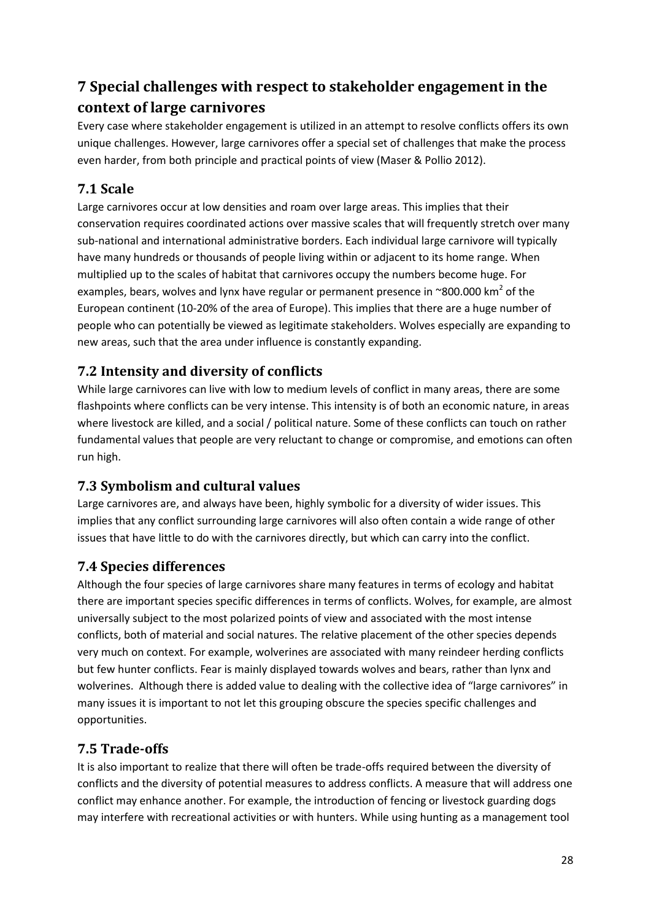# 7 Special challenges with respect to stakeholder engagement in the context of large carnivores

Every case where stakeholder engagement is utilized in an attempt to resolve conflicts offers its own unique challenges. However, large carnivores offer a special set of challenges that make the process even harder, from both principle and practical points of view (Maser & Pollio 2012).

## 7.1 Scale

Large carnivores occur at low densities and roam over large areas. This implies that their conservation requires coordinated actions over massive scales that will frequently stretch over many sub-national and international administrative borders. Each individual large carnivore will typically have many hundreds or thousands of people living within or adjacent to its home range. When multiplied up to the scales of habitat that carnivores occupy the numbers become huge. For examples, bears, wolves and lynx have regular or permanent presence in ~800.000 $km^2$ of the European continent (10-20% of the area of Europe). This implies that there are a huge number of people who can potentially be viewed as legitimate stakeholders. Wolves especially are expanding to new areas, such that the area under influence is constantly expanding.

## 7.2 Intensity and diversity of conflicts

While large carnivores can live with low to medium levels of conflict in many areas, there are some flashpoints where conflicts can be very intense. This intensity is of both an economic nature, in areas where livestock are killed, and a social / political nature. Some of these conflicts can touch on rather fundamental values that people are very reluctant to change or compromise, and emotions can often run high.

## 7.3 Symbolism and cultural values

Large carnivores are, and always have been, highly symbolic for a diversity of wider issues. This implies that any conflict surrounding large carnivores will also often contain a wide range of other issues that have little to do with the carnivores directly, but which can carry into the conflict.

## 7.4 Species differences

Although the four species of large carnivores share many features in terms of ecology and habitat there are important species specific differences in terms of conflicts. Wolves, for example, are almost universally subject to the most polarized points of view and associated with the most intense conflicts, both of material and social natures. The relative placement of the other species depends very much on context. For example, wolverines are associated with many reindeer herding conflicts but few hunter conflicts. Fear is mainly displayed towards wolves and bears, rather than lynx and wolverines. Although there is added value to dealing with the collective idea of "large carnivores" in many issues it is important to not let this grouping obscure the species specific challenges and opportunities.

## 7.5 Trade-offs

It is also important to realize that there will often be trade-offs required between the diversity of conflicts and the diversity of potential measures to address conflicts. A measure that will address one conflict may enhance another. For example, the introduction of fencing or livestock guarding dogs may interfere with recreational activities or with hunters. While using hunting as a management tool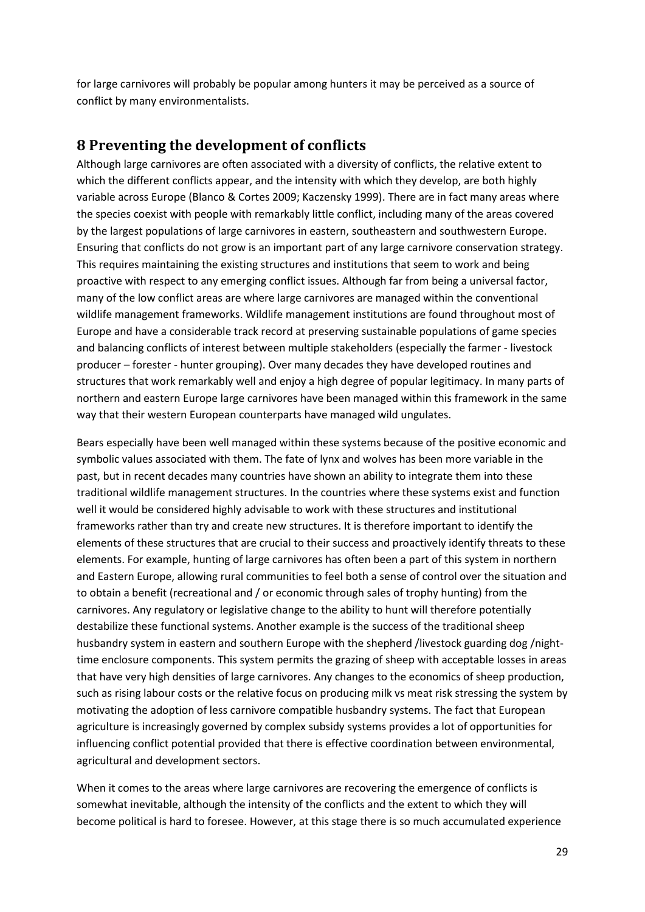for large carnivores will probably be popular among hunters it may be perceived as a source of conflict by many environmentalists.

# 8 Preventing the development of conflicts

Although large carnivores are often associated with a diversity of conflicts, the relative extent to which the different conflicts appear, and the intensity with which they develop, are both highly variable across Europe (Blanco & Cortes 2009; Kaczensky 1999). There are in fact many areas where the species coexist with people with remarkably little conflict, including many of the areas covered by the largest populations of large carnivores in eastern, southeastern and southwestern Europe. Ensuring that conflicts do not grow is an important part of any large carnivore conservation strategy. This requires maintaining the existing structures and institutions that seem to work and being proactive with respect to any emerging conflict issues. Although far from being a universal factor, many of the low conflict areas are where large carnivores are managed within the conventional wildlife management frameworks. Wildlife management institutions are found throughout most of Europe and have a considerable track record at preserving sustainable populations of game species and balancing conflicts of interest between multiple stakeholders (especially the farmer - livestock producer – forester - hunter grouping). Over many decades they have developed routines and structures that work remarkably well and enjoy a high degree of popular legitimacy. In many parts of northern and eastern Europe large carnivores have been managed within this framework in the same way that their western European counterparts have managed wild ungulates.

Bears especially have been well managed within these systems because of the positive economic and symbolic values associated with them. The fate of lynx and wolves has been more variable in the past, but in recent decades many countries have shown an ability to integrate them into these traditional wildlife management structures. In the countries where these systems exist and function well it would be considered highly advisable to work with these structures and institutional frameworks rather than try and create new structures. It is therefore important to identify the elements of these structures that are crucial to their success and proactively identify threats to these elements. For example, hunting of large carnivores has often been a part of this system in northern and Eastern Europe, allowing rural communities to feel both a sense of control over the situation and to obtain a benefit (recreational and / or economic through sales of trophy hunting) from the carnivores. Any regulatory or legislative change to the ability to hunt will therefore potentially destabilize these functional systems. Another example is the success of the traditional sheep husbandry system in eastern and southern Europe with the shepherd /livestock guarding dog /night-time enclosure components. This system permits the grazing of sheep with acceptable losses in areas that have very high densities of large carnivores. Any changes to the economics of sheep production, such as rising labour costs or the relative focus on producing milk vs meat risk stressing the system by motivating the adoption of less carnivore compatible husbandry systems. The fact that European agriculture is increasingly governed by complex subsidy systems provides a lot of opportunities for influencing conflict potential provided that there is effective coordination between environmental, agricultural and development sectors.

When it comes to the areas where large carnivores are recovering the emergence of conflicts is somewhat inevitable, although the intensity of the conflicts and the extent to which they will become political is hard to foresee. However, at this stage there is so much accumulated experience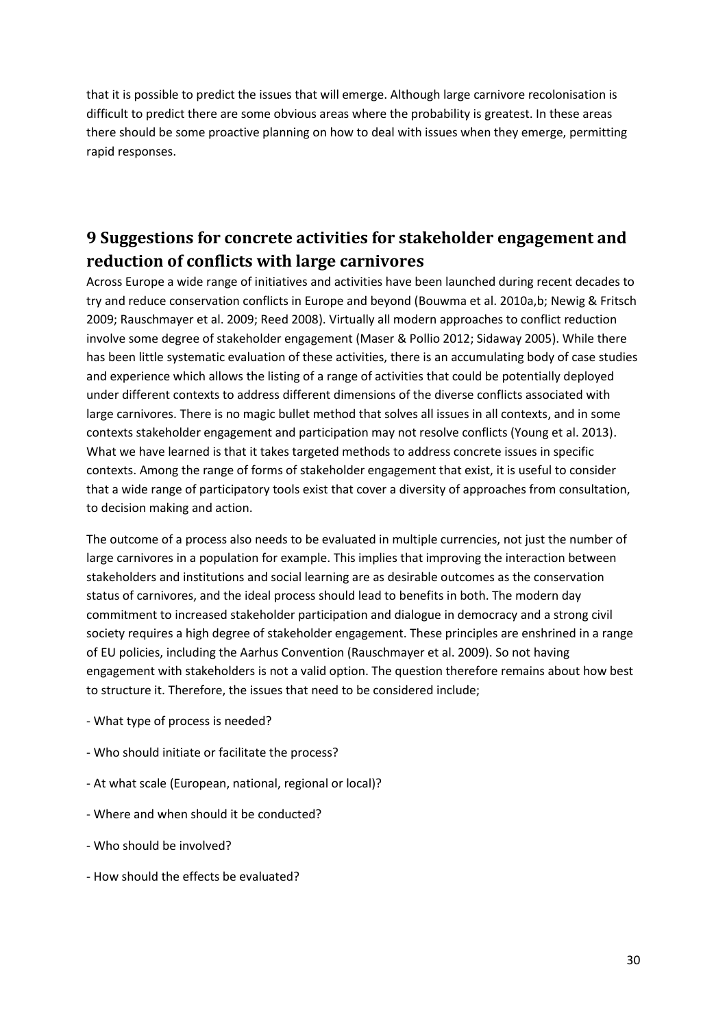that it is possible to predict the issues that will emerge. Although large carnivore recolonisation is difficult to predict there are some obvious areas where the probability is greatest. In these areas there should be some proactive planning on how to deal with issues when they emerge, permitting rapid responses.

# 9 Suggestions for concrete activities for stakeholder engagement and reduction of conflicts with large carnivores

Across Europe a wide range of initiatives and activities have been launched during recent decades to try and reduce conservation conflicts in Europe and beyond (Bouwma et al. 2010a,b; Newig & Fritsch 2009; Rauschmayer et al. 2009; Reed 2008). Virtually all modern approaches to conflict reduction involve some degree of stakeholder engagement (Maser & Pollio 2012; Sidaway 2005). While there has been little systematic evaluation of these activities, there is an accumulating body of case studies and experience which allows the listing of a range of activities that could be potentially deployed under different contexts to address different dimensions of the diverse conflicts associated with large carnivores. There is no magic bullet method that solves all issues in all contexts, and in some contexts stakeholder engagement and participation may not resolve conflicts (Young et al. 2013). What we have learned is that it takes targeted methods to address concrete issues in specific contexts. Among the range of forms of stakeholder engagement that exist, it is useful to consider that a wide range of participatory tools exist that cover a diversity of approaches from consultation, to decision making and action.

The outcome of a process also needs to be evaluated in multiple currencies, not just the number of large carnivores in a population for example. This implies that improving the interaction between stakeholders and institutions and social learning are as desirable outcomes as the conservation status of carnivores, and the ideal process should lead to benefits in both. The modern day commitment to increased stakeholder participation and dialogue in democracy and a strong civil society requires a high degree of stakeholder engagement. These principles are enshrined in a range of EU policies, including the Aarhus Convention (Rauschmayer et al. 2009). So not having engagement with stakeholders is not a valid option. The question therefore remains about how best to structure it. Therefore, the issues that need to be considered include;

- What type of process is needed?
- Who should initiate or facilitate the process?
- At what scale (European, national, regional or local)?
- Where and when should it be conducted?
- Who should be involved?
- How should the effects be evaluated?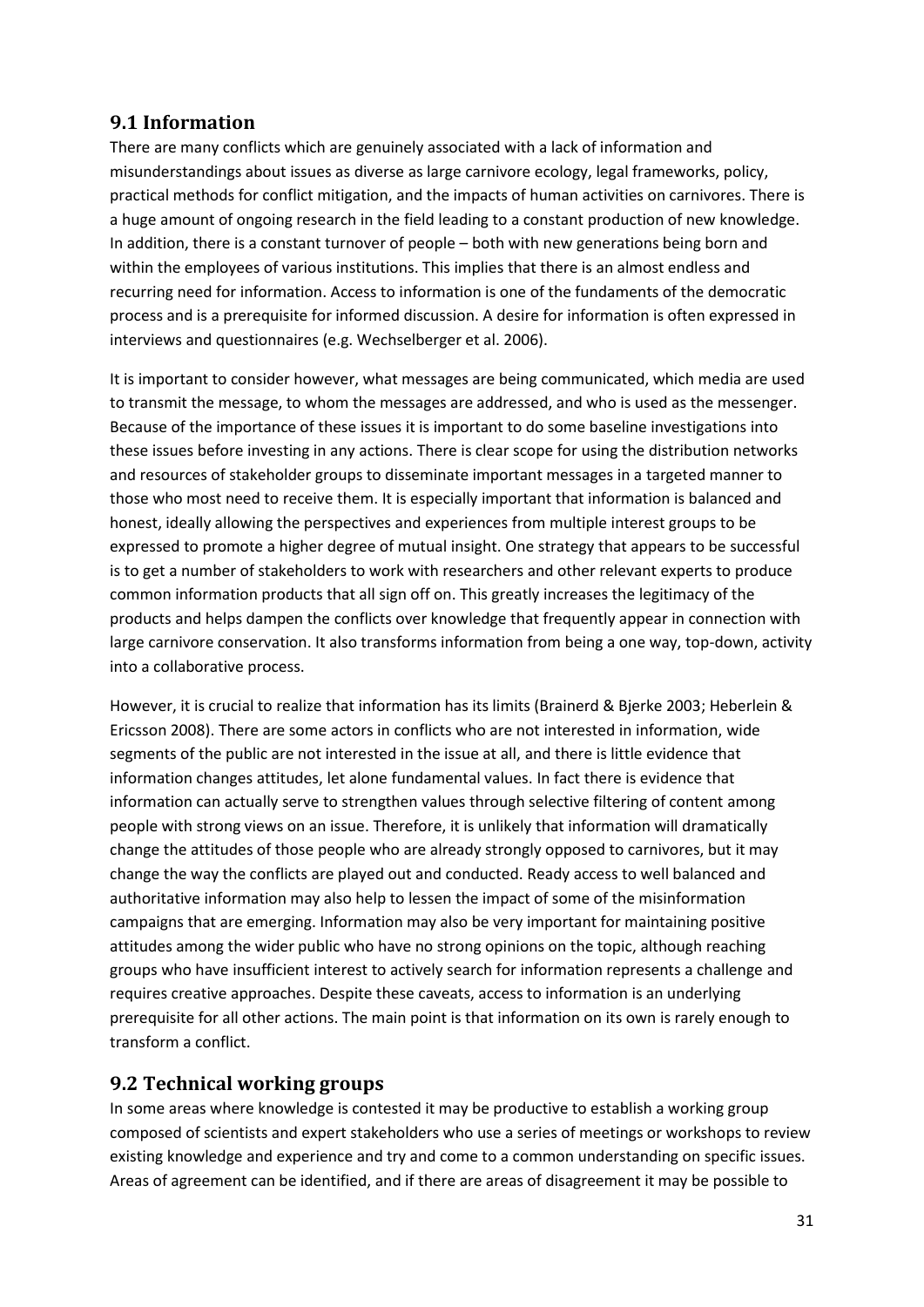## 9.1 Information

There are many conflicts which are genuinely associated with a lack of information and misunderstandings about issues as diverse as large carnivore ecology, legal frameworks, policy, practical methods for conflict mitigation, and the impacts of human activities on carnivores. There is a huge amount of ongoing research in the field leading to a constant production of new knowledge. In addition, there is a constant turnover of people – both with new generations being born and within the employees of various institutions. This implies that there is an almost endless and recurring need for information. Access to information is one of the fundaments of the democratic process and is a prerequisite for informed discussion. A desire for information is often expressed in interviews and questionnaires (e.g. Wechselberger et al. 2006).

It is important to consider however, what messages are being communicated, which media are used to transmit the message, to whom the messages are addressed, and who is used as the messenger. Because of the importance of these issues it is important to do some baseline investigations into these issues before investing in any actions. There is clear scope for using the distribution networks and resources of stakeholder groups to disseminate important messages in a targeted manner to those who most need to receive them. It is especially important that information is balanced and honest, ideally allowing the perspectives and experiences from multiple interest groups to be expressed to promote a higher degree of mutual insight. One strategy that appears to be successful is to get a number of stakeholders to work with researchers and other relevant experts to produce common information products that all sign off on. This greatly increases the legitimacy of the products and helps dampen the conflicts over knowledge that frequently appear in connection with large carnivore conservation. It also transforms information from being a one way, top-down, activity into a collaborative process.

However, it is crucial to realize that information has its limits (Brainerd & Bjerke 2003; Heberlein & Ericsson 2008). There are some actors in conflicts who are not interested in information, wide segments of the public are not interested in the issue at all, and there is little evidence that information changes attitudes, let alone fundamental values. In fact there is evidence that information can actually serve to strengthen values through selective filtering of content among people with strong views on an issue. Therefore, it is unlikely that information will dramatically change the attitudes of those people who are already strongly opposed to carnivores, but it may change the way the conflicts are played out and conducted. Ready access to well balanced and authoritative information may also help to lessen the impact of some of the misinformation campaigns that are emerging. Information may also be very important for maintaining positive attitudes among the wider public who have no strong opinions on the topic, although reaching groups who have insufficient interest to actively search for information represents a challenge and requires creative approaches. Despite these caveats, access to information is an underlying prerequisite for all other actions. The main point is that information on its own is rarely enough to transform a conflict.

## 9.2 Technical working groups

In some areas where knowledge is contested it may be productive to establish a working group composed of scientists and expert stakeholders who use a series of meetings or workshops to review existing knowledge and experience and try and come to a common understanding on specific issues. Areas of agreement can be identified, and if there are areas of disagreement it may be possible to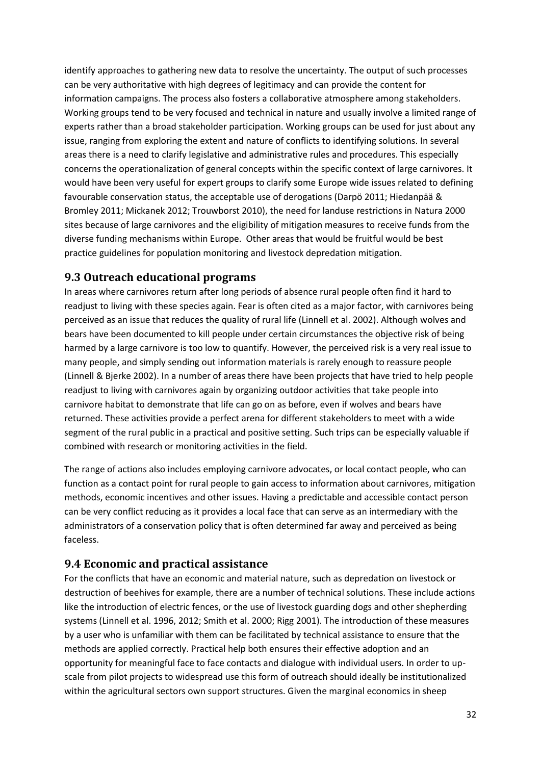identify approaches to gathering new data to resolve the uncertainty. The output of such processes can be very authoritative with high degrees of legitimacy and can provide the content for information campaigns. The process also fosters a collaborative atmosphere among stakeholders. Working groups tend to be very focused and technical in nature and usually involve a limited range of experts rather than a broad stakeholder participation. Working groups can be used for just about any issue, ranging from exploring the extent and nature of conflicts to identifying solutions. In several areas there is a need to clarify legislative and administrative rules and procedures. This especially concerns the operationalization of general concepts within the specific context of large carnivores. It would have been very useful for expert groups to clarify some Europe wide issues related to defining favourable conservation status, the acceptable use of derogations (Darpö 2011; Hiedanpää & Bromley 2011; Mickanek 2012; Trouwborst 2010), the need for landuse restrictions in Natura 2000 sites because of large carnivores and the eligibility of mitigation measures to receive funds from the diverse funding mechanisms within Europe. Other areas that would be fruitful would be best practice guidelines for population monitoring and livestock depredation mitigation.

## 9.3 Outreach educational programs

In areas where carnivores return after long periods of absence rural people often find it hard to readjust to living with these species again. Fear is often cited as a major factor, with carnivores being perceived as an issue that reduces the quality of rural life (Linnell et al. 2002). Although wolves and bears have been documented to kill people under certain circumstances the objective risk of being harmed by a large carnivore is too low to quantify. However, the perceived risk is a very real issue to many people, and simply sending out information materials is rarely enough to reassure people (Linnell & Bjerke 2002). In a number of areas there have been projects that have tried to help people readjust to living with carnivores again by organizing outdoor activities that take people into carnivore habitat to demonstrate that life can go on as before, even if wolves and bears have returned. These activities provide a perfect arena for different stakeholders to meet with a wide segment of the rural public in a practical and positive setting. Such trips can be especially valuable if combined with research or monitoring activities in the field.

The range of actions also includes employing carnivore advocates, or local contact people, who can function as a contact point for rural people to gain access to information about carnivores, mitigation methods, economic incentives and other issues. Having a predictable and accessible contact person can be very conflict reducing as it provides a local face that can serve as an intermediary with the administrators of a conservation policy that is often determined far away and perceived as being faceless.

## 9.4 Economic and practical assistance

For the conflicts that have an economic and material nature, such as depredation on livestock or destruction of beehives for example, there are a number of technical solutions. These include actions like the introduction of electric fences, or the use of livestock guarding dogs and other shepherding systems (Linnell et al. 1996, 2012; Smith et al. 2000; Rigg 2001). The introduction of these measures by a user who is unfamiliar with them can be facilitated by technical assistance to ensure that the methods are applied correctly. Practical help both ensures their effective adoption and an opportunity for meaningful face to face contacts and dialogue with individual users. In order to up-scale from pilot projects to widespread use this form of outreach should ideally be institutionalized within the agricultural sectors own support structures. Given the marginal economics in sheep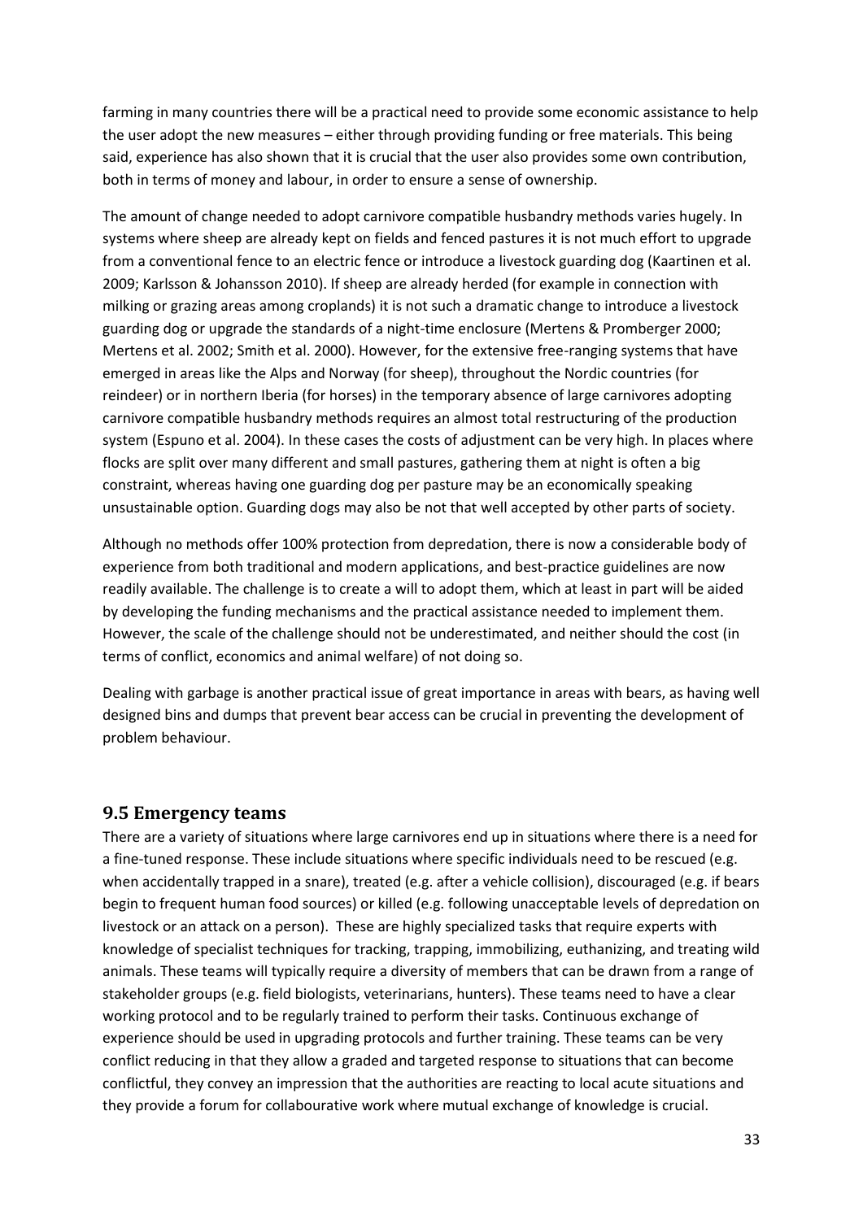farming in many countries there will be a practical need to provide some economic assistance to help the user adopt the new measures – either through providing funding or free materials. This being said, experience has also shown that it is crucial that the user also provides some own contribution, both in terms of money and labour, in order to ensure a sense of ownership.

The amount of change needed to adopt carnivore compatible husbandry methods varies hugely. In systems where sheep are already kept on fields and fenced pastures it is not much effort to upgrade from a conventional fence to an electric fence or introduce a livestock guarding dog (Kaartinen et al. 2009; Karlsson & Johansson 2010). If sheep are already herded (for example in connection with milking or grazing areas among croplands) it is not such a dramatic change to introduce a livestock guarding dog or upgrade the standards of a night-time enclosure (Mertens & Promberger 2000; Mertens et al. 2002; Smith et al. 2000). However, for the extensive free-ranging systems that have emerged in areas like the Alps and Norway (for sheep), throughout the Nordic countries (for reindeer) or in northern Iberia (for horses) in the temporary absence of large carnivores adopting carnivore compatible husbandry methods requires an almost total restructuring of the production system (Espuno et al. 2004). In these cases the costs of adjustment can be very high. In places where flocks are split over many different and small pastures, gathering them at night is often a big constraint, whereas having one guarding dog per pasture may be an economically speaking unsustainable option. Guarding dogs may also be not that well accepted by other parts of society.

Although no methods offer 100% protection from depredation, there is now a considerable body of experience from both traditional and modern applications, and best-practice guidelines are now readily available. The challenge is to create a will to adopt them, which at least in part will be aided by developing the funding mechanisms and the practical assistance needed to implement them. However, the scale of the challenge should not be underestimated, and neither should the cost (in terms of conflict, economics and animal welfare) of not doing so.

Dealing with garbage is another practical issue of great importance in areas with bears, as having well designed bins and dumps that prevent bear access can be crucial in preventing the development of problem behaviour.

## 9.5 Emergency teams

There are a variety of situations where large carnivores end up in situations where there is a need for a fine-tuned response. These include situations where specific individuals need to be rescued (e.g. when accidentally trapped in a snare), treated (e.g. after a vehicle collision), discouraged (e.g. if bears begin to frequent human food sources) or killed (e.g. following unacceptable levels of depredation on livestock or an attack on a person). These are highly specialized tasks that require experts with knowledge of specialist techniques for tracking, trapping, immobilizing, euthanizing, and treating wild animals. These teams will typically require a diversity of members that can be drawn from a range of stakeholder groups (e.g. field biologists, veterinarians, hunters). These teams need to have a clear working protocol and to be regularly trained to perform their tasks. Continuous exchange of experience should be used in upgrading protocols and further training. These teams can be very conflict reducing in that they allow a graded and targeted response to situations that can become conflictful, they convey an impression that the authorities are reacting to local acute situations and they provide a forum for collabourative work where mutual exchange of knowledge is crucial.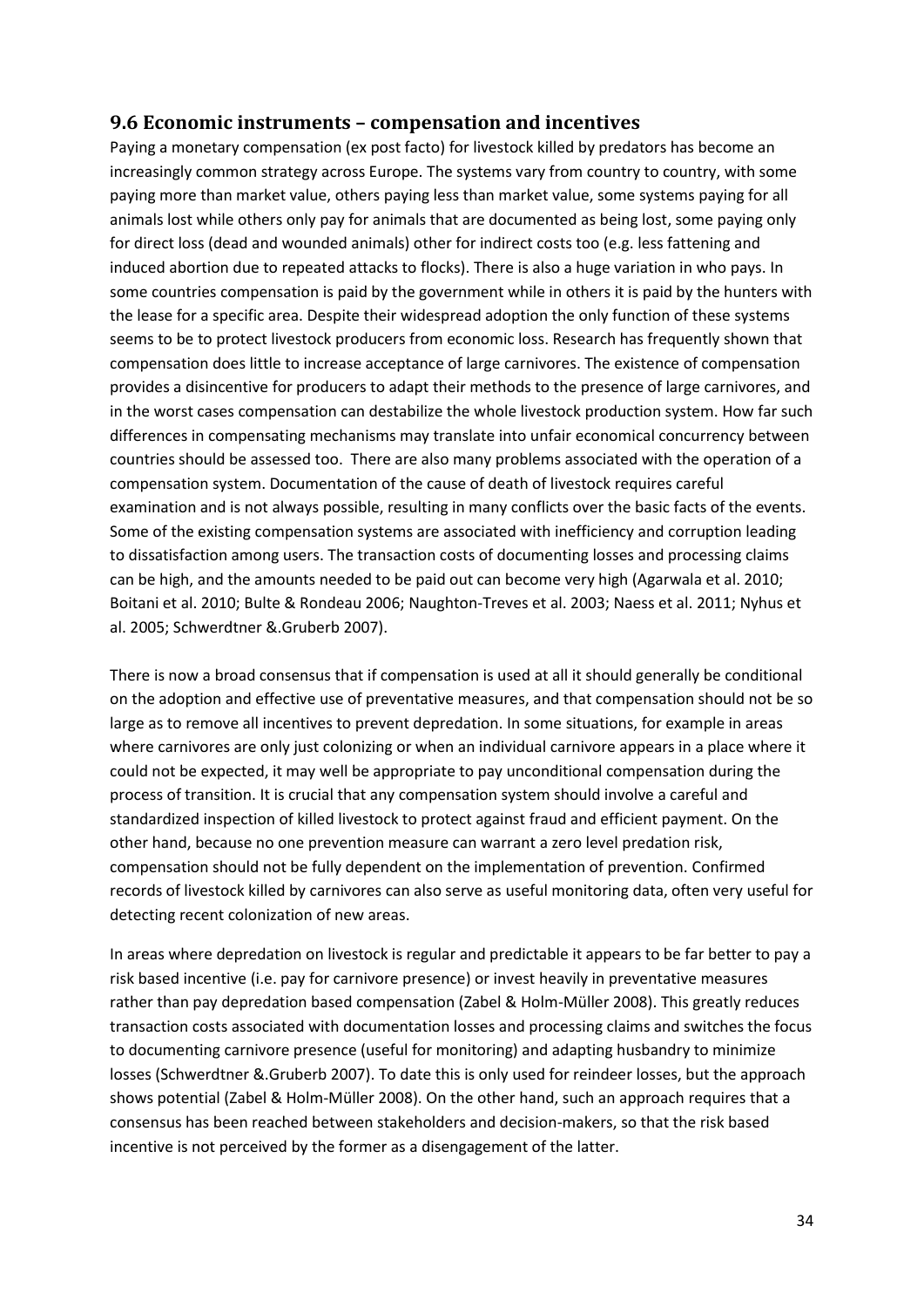## 9.6 Economic instruments – compensation and incentives

Paying a monetary compensation (ex post facto) for livestock killed by predators has become an increasingly common strategy across Europe. The systems vary from country to country, with some paying more than market value, others paying less than market value, some systems paying for all animals lost while others only pay for animals that are documented as being lost, some paying only for direct loss (dead and wounded animals) other for indirect costs too (e.g. less fattening and induced abortion due to repeated attacks to flocks). There is also a huge variation in who pays. In some countries compensation is paid by the government while in others it is paid by the hunters with the lease for a specific area. Despite their widespread adoption the only function of these systems seems to be to protect livestock producers from economic loss. Research has frequently shown that compensation does little to increase acceptance of large carnivores. The existence of compensation provides a disincentive for producers to adapt their methods to the presence of large carnivores, and in the worst cases compensation can destabilize the whole livestock production system. How far such differences in compensating mechanisms may translate into unfair economical concurrency between countries should be assessed too. There are also many problems associated with the operation of a compensation system. Documentation of the cause of death of livestock requires careful examination and is not always possible, resulting in many conflicts over the basic facts of the events. Some of the existing compensation systems are associated with inefficiency and corruption leading to dissatisfaction among users. The transaction costs of documenting losses and processing claims can be high, and the amounts needed to be paid out can become very high (Agarwala et al. 2010; Boitani et al. 2010; Bulte & Rondeau 2006; Naughton-Treves et al. 2003; Naess et al. 2011; Nyhus et al. 2005; Schwerdtner &.Gruberb 2007).

There is now a broad consensus that if compensation is used at all it should generally be conditional on the adoption and effective use of preventative measures, and that compensation should not be so large as to remove all incentives to prevent depredation. In some situations, for example in areas where carnivores are only just colonizing or when an individual carnivore appears in a place where it could not be expected, it may well be appropriate to pay unconditional compensation during the process of transition. It is crucial that any compensation system should involve a careful and standardized inspection of killed livestock to protect against fraud and efficient payment. On the other hand, because no one prevention measure can warrant a zero level predation risk, compensation should not be fully dependent on the implementation of prevention. Confirmed records of livestock killed by carnivores can also serve as useful monitoring data, often very useful for detecting recent colonization of new areas.

In areas where depredation on livestock is regular and predictable it appears to be far better to pay a risk based incentive (i.e. pay for carnivore presence) or invest heavily in preventative measures rather than pay depredation based compensation (Zabel & Holm-Müller 2008). This greatly reduces transaction costs associated with documentation losses and processing claims and switches the focus to documenting carnivore presence (useful for monitoring) and adapting husbandry to minimize losses (Schwerdtner &.Gruberb 2007). To date this is only used for reindeer losses, but the approach shows potential (Zabel & Holm-Müller 2008). On the other hand, such an approach requires that a consensus has been reached between stakeholders and decision-makers, so that the risk based incentive is not perceived by the former as a disengagement of the latter.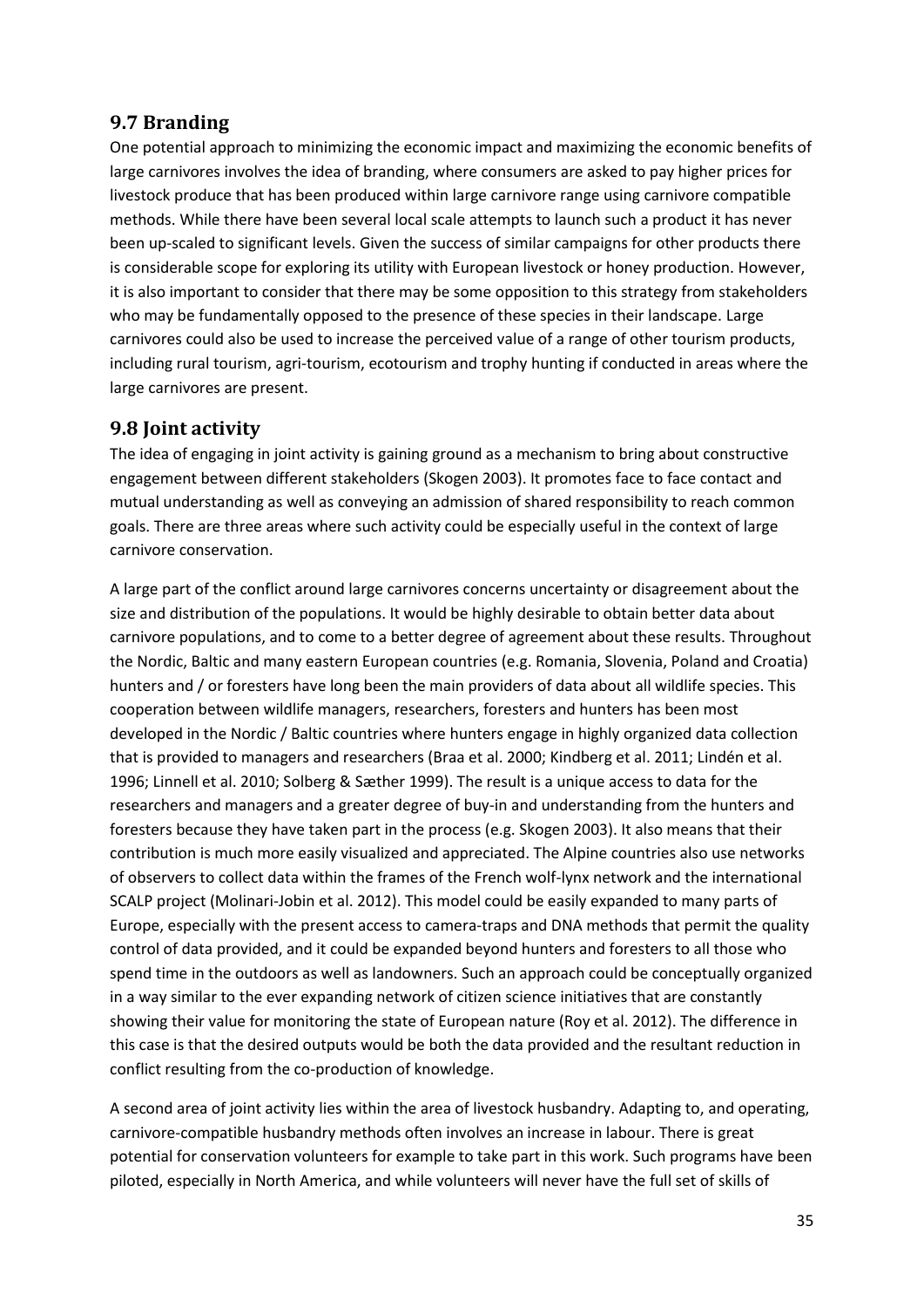## 9.7 Branding

One potential approach to minimizing the economic impact and maximizing the economic benefits of large carnivores involves the idea of branding, where consumers are asked to pay higher prices for livestock produce that has been produced within large carnivore range using carnivore compatible methods. While there have been several local scale attempts to launch such a product it has never been up-scaled to significant levels. Given the success of similar campaigns for other products there is considerable scope for exploring its utility with European livestock or honey production. However, it is also important to consider that there may be some opposition to this strategy from stakeholders who may be fundamentally opposed to the presence of these species in their landscape. Large carnivores could also be used to increase the perceived value of a range of other tourism products, including rural tourism, agri-tourism, ecotourism and trophy hunting if conducted in areas where the large carnivores are present.

## 9.8 Joint activity

The idea of engaging in joint activity is gaining ground as a mechanism to bring about constructive engagement between different stakeholders (Skogen 2003). It promotes face to face contact and mutual understanding as well as conveying an admission of shared responsibility to reach common goals. There are three areas where such activity could be especially useful in the context of large carnivore conservation.

A large part of the conflict around large carnivores concerns uncertainty or disagreement about the size and distribution of the populations. It would be highly desirable to obtain better data about carnivore populations, and to come to a better degree of agreement about these results. Throughout the Nordic, Baltic and many eastern European countries (e.g. Romania, Slovenia, Poland and Croatia) hunters and / or foresters have long been the main providers of data about all wildlife species. This cooperation between wildlife managers, researchers, foresters and hunters has been most developed in the Nordic / Baltic countries where hunters engage in highly organized data collection that is provided to managers and researchers (Braa et al. 2000; Kindberg et al. 2011; Lindén et al. 1996; Linnell et al. 2010; Solberg & Sæther 1999). The result is a unique access to data for the researchers and managers and a greater degree of buy-in and understanding from the hunters and foresters because they have taken part in the process (e.g. Skogen 2003). It also means that their contribution is much more easily visualized and appreciated. The Alpine countries also use networks of observers to collect data within the frames of the French wolf-lynx network and the international SCALP project (Molinari-Jobin et al. 2012). This model could be easily expanded to many parts of Europe, especially with the present access to camera-traps and DNA methods that permit the quality control of data provided, and it could be expanded beyond hunters and foresters to all those who spend time in the outdoors as well as landowners. Such an approach could be conceptually organized in a way similar to the ever expanding network of citizen science initiatives that are constantly showing their value for monitoring the state of European nature (Roy et al. 2012). The difference in this case is that the desired outputs would be both the data provided and the resultant reduction in conflict resulting from the co-production of knowledge.

A second area of joint activity lies within the area of livestock husbandry. Adapting to, and operating, carnivore-compatible husbandry methods often involves an increase in labour. There is great potential for conservation volunteers for example to take part in this work. Such programs have been piloted, especially in North America, and while volunteers will never have the full set of skills of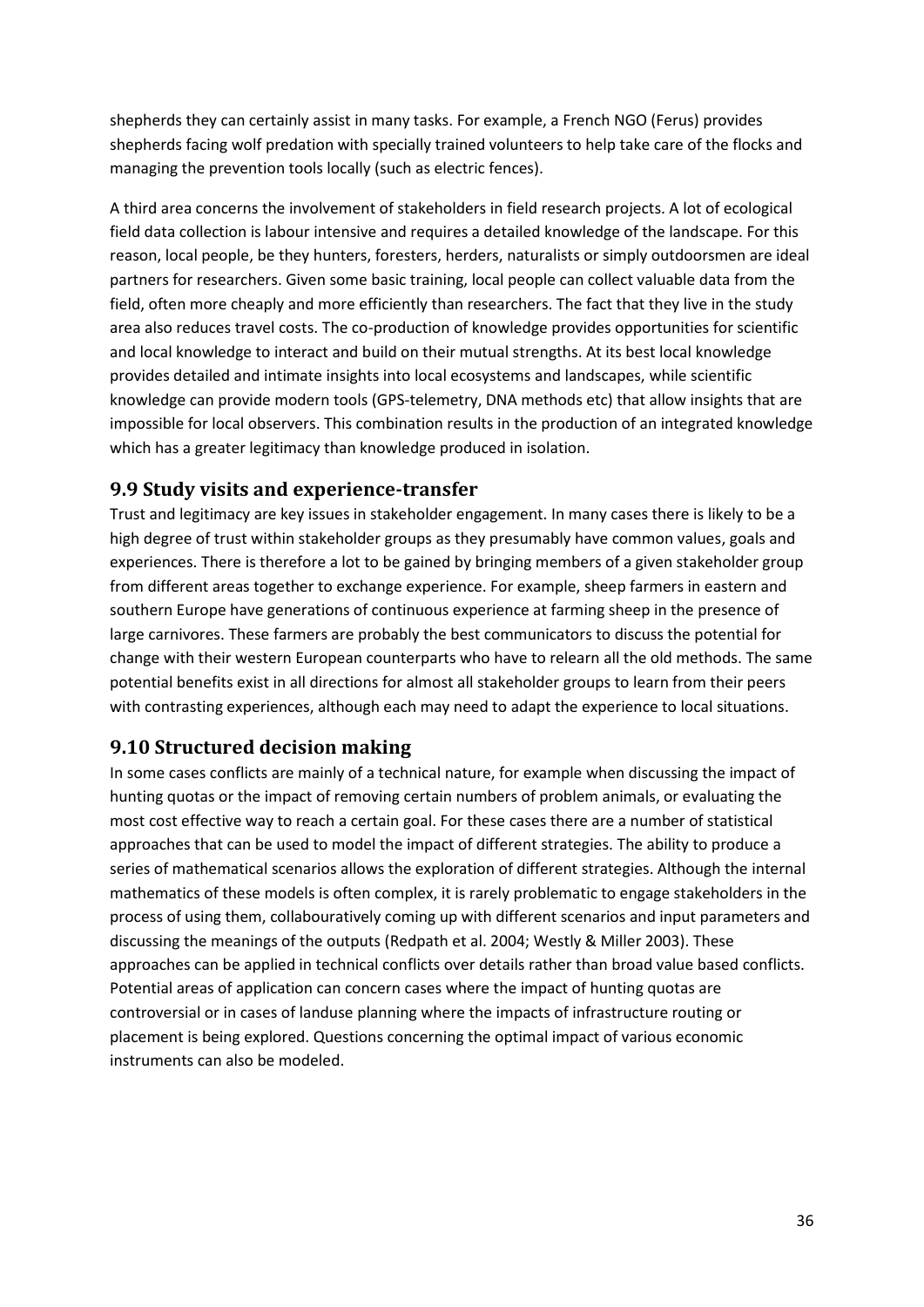shepherds they can certainly assist in many tasks. For example, a French NGO (Ferus) provides shepherds facing wolf predation with specially trained volunteers to help take care of the flocks and managing the prevention tools locally (such as electric fences).

A third area concerns the involvement of stakeholders in field research projects. A lot of ecological field data collection is labour intensive and requires a detailed knowledge of the landscape. For this reason, local people, be they hunters, foresters, herders, naturalists or simply outdoorsmen are ideal partners for researchers. Given some basic training, local people can collect valuable data from the field, often more cheaply and more efficiently than researchers. The fact that they live in the study area also reduces travel costs. The co-production of knowledge provides opportunities for scientific and local knowledge to interact and build on their mutual strengths. At its best local knowledge provides detailed and intimate insights into local ecosystems and landscapes, while scientific knowledge can provide modern tools (GPS-telemetry, DNA methods etc) that allow insights that are impossible for local observers. This combination results in the production of an integrated knowledge which has a greater legitimacy than knowledge produced in isolation.

## 9.9 Study visits and experience-transfer

Trust and legitimacy are key issues in stakeholder engagement. In many cases there is likely to be a high degree of trust within stakeholder groups as they presumably have common values, goals and experiences. There is therefore a lot to be gained by bringing members of a given stakeholder group from different areas together to exchange experience. For example, sheep farmers in eastern and southern Europe have generations of continuous experience at farming sheep in the presence of large carnivores. These farmers are probably the best communicators to discuss the potential for change with their western European counterparts who have to relearn all the old methods. The same potential benefits exist in all directions for almost all stakeholder groups to learn from their peers with contrasting experiences, although each may need to adapt the experience to local situations.

## 9.10 Structured decision making

In some cases conflicts are mainly of a technical nature, for example when discussing the impact of hunting quotas or the impact of removing certain numbers of problem animals, or evaluating the most cost effective way to reach a certain goal. For these cases there are a number of statistical approaches that can be used to model the impact of different strategies. The ability to produce a series of mathematical scenarios allows the exploration of different strategies. Although the internal mathematics of these models is often complex, it is rarely problematic to engage stakeholders in the process of using them, collabouratively coming up with different scenarios and input parameters and discussing the meanings of the outputs (Redpath et al. 2004; Westly & Miller 2003). These approaches can be applied in technical conflicts over details rather than broad value based conflicts. Potential areas of application can concern cases where the impact of hunting quotas are controversial or in cases of landuse planning where the impacts of infrastructure routing or placement is being explored. Questions concerning the optimal impact of various economic instruments can also be modeled.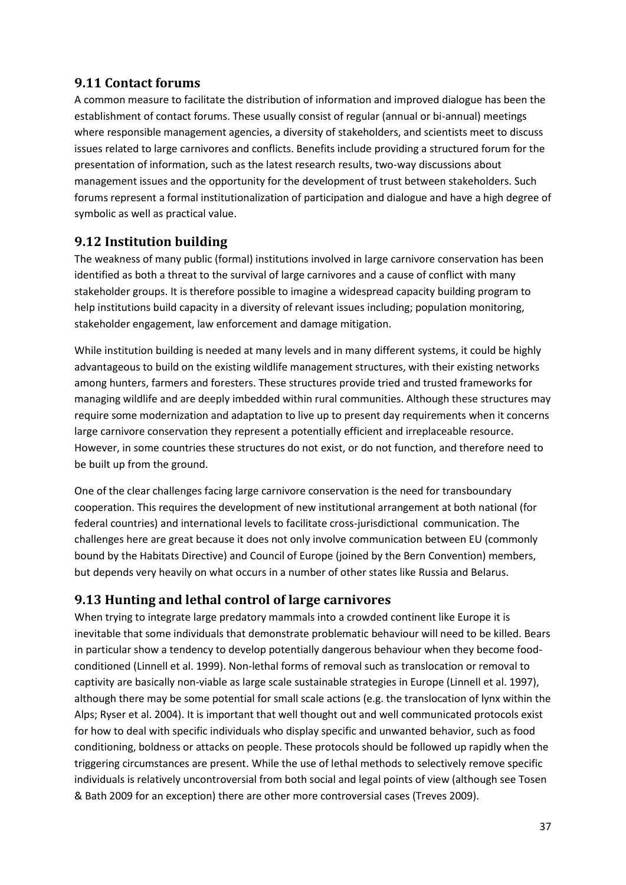## 9.11 Contact forums

A common measure to facilitate the distribution of information and improved dialogue has been the establishment of contact forums. These usually consist of regular (annual or bi-annual) meetings where responsible management agencies, a diversity of stakeholders, and scientists meet to discuss issues related to large carnivores and conflicts. Benefits include providing a structured forum for the presentation of information, such as the latest research results, two-way discussions about management issues and the opportunity for the development of trust between stakeholders. Such forums represent a formal institutionalization of participation and dialogue and have a high degree of symbolic as well as practical value.

## 9.12 Institution building

The weakness of many public (formal) institutions involved in large carnivore conservation has been identified as both a threat to the survival of large carnivores and a cause of conflict with many stakeholder groups. It is therefore possible to imagine a widespread capacity building program to help institutions build capacity in a diversity of relevant issues including; population monitoring, stakeholder engagement, law enforcement and damage mitigation.

While institution building is needed at many levels and in many different systems, it could be highly advantageous to build on the existing wildlife management structures, with their existing networks among hunters, farmers and foresters. These structures provide tried and trusted frameworks for managing wildlife and are deeply imbedded within rural communities. Although these structures may require some modernization and adaptation to live up to present day requirements when it concerns large carnivore conservation they represent a potentially efficient and irreplaceable resource. However, in some countries these structures do not exist, or do not function, and therefore need to be built up from the ground.

One of the clear challenges facing large carnivore conservation is the need for transboundary cooperation. This requires the development of new institutional arrangement at both national (for federal countries) and international levels to facilitate cross-jurisdictional communication. The challenges here are great because it does not only involve communication between EU (commonly bound by the Habitats Directive) and Council of Europe (joined by the Bern Convention) members, but depends very heavily on what occurs in a number of other states like Russia and Belarus.

## 9.13 Hunting and lethal control of large carnivores

When trying to integrate large predatory mammals into a crowded continent like Europe it is inevitable that some individuals that demonstrate problematic behaviour will need to be killed. Bears in particular show a tendency to develop potentially dangerous behaviour when they become food-conditioned (Linnell et al. 1999). Non-lethal forms of removal such as translocation or removal to captivity are basically non-viable as large scale sustainable strategies in Europe (Linnell et al. 1997), although there may be some potential for small scale actions (e.g. the translocation of lynx within the Alps; Ryser et al. 2004). It is important that well thought out and well communicated protocols exist for how to deal with specific individuals who display specific and unwanted behavior, such as food conditioning, boldness or attacks on people. These protocols should be followed up rapidly when the triggering circumstances are present. While the use of lethal methods to selectively remove specific individuals is relatively uncontroversial from both social and legal points of view (although see Tosen & Bath 2009 for an exception) there are other more controversial cases (Treves 2009).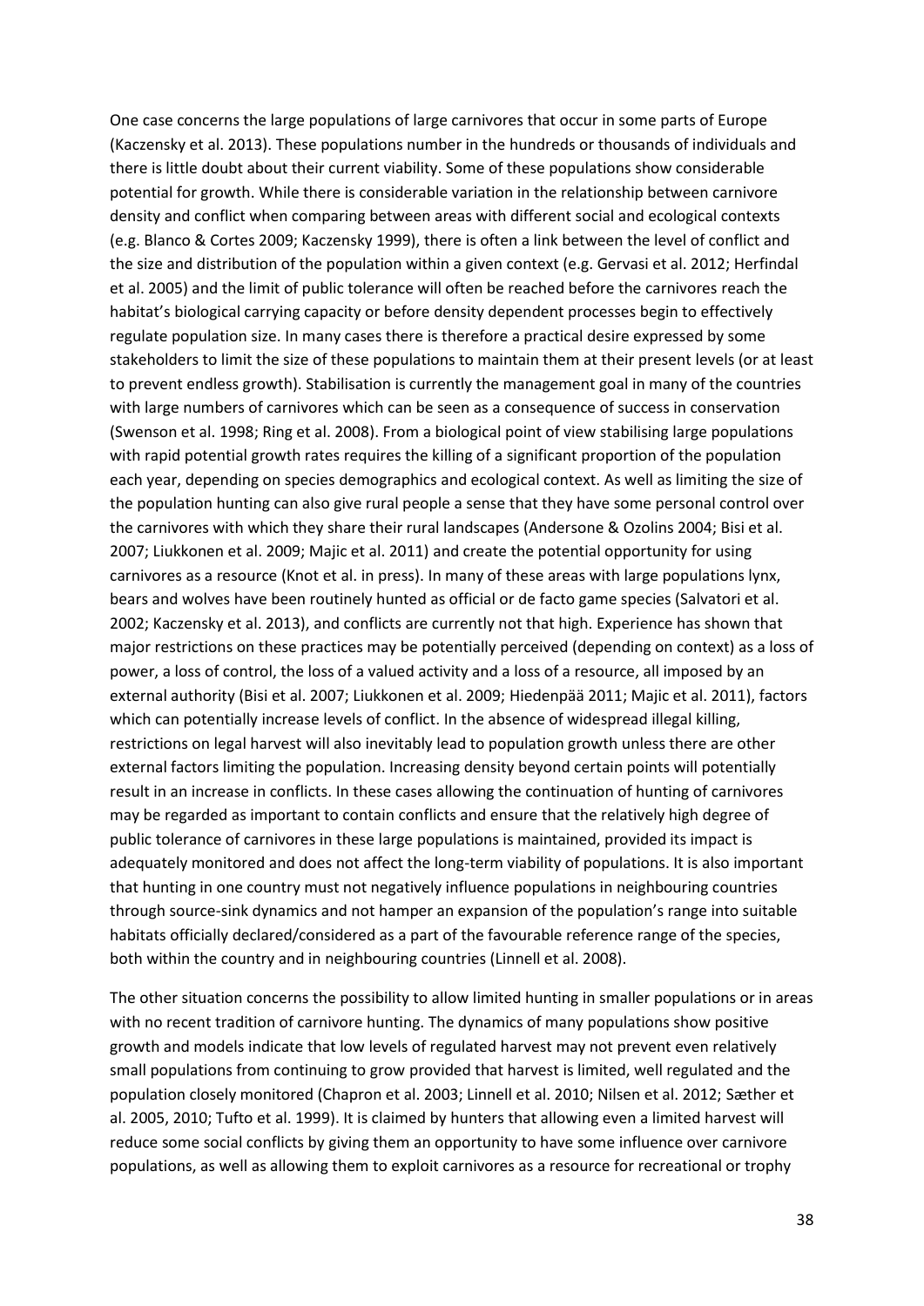One case concerns the large populations of large carnivores that occur in some parts of Europe (Kaczensky et al. 2013). These populations number in the hundreds or thousands of individuals and there is little doubt about their current viability. Some of these populations show considerable potential for growth. While there is considerable variation in the relationship between carnivore density and conflict when comparing between areas with different social and ecological contexts (e.g. Blanco & Cortes 2009; Kaczensky 1999), there is often a link between the level of conflict and the size and distribution of the population within a given context (e.g. Gervasi et al. 2012; Herfindal et al. 2005) and the limit of public tolerance will often be reached before the carnivores reach the habitat's biological carrying capacity or before density dependent processes begin to effectively regulate population size. In many cases there is therefore a practical desire expressed by some stakeholders to limit the size of these populations to maintain them at their present levels (or at least to prevent endless growth). Stabilisation is currently the management goal in many of the countries with large numbers of carnivores which can be seen as a consequence of success in conservation (Swenson et al. 1998; Ring et al. 2008). From a biological point of view stabilising large populations with rapid potential growth rates requires the killing of a significant proportion of the population each year, depending on species demographics and ecological context. As well as limiting the size of the population hunting can also give rural people a sense that they have some personal control over the carnivores with which they share their rural landscapes (Andersone & Ozolins 2004; Bisi et al. 2007; Liukkonen et al. 2009; Majic et al. 2011) and create the potential opportunity for using carnivores as a resource (Knot et al. in press). In many of these areas with large populations lynx, bears and wolves have been routinely hunted as official or de facto game species (Salvatori et al. 2002; Kaczensky et al. 2013), and conflicts are currently not that high. Experience has shown that major restrictions on these practices may be potentially perceived (depending on context) as a loss of power, a loss of control, the loss of a valued activity and a loss of a resource, all imposed by an external authority (Bisi et al. 2007; Liukkonen et al. 2009; Hiedenpää 2011; Majic et al. 2011), factors which can potentially increase levels of conflict. In the absence of widespread illegal killing, restrictions on legal harvest will also inevitably lead to population growth unless there are other external factors limiting the population. Increasing density beyond certain points will potentially result in an increase in conflicts. In these cases allowing the continuation of hunting of carnivores may be regarded as important to contain conflicts and ensure that the relatively high degree of public tolerance of carnivores in these large populations is maintained, provided its impact is adequately monitored and does not affect the long-term viability of populations. It is also important that hunting in one country must not negatively influence populations in neighbouring countries through source-sink dynamics and not hamper an expansion of the population's range into suitable habitats officially declared/considered as a part of the favourable reference range of the species, both within the country and in neighbouring countries (Linnell et al. 2008).

The other situation concerns the possibility to allow limited hunting in smaller populations or in areas with no recent tradition of carnivore hunting. The dynamics of many populations show positive growth and models indicate that low levels of regulated harvest may not prevent even relatively small populations from continuing to grow provided that harvest is limited, well regulated and the population closely monitored (Chapron et al. 2003; Linnell et al. 2010; Nilsen et al. 2012; Sæther et al. 2005, 2010; Tufto et al. 1999). It is claimed by hunters that allowing even a limited harvest will reduce some social conflicts by giving them an opportunity to have some influence over carnivore populations, as well as allowing them to exploit carnivores as a resource for recreational or trophy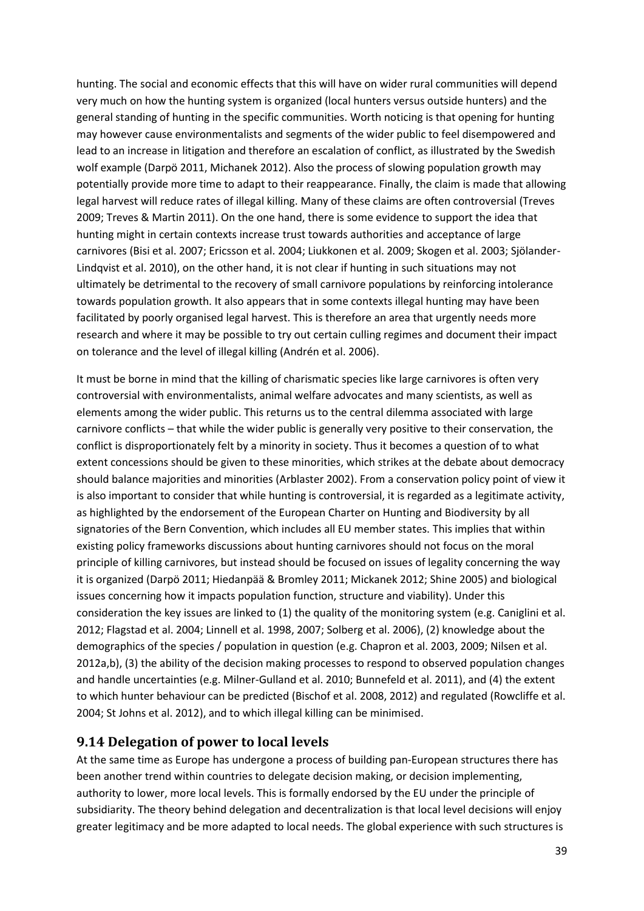hunting. The social and economic effects that this will have on wider rural communities will depend very much on how the hunting system is organized (local hunters versus outside hunters) and the general standing of hunting in the specific communities. Worth noticing is that opening for hunting may however cause environmentalists and segments of the wider public to feel disempowered and lead to an increase in litigation and therefore an escalation of conflict, as illustrated by the Swedish wolf example (Darpö 2011, Michanek 2012). Also the process of slowing population growth may potentially provide more time to adapt to their reappearance. Finally, the claim is made that allowing legal harvest will reduce rates of illegal killing. Many of these claims are often controversial (Treves 2009; Treves & Martin 2011). On the one hand, there is some evidence to support the idea that hunting might in certain contexts increase trust towards authorities and acceptance of large carnivores (Bisi et al. 2007; Ericsson et al. 2004; Liukkonen et al. 2009; Skogen et al. 2003; Sjölander-Lindqvist et al. 2010), on the other hand, it is not clear if hunting in such situations may not ultimately be detrimental to the recovery of small carnivore populations by reinforcing intolerance towards population growth. It also appears that in some contexts illegal hunting may have been facilitated by poorly organised legal harvest. This is therefore an area that urgently needs more research and where it may be possible to try out certain culling regimes and document their impact on tolerance and the level of illegal killing (Andrén et al. 2006).

It must be borne in mind that the killing of charismatic species like large carnivores is often very controversial with environmentalists, animal welfare advocates and many scientists, as well as elements among the wider public. This returns us to the central dilemma associated with large carnivore conflicts – that while the wider public is generally very positive to their conservation, the conflict is disproportionately felt by a minority in society. Thus it becomes a question of to what extent concessions should be given to these minorities, which strikes at the debate about democracy should balance majorities and minorities (Arblaster 2002). From a conservation policy point of view it is also important to consider that while hunting is controversial, it is regarded as a legitimate activity, as highlighted by the endorsement of the European Charter on Hunting and Biodiversity by all signatories of the Bern Convention, which includes all EU member states. This implies that within existing policy frameworks discussions about hunting carnivores should not focus on the moral principle of killing carnivores, but instead should be focused on issues of legality concerning the way it is organized (Darpö 2011; Hiedanpää & Bromley 2011; Mickanek 2012; Shine 2005) and biological issues concerning how it impacts population function, structure and viability). Under this consideration the key issues are linked to (1) the quality of the monitoring system (e.g. Caniglini et al. 2012; Flagstad et al. 2004; Linnell et al. 1998, 2007; Solberg et al. 2006), (2) knowledge about the demographics of the species / population in question (e.g. Chapron et al. 2003, 2009; Nilsen et al. 2012a,b), (3) the ability of the decision making processes to respond to observed population changes and handle uncertainties (e.g. Milner-Gulland et al. 2010; Bunnefeld et al. 2011), and (4) the extent to which hunter behaviour can be predicted (Bischof et al. 2008, 2012) and regulated (Rowcliffe et al. 2004; St Johns et al. 2012), and to which illegal killing can be minimised.

## 9.14 Delegation of power to local levels

At the same time as Europe has undergone a process of building pan-European structures there has been another trend within countries to delegate decision making, or decision implementing, authority to lower, more local levels. This is formally endorsed by the EU under the principle of subsidiarity. The theory behind delegation and decentralization is that local level decisions will enjoy greater legitimacy and be more adapted to local needs. The global experience with such structures is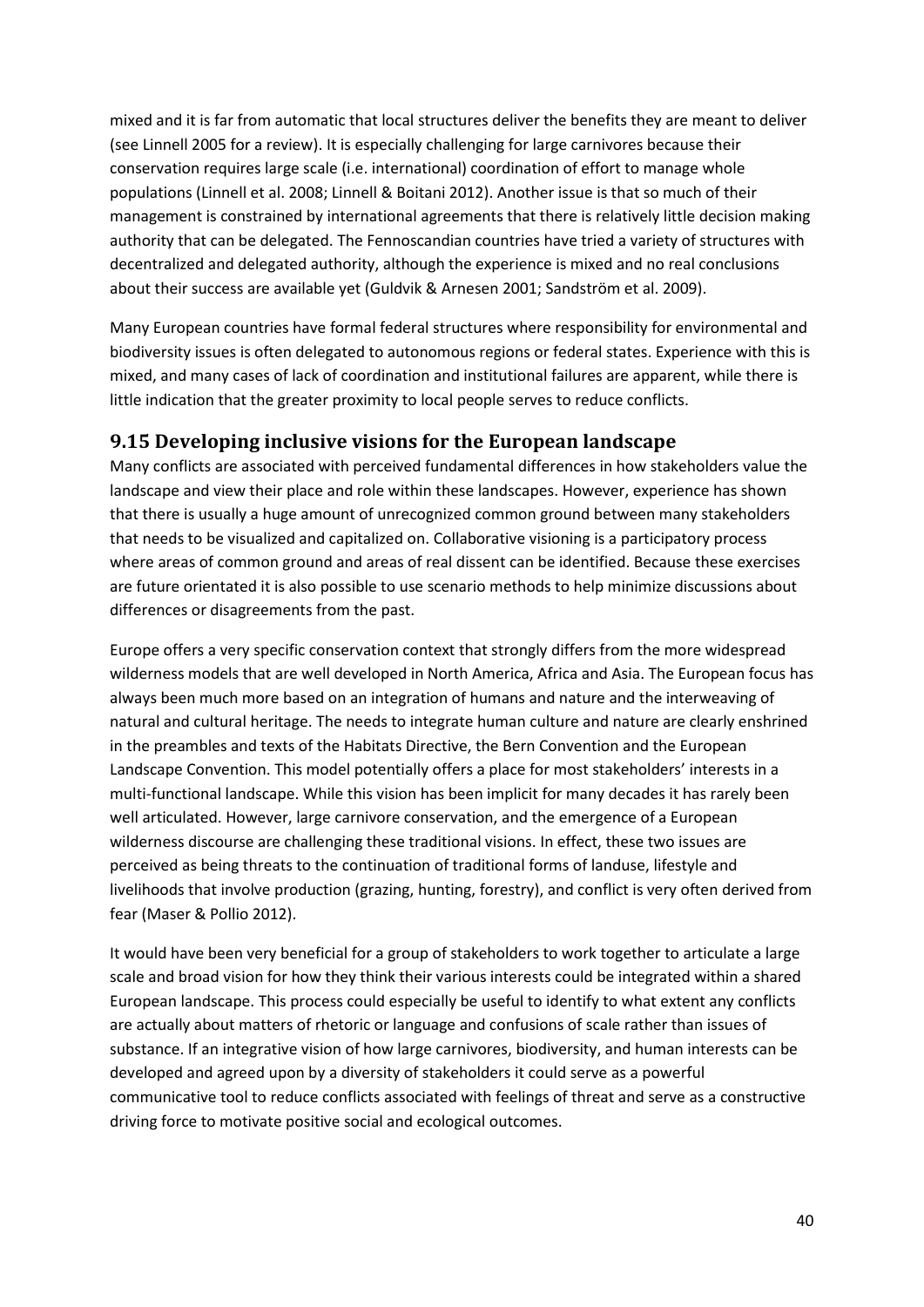mixed and it is far from automatic that local structures deliver the benefits they are meant to deliver (see Linnell 2005 for a review). It is especially challenging for large carnivores because their conservation requires large scale (i.e. international) coordination of effort to manage whole populations (Linnell et al. 2008; Linnell & Boitani 2012). Another issue is that so much of their management is constrained by international agreements that there is relatively little decision making authority that can be delegated. The Fennoscandian countries have tried a variety of structures with decentralized and delegated authority, although the experience is mixed and no real conclusions about their success are available yet (Guldvik & Arnesen 2001; Sandström et al. 2009).

Many European countries have formal federal structures where responsibility for environmental and biodiversity issues is often delegated to autonomous regions or federal states. Experience with this is mixed, and many cases of lack of coordination and institutional failures are apparent, while there is little indication that the greater proximity to local people serves to reduce conflicts.

## 9.15 Developing inclusive visions for the European landscape

Many conflicts are associated with perceived fundamental differences in how stakeholders value the landscape and view their place and role within these landscapes. However, experience has shown that there is usually a huge amount of unrecognized common ground between many stakeholders that needs to be visualized and capitalized on. Collaborative visioning is a participatory process where areas of common ground and areas of real dissent can be identified. Because these exercises are future orientated it is also possible to use scenario methods to help minimize discussions about differences or disagreements from the past.

Europe offers a very specific conservation context that strongly differs from the more widespread wilderness models that are well developed in North America, Africa and Asia. The European focus has always been much more based on an integration of humans and nature and the interweaving of natural and cultural heritage. The needs to integrate human culture and nature are clearly enshrined in the preambles and texts of the Habitats Directive, the Bern Convention and the European Landscape Convention. This model potentially offers a place for most stakeholders' interests in a multi-functional landscape. While this vision has been implicit for many decades it has rarely been well articulated. However, large carnivore conservation, and the emergence of a European wilderness discourse are challenging these traditional visions. In effect, these two issues are perceived as being threats to the continuation of traditional forms of landuse, lifestyle and livelihoods that involve production (grazing, hunting, forestry), and conflict is very often derived from fear (Maser & Pollio 2012).

It would have been very beneficial for a group of stakeholders to work together to articulate a large scale and broad vision for how they think their various interests could be integrated within a shared European landscape. This process could especially be useful to identify to what extent any conflicts are actually about matters of rhetoric or language and confusions of scale rather than issues of substance. If an integrative vision of how large carnivores, biodiversity, and human interests can be developed and agreed upon by a diversity of stakeholders it could serve as a powerful communicative tool to reduce conflicts associated with feelings of threat and serve as a constructive driving force to motivate positive social and ecological outcomes.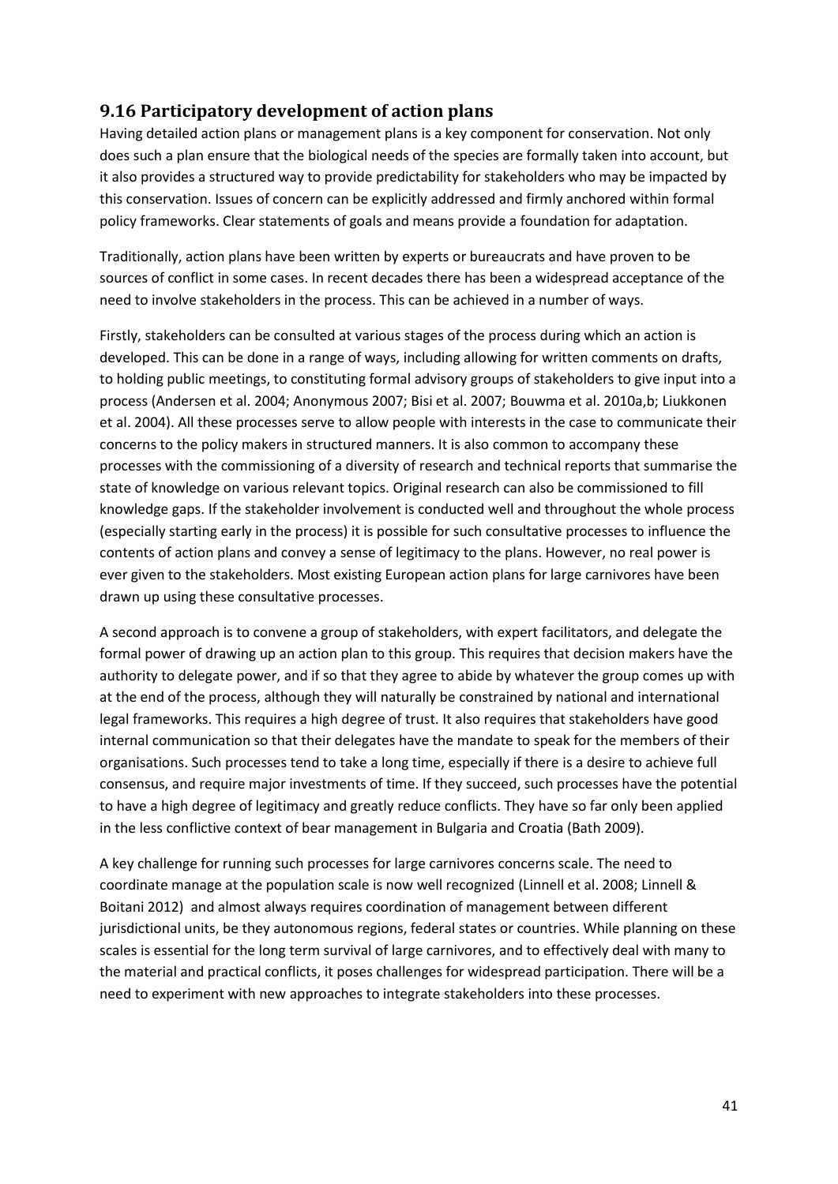## 9.16 Participatory development of action plans

Having detailed action plans or management plans is a key component for conservation. Not only does such a plan ensure that the biological needs of the species are formally taken into account, but it also provides a structured way to provide predictability for stakeholders who may be impacted by this conservation. Issues of concern can be explicitly addressed and firmly anchored within formal policy frameworks. Clear statements of goals and means provide a foundation for adaptation.

Traditionally, action plans have been written by experts or bureaucrats and have proven to be sources of conflict in some cases. In recent decades there has been a widespread acceptance of the need to involve stakeholders in the process. This can be achieved in a number of ways.

Firstly, stakeholders can be consulted at various stages of the process during which an action is developed. This can be done in a range of ways, including allowing for written comments on drafts, to holding public meetings, to constituting formal advisory groups of stakeholders to give input into a process (Andersen et al. 2004; Anonymous 2007; Bisi et al. 2007; Bouwma et al. 2010a,b; Liukkonen et al. 2004). All these processes serve to allow people with interests in the case to communicate their concerns to the policy makers in structured manners. It is also common to accompany these processes with the commissioning of a diversity of research and technical reports that summarise the state of knowledge on various relevant topics. Original research can also be commissioned to fill knowledge gaps. If the stakeholder involvement is conducted well and throughout the whole process (especially starting early in the process) it is possible for such consultative processes to influence the contents of action plans and convey a sense of legitimacy to the plans. However, no real power is ever given to the stakeholders. Most existing European action plans for large carnivores have been drawn up using these consultative processes.

A second approach is to convene a group of stakeholders, with expert facilitators, and delegate the formal power of drawing up an action plan to this group. This requires that decision makers have the authority to delegate power, and if so that they agree to abide by whatever the group comes up with at the end of the process, although they will naturally be constrained by national and international legal frameworks. This requires a high degree of trust. It also requires that stakeholders have good internal communication so that their delegates have the mandate to speak for the members of their organisations. Such processes tend to take a long time, especially if there is a desire to achieve full consensus, and require major investments of time. If they succeed, such processes have the potential to have a high degree of legitimacy and greatly reduce conflicts. They have so far only been applied in the less conflictive context of bear management in Bulgaria and Croatia (Bath 2009).

A key challenge for running such processes for large carnivores concerns scale. The need to coordinate manage at the population scale is now well recognized (Linnell et al. 2008; Linnell & Boitani 2012) and almost always requires coordination of management between different jurisdictional units, be they autonomous regions, federal states or countries. While planning on these scales is essential for the long term survival of large carnivores, and to effectively deal with many to the material and practical conflicts, it poses challenges for widespread participation. There will be a need to experiment with new approaches to integrate stakeholders into these processes.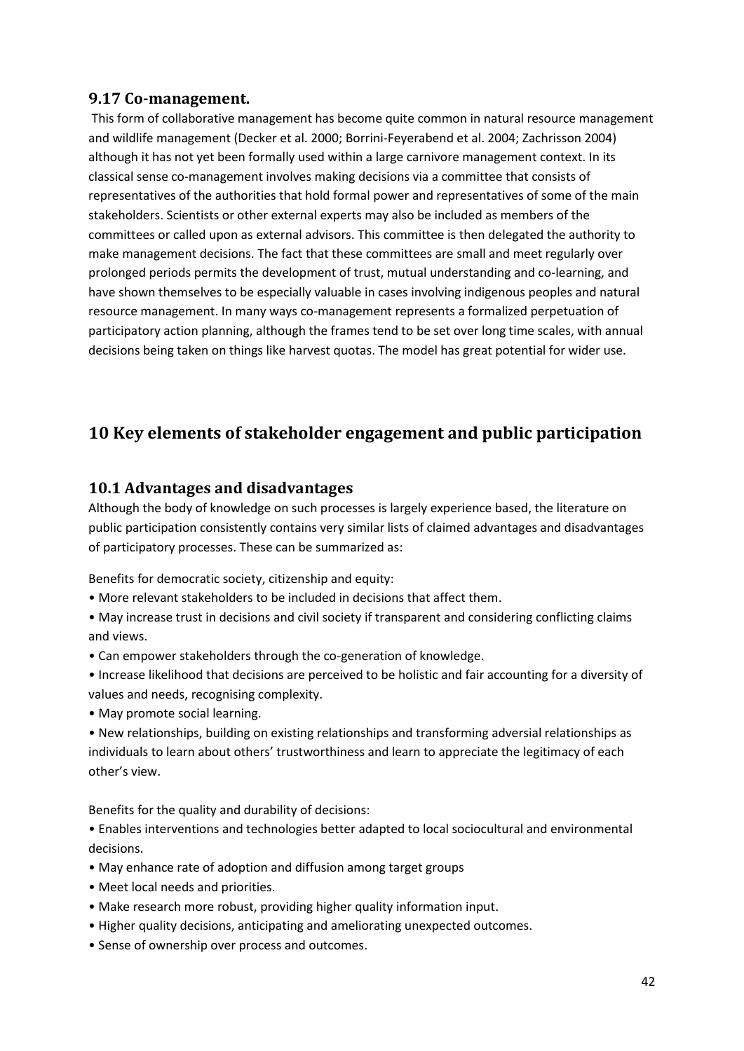### 9.17 Co-management.

This form of collaborative management has become quite common in natural resource management and wildlife management (Decker et al. 2000; Borrini-Feyerabend et al. 2004; Zachrisson 2004) although it has not yet been formally used within a large carnivore management context. In its classical sense co-management involves making decisions via a committee that consists of representatives of the authorities that hold formal power and representatives of some of the main stakeholders. Scientists or other external experts may also be included as members of the committees or called upon as external advisors. This committee is then delegated the authority to make management decisions. The fact that these committees are small and meet regularly over prolonged periods permits the development of trust, mutual understanding and co-learning, and have shown themselves to be especially valuable in cases involving indigenous peoples and natural resource management. In many ways co-management represents a formalized perpetuation of participatory action planning, although the frames tend to be set over long time scales, with annual decisions being taken on things like harvest quotas. The model has great potential for wider use.

## 10 Key elements of stakeholder engagement and public participation

### 10.1 Advantages and disadvantages

Although the body of knowledge on such processes is largely experience based, the literature on public participation consistently contains very similar lists of claimed advantages and disadvantages of participatory processes. These can be summarized as:

Benefits for democratic society, citizenship and equity:

- More relevant stakeholders to be included in decisions that affect them.
- May increase trust in decisions and civil society if transparent and considering conflicting claims and views.
- Can empower stakeholders through the co-generation of knowledge.
- Increase likelihood that decisions are perceived to be holistic and fair accounting for a diversity of values and needs, recognising complexity.
- May promote social learning.
- New relationships, building on existing relationships and transforming adversial relationships as individuals to learn about others' trustworthiness and learn to appreciate the legitimacy of each other's view.

Benefits for the quality and durability of decisions:

- Enables interventions and technologies better adapted to local sociocultural and environmental decisions.
- May enhance rate of adoption and diffusion among target groups
- Meet local needs and priorities.
- Make research more robust, providing higher quality information input.
- Higher quality decisions, anticipating and ameliorating unexpected outcomes.
- Sense of ownership over process and outcomes.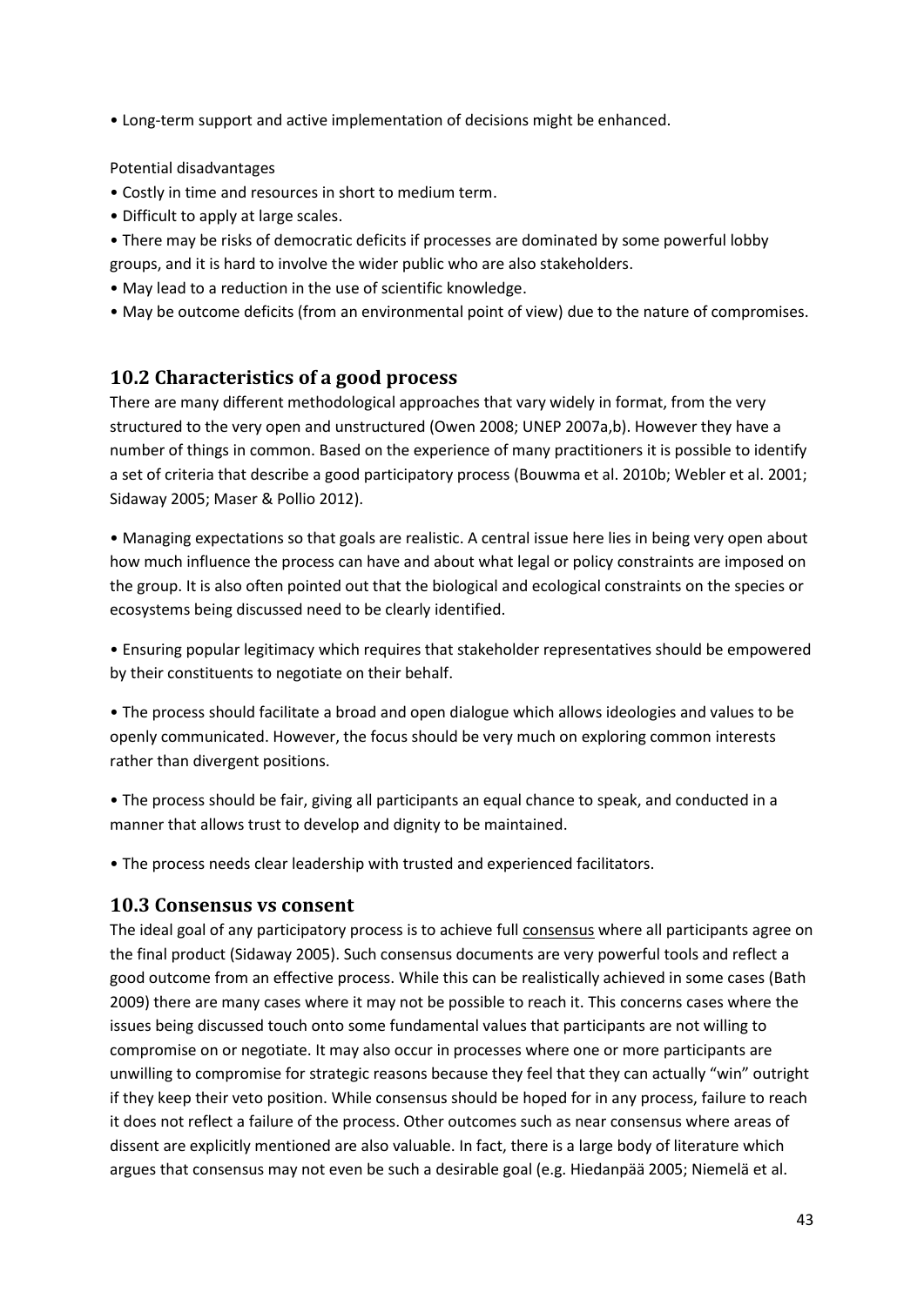- Long-term support and active implementation of decisions might be enhanced.

Potential disadvantages

- Costly in time and resources in short to medium term.
- Difficult to apply at large scales.
- There may be risks of democratic deficits if processes are dominated by some powerful lobby groups, and it is hard to involve the wider public who are also stakeholders.
- May lead to a reduction in the use of scientific knowledge.
- May be outcome deficits (from an environmental point of view) due to the nature of compromises.

## 10.2 Characteristics of a good process

There are many different methodological approaches that vary widely in format, from the very structured to the very open and unstructured (Owen 2008; UNEP 2007a,b). However they have a number of things in common. Based on the experience of many practitioners it is possible to identify a set of criteria that describe a good participatory process (Bouwma et al. 2010b; Webler et al. 2001; Sidaway 2005; Maser & Pollio 2012).

- Managing expectations so that goals are realistic. A central issue here lies in being very open about how much influence the process can have and about what legal or policy constraints are imposed on the group. It is also often pointed out that the biological and ecological constraints on the species or ecosystems being discussed need to be clearly identified.

- Ensuring popular legitimacy which requires that stakeholder representatives should be empowered by their constituents to negotiate on their behalf.

- The process should facilitate a broad and open dialogue which allows ideologies and values to be openly communicated. However, the focus should be very much on exploring common interests rather than divergent positions.

- The process should be fair, giving all participants an equal chance to speak, and conducted in a manner that allows trust to develop and dignity to be maintained.

- The process needs clear leadership with trusted and experienced facilitators.

## 10.3 Consensus vs consent

The ideal goal of any participatory process is to achieve full consensus where all participants agree on the final product (Sidaway 2005). Such consensus documents are very powerful tools and reflect a good outcome from an effective process. While this can be realistically achieved in some cases (Bath 2009) there are many cases where it may not be possible to reach it. This concerns cases where the issues being discussed touch onto some fundamental values that participants are not willing to compromise on or negotiate. It may also occur in processes where one or more participants are unwilling to compromise for strategic reasons because they feel that they can actually "win" outright if they keep their veto position. While consensus should be hoped for in any process, failure to reach it does not reflect a failure of the process. Other outcomes such as near consensus where areas of dissent are explicitly mentioned are also valuable. In fact, there is a large body of literature which argues that consensus may not even be such a desirable goal (e.g. Hiedanpää 2005; Niemelä et al.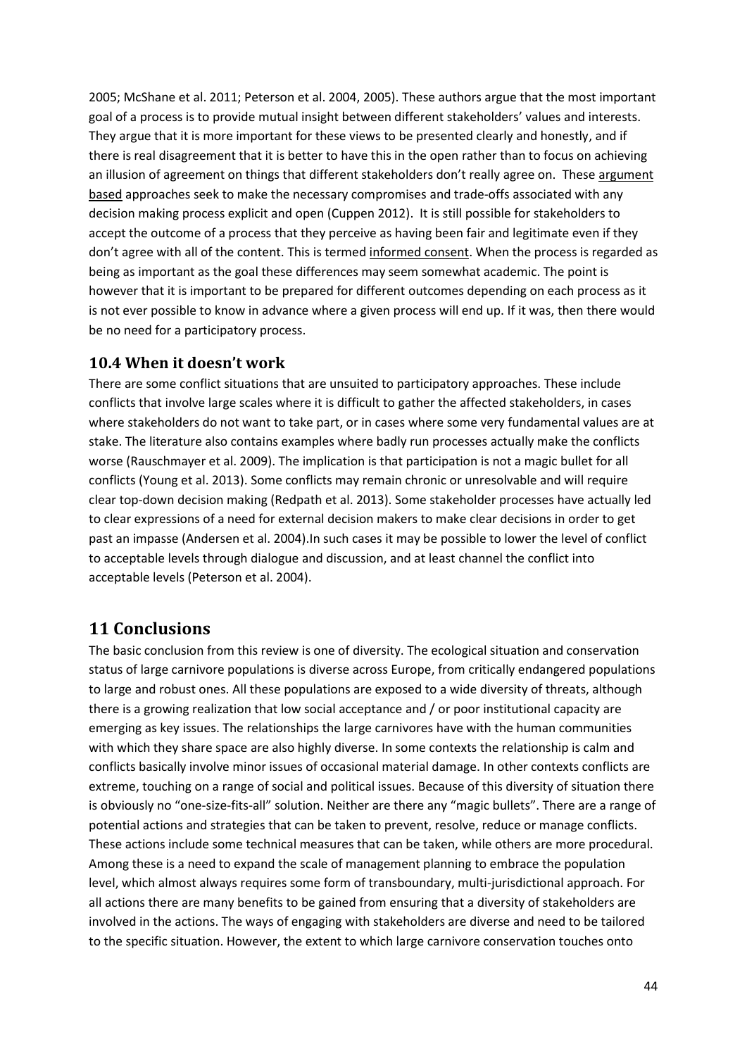2005; McShane et al. 2011; Peterson et al. 2004, 2005). These authors argue that the most important goal of a process is to provide mutual insight between different stakeholders' values and interests. They argue that it is more important for these views to be presented clearly and honestly, and if there is real disagreement that it is better to have this in the open rather than to focus on achieving an illusion of agreement on things that different stakeholders don't really agree on. These argument based approaches seek to make the necessary compromises and trade-offs associated with any decision making process explicit and open (Cuppen 2012). It is still possible for stakeholders to accept the outcome of a process that they perceive as having been fair and legitimate even if they don't agree with all of the content. This is termed informed consent. When the process is regarded as being as important as the goal these differences may seem somewhat academic. The point is however that it is important to be prepared for different outcomes depending on each process as it is not ever possible to know in advance where a given process will end up. If it was, then there would be no need for a participatory process.

### 10.4 When it doesn't work

There are some conflict situations that are unsuited to participatory approaches. These include conflicts that involve large scales where it is difficult to gather the affected stakeholders, in cases where stakeholders do not want to take part, or in cases where some very fundamental values are at stake. The literature also contains examples where badly run processes actually make the conflicts worse (Rauschmayer et al. 2009). The implication is that participation is not a magic bullet for all conflicts (Young et al. 2013). Some conflicts may remain chronic or unresolvable and will require clear top-down decision making (Redpath et al. 2013). Some stakeholder processes have actually led to clear expressions of a need for external decision makers to make clear decisions in order to get past an impasse (Andersen et al. 2004).In such cases it may be possible to lower the level of conflict to acceptable levels through dialogue and discussion, and at least channel the conflict into acceptable levels (Peterson et al. 2004).

## 11 Conclusions

The basic conclusion from this review is one of diversity. The ecological situation and conservation status of large carnivore populations is diverse across Europe, from critically endangered populations to large and robust ones. All these populations are exposed to a wide diversity of threats, although there is a growing realization that low social acceptance and / or poor institutional capacity are emerging as key issues. The relationships the large carnivores have with the human communities with which they share space are also highly diverse. In some contexts the relationship is calm and conflicts basically involve minor issues of occasional material damage. In other contexts conflicts are extreme, touching on a range of social and political issues. Because of this diversity of situation there is obviously no "one-size-fits-all" solution. Neither are there any "magic bullets". There are a range of potential actions and strategies that can be taken to prevent, resolve, reduce or manage conflicts. These actions include some technical measures that can be taken, while others are more procedural. Among these is a need to expand the scale of management planning to embrace the population level, which almost always requires some form of transboundary, multi-jurisdictional approach. For all actions there are many benefits to be gained from ensuring that a diversity of stakeholders are involved in the actions. The ways of engaging with stakeholders are diverse and need to be tailored to the specific situation. However, the extent to which large carnivore conservation touches onto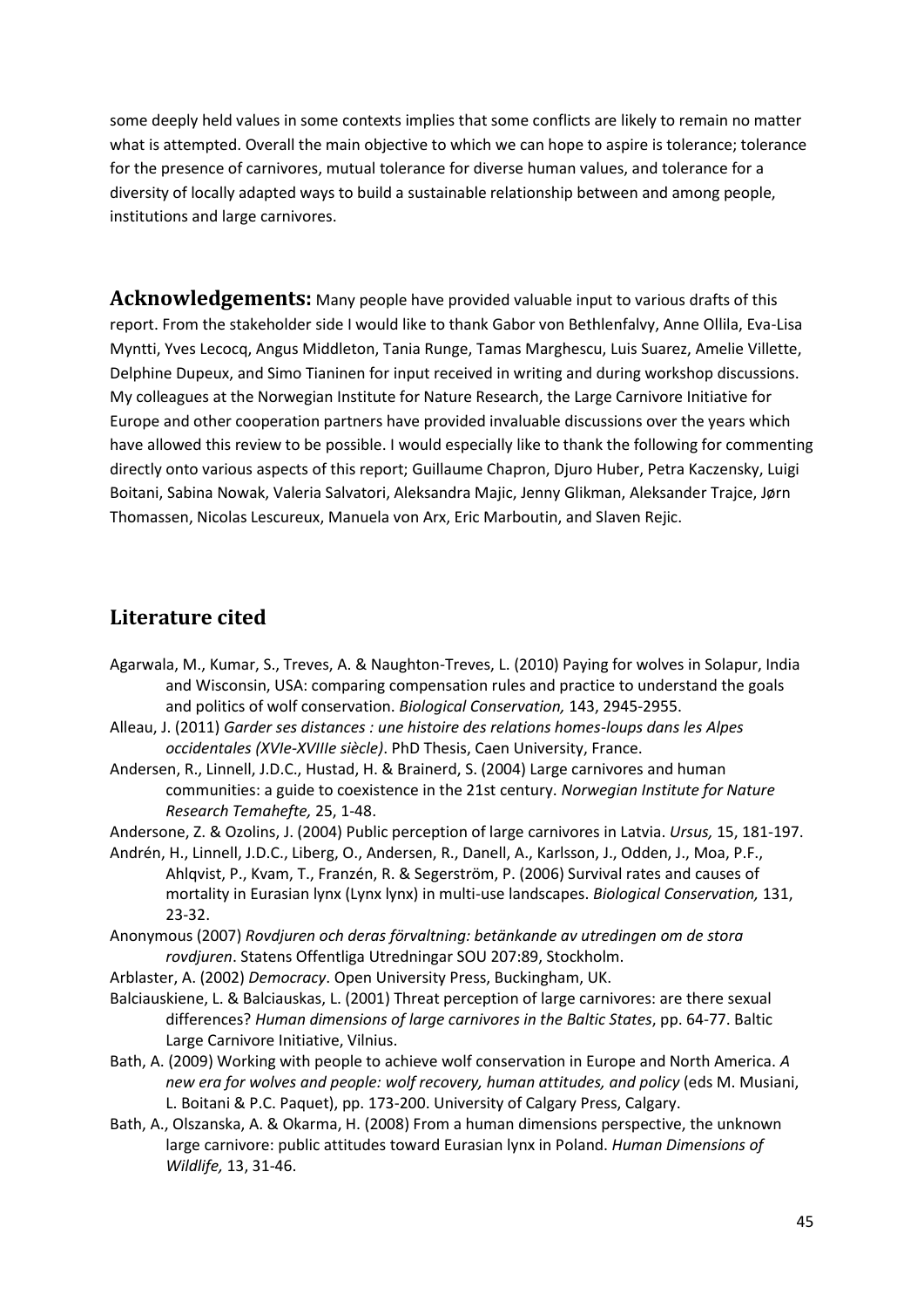some deeply held values in some contexts implies that some conflicts are likely to remain no matter what is attempted. Overall the main objective to which we can hope to aspire is tolerance; tolerance for the presence of carnivores, mutual tolerance for diverse human values, and tolerance for a diversity of locally adapted ways to build a sustainable relationship between and among people, institutions and large carnivores.

**Acknowledgements:** Many people have provided valuable input to various drafts of this report. From the stakeholder side I would like to thank Gabor von Bethlenfalvy, Anne Ollila, Eva-Lisa Myntti, Yves Lecocq, Angus Middleton, Tania Runge, Tamas Marghescu, Luis Suarez, Amelie Villette, Delphine Dupeux, and Simo Tianinen for input received in writing and during workshop discussions. My colleagues at the Norwegian Institute for Nature Research, the Large Carnivore Initiative for Europe and other cooperation partners have provided invaluable discussions over the years which have allowed this review to be possible. I would especially like to thank the following for commenting directly onto various aspects of this report; Guillaume Chapron, Djuro Huber, Petra Kaczensky, Luigi Boitani, Sabina Nowak, Valeria Salvatori, Aleksandra Majic, Jenny Glikman, Aleksander Trajce, Jørn Thomassen, Nicolas Lescureux, Manuela von Arx, Eric Marboutin, and Slaven Rejic.

## Literature cited

Agarwala, M., Kumar, S., Treves, A. & Naughton-Treves, L. (2010) Paying for wolves in Solapur, India and Wisconsin, USA: comparing compensation rules and practice to understand the goals and politics of wolf conservation. *Biological Conservation,* 143, 2945-2955.

Alleau, J. (2011) *Garder ses distances : une histoire des relations homes-loups dans les Alpes occidentales (XVIe-XVIIIe siècle)*. PhD Thesis, Caen University, France.

Andersen, R., Linnell, J.D.C., Hustad, H. & Brainerd, S. (2004) Large carnivores and human communities: a guide to coexistence in the 21st century. *Norwegian Institute for Nature Research Temahefte,* 25, 1-48.

Andersone, Z. & Ozolins, J. (2004) Public perception of large carnivores in Latvia. *Ursus,* 15, 181-197.

Andrén, H., Linnell, J.D.C., Liberg, O., Andersen, R., Danell, A., Karlsson, J., Odden, J., Moa, P.F., Ahlqvist, P., Kvam, T., Franzén, R. & Segerström, P. (2006) Survival rates and causes of mortality in Eurasian lynx (Lynx lynx) in multi-use landscapes. *Biological Conservation,* 131, 23-32.

Anonymous (2007) *Rovdjuren och deras förvaltning: betänkande av utredingen om de stora rovdjuren*. Statens Offentliga Utredningar SOU 207:89, Stockholm.

Arblaster, A. (2002) *Democracy*. Open University Press, Buckingham, UK.

Balciauskiene, L. & Balciauskas, L. (2001) Threat perception of large carnivores: are there sexual differences? *Human dimensions of large carnivores in the Baltic States*, pp. 64-77. Baltic Large Carnivore Initiative, Vilnius.

Bath, A. (2009) Working with people to achieve wolf conservation in Europe and North America. *A new era for wolves and people: wolf recovery, human attitudes, and policy* (eds M. Musiani, L. Boitani & P.C. Paquet), pp. 173-200. University of Calgary Press, Calgary.

Bath, A., Olszanska, A. & Okarma, H. (2008) From a human dimensions perspective, the unknown large carnivore: public attitudes toward Eurasian lynx in Poland. *Human Dimensions of Wildlife,* 13, 31-46.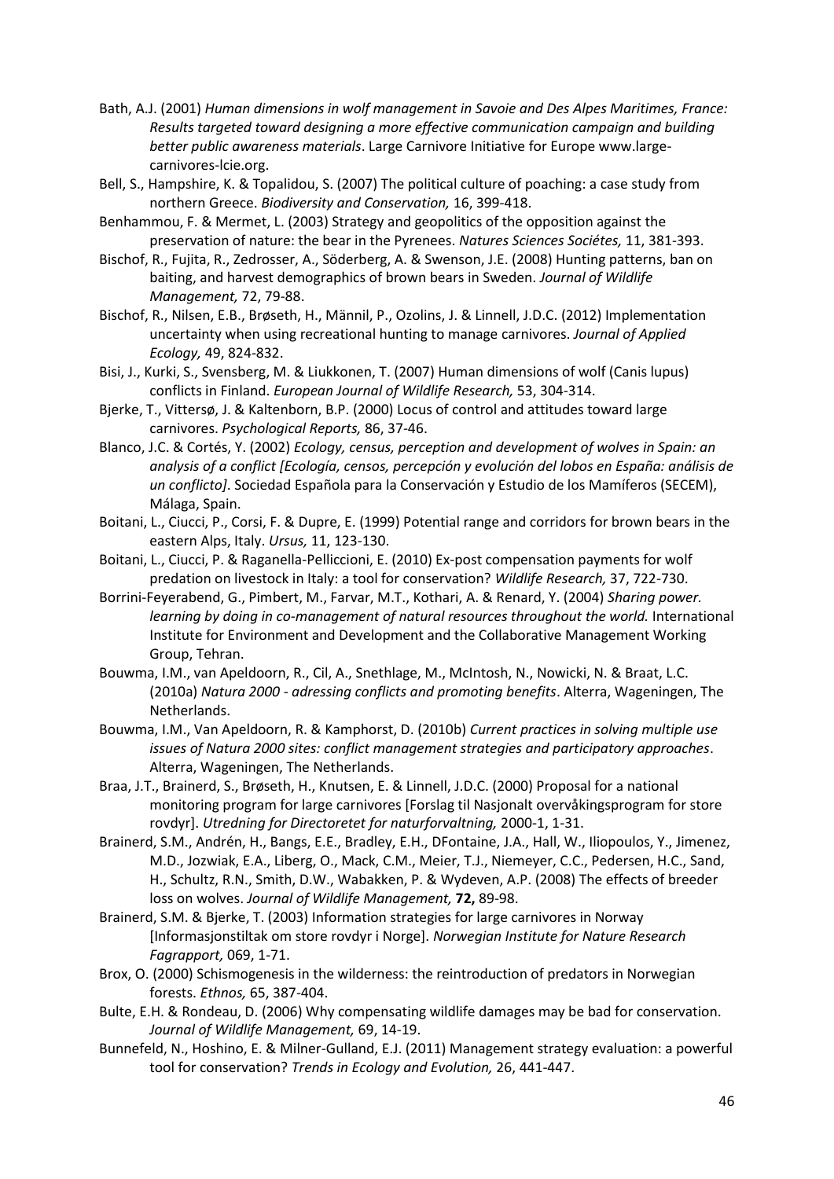Bath, A.J. (2001) *Human dimensions in wolf management in Savoie and Des Alpes Maritimes, France: Results targeted toward designing a more effective communication campaign and building better public awareness materials*. Large Carnivore Initiative for Europe www.large-carnivores-lcie.org.

Bell, S., Hampshire, K. & Topalidou, S. (2007) The political culture of poaching: a case study from northern Greece. *Biodiversity and Conservation,* 16, 399-418.

Benhammou, F. & Mermet, L. (2003) Strategy and geopolitics of the opposition against the preservation of nature: the bear in the Pyrenees. *Natures Sciences Sociétes,* 11, 381-393.

Bischof, R., Fujita, R., Zedrosser, A., Söderberg, A. & Swenson, J.E. (2008) Hunting patterns, ban on baiting, and harvest demographics of brown bears in Sweden. *Journal of Wildlife Management,* 72, 79-88.

Bischof, R., Nilsen, E.B., Brøseth, H., Männil, P., Ozolins, J. & Linnell, J.D.C. (2012) Implementation uncertainty when using recreational hunting to manage carnivores. *Journal of Applied Ecology,* 49, 824-832.

Bisi, J., Kurki, S., Svensberg, M. & Liukkonen, T. (2007) Human dimensions of wolf (Canis lupus) conflicts in Finland. *European Journal of Wildlife Research,* 53, 304-314.

Bjerke, T., Vittersø, J. & Kaltenborn, B.P. (2000) Locus of control and attitudes toward large carnivores. *Psychological Reports,* 86, 37-46.

Blanco, J.C. & Cortés, Y. (2002) *Ecology, census, perception and development of wolves in Spain: an analysis of a conflict [Ecología, censos, percepción y evolución del lobos en España: análisis de un conflicto]*. Sociedad Española para la Conservación y Estudio de los Mamíferos (SECEM), Málaga, Spain.

Boitani, L., Ciucci, P., Corsi, F. & Dupre, E. (1999) Potential range and corridors for brown bears in the eastern Alps, Italy. *Ursus,* 11, 123-130.

Boitani, L., Ciucci, P. & Raganella-Pelliccioni, E. (2010) Ex-post compensation payments for wolf predation on livestock in Italy: a tool for conservation? *Wildlife Research,* 37, 722-730.

Borrini-Feyerabend, G., Pimbert, M., Farvar, M.T., Kothari, A. & Renard, Y. (2004) *Sharing power. learning by doing in co-management of natural resources throughout the world.* International Institute for Environment and Development and the Collaborative Management Working Group, Tehran.

Bouwma, I.M., van Apeldoorn, R., Cil, A., Snethlage, M., McIntosh, N., Nowicki, N. & Braat, L.C. (2010a) *Natura 2000 - adressing conflicts and promoting benefits*. Alterra, Wageningen, The Netherlands.

Bouwma, I.M., Van Apeldoorn, R. & Kamphorst, D. (2010b) *Current practices in solving multiple use issues of Natura 2000 sites: conflict management strategies and participatory approaches*. Alterra, Wageningen, The Netherlands.

Braa, J.T., Brainerd, S., Brøseth, H., Knutsen, E. & Linnell, J.D.C. (2000) Proposal for a national monitoring program for large carnivores [Forslag til Nasjonalt overvåkingsprogram for store rovdyr]. *Utredning for Directoretet for naturforvaltning,* 2000-1, 1-31.

Brainerd, S.M., Andrén, H., Bangs, E.E., Bradley, E.H., DFontaine, J.A., Hall, W., Iliopoulos, Y., Jimenez, M.D., Jozwiak, E.A., Liberg, O., Mack, C.M., Meier, T.J., Niemeyer, C.C., Pedersen, H.C., Sand, H., Schultz, R.N., Smith, D.W., Wabakken, P. & Wydeven, A.P. (2008) The effects of breeder loss on wolves. *Journal of Wildlife Management,* **72,** 89-98.

Brainerd, S.M. & Bjerke, T. (2003) Information strategies for large carnivores in Norway [Informasjonstiltak om store rovdyr i Norge]. *Norwegian Institute for Nature Research Fagrapport,* 069, 1-71.

Brox, O. (2000) Schismogenesis in the wilderness: the reintroduction of predators in Norwegian forests. *Ethnos,* 65, 387-404.

Bulte, E.H. & Rondeau, D. (2006) Why compensating wildlife damages may be bad for conservation. *Journal of Wildlife Management,* 69, 14-19.

Bunnefeld, N., Hoshino, E. & Milner-Gulland, E.J. (2011) Management strategy evaluation: a powerful tool for conservation? *Trends in Ecology and Evolution,* 26, 441-447.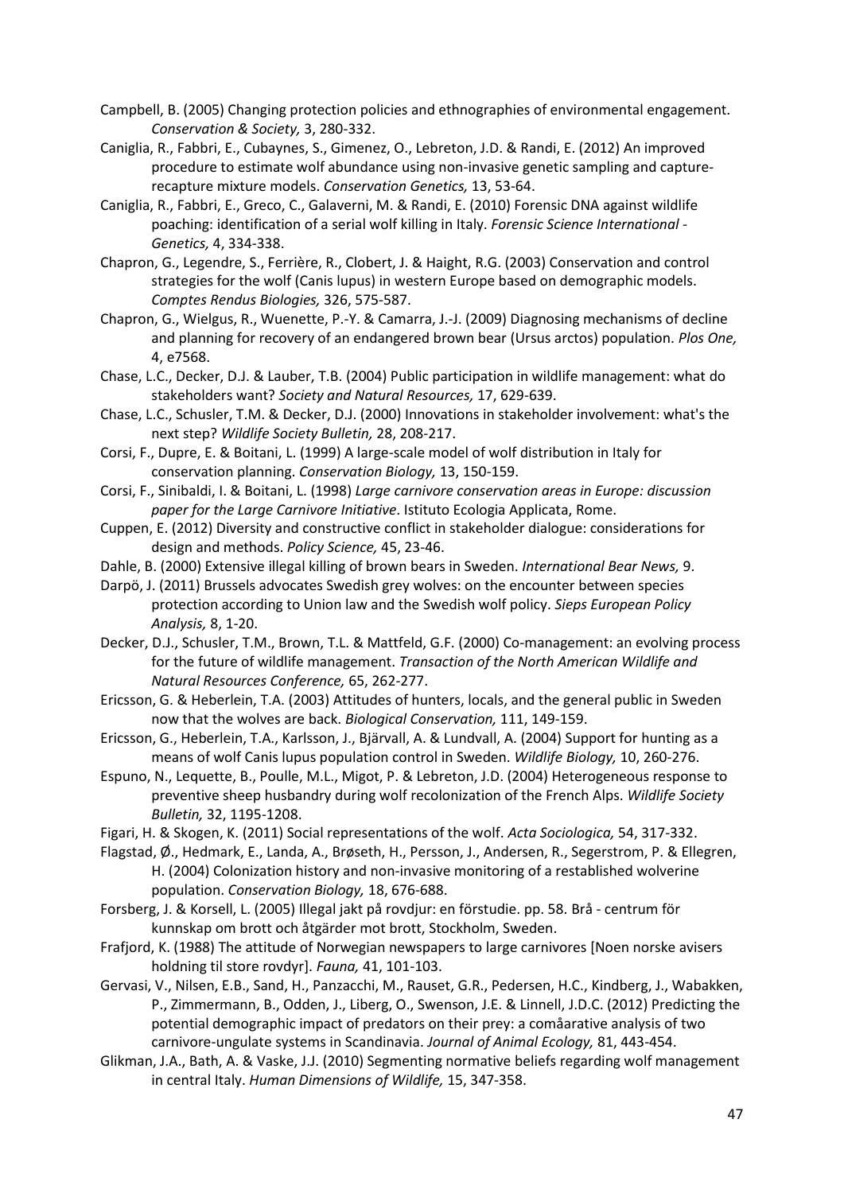Campbell, B. (2005) Changing protection policies and ethnographies of environmental engagement. *Conservation & Society,* 3, 280-332.

Caniglia, R., Fabbri, E., Cubaynes, S., Gimenez, O., Lebreton, J.D. & Randi, E. (2012) An improved procedure to estimate wolf abundance using non-invasive genetic sampling and capture-recapture mixture models. *Conservation Genetics,* 13, 53-64.

Caniglia, R., Fabbri, E., Greco, C., Galaverni, M. & Randi, E. (2010) Forensic DNA against wildlife poaching: identification of a serial wolf killing in Italy. *Forensic Science International - Genetics,* 4, 334-338.

Chapron, G., Legendre, S., Ferrière, R., Clobert, J. & Haight, R.G. (2003) Conservation and control strategies for the wolf (Canis lupus) in western Europe based on demographic models. *Comptes Rendus Biologies,* 326, 575-587.

Chapron, G., Wielgus, R., Wuenette, P.-Y. & Camarra, J.-J. (2009) Diagnosing mechanisms of decline and planning for recovery of an endangered brown bear (Ursus arctos) population. *Plos One,* 4, e7568.

Chase, L.C., Decker, D.J. & Lauber, T.B. (2004) Public participation in wildlife management: what do stakeholders want? *Society and Natural Resources,* 17, 629-639.

Chase, L.C., Schusler, T.M. & Decker, D.J. (2000) Innovations in stakeholder involvement: what's the next step? *Wildlife Society Bulletin,* 28, 208-217.

Corsi, F., Dupre, E. & Boitani, L. (1999) A large-scale model of wolf distribution in Italy for conservation planning. *Conservation Biology,* 13, 150-159.

Corsi, F., Sinibaldi, I. & Boitani, L. (1998) *Large carnivore conservation areas in Europe: discussion paper for the Large Carnivore Initiative*. Istituto Ecologia Applicata, Rome.

Cuppen, E. (2012) Diversity and constructive conflict in stakeholder dialogue: considerations for design and methods. *Policy Science,* 45, 23-46.

Dahle, B. (2000) Extensive illegal killing of brown bears in Sweden. *International Bear News,* 9.

Darpö, J. (2011) Brussels advocates Swedish grey wolves: on the encounter between species protection according to Union law and the Swedish wolf policy. *Sieps European Policy Analysis,* 8, 1-20.

Decker, D.J., Schusler, T.M., Brown, T.L. & Mattfeld, G.F. (2000) Co-management: an evolving process for the future of wildlife management. *Transaction of the North American Wildlife and Natural Resources Conference,* 65, 262-277.

Ericsson, G. & Heberlein, T.A. (2003) Attitudes of hunters, locals, and the general public in Sweden now that the wolves are back. *Biological Conservation,* 111, 149-159.

Ericsson, G., Heberlein, T.A., Karlsson, J., Bjärvall, A. & Lundvall, A. (2004) Support for hunting as a means of wolf Canis lupus population control in Sweden. *Wildlife Biology,* 10, 260-276.

Espuno, N., Lequette, B., Poulle, M.L., Migot, P. & Lebreton, J.D. (2004) Heterogeneous response to preventive sheep husbandry during wolf recolonization of the French Alps. *Wildlife Society Bulletin,* 32, 1195-1208.

Figari, H. & Skogen, K. (2011) Social representations of the wolf. *Acta Sociologica,* 54, 317-332.

Flagstad, Ø., Hedmark, E., Landa, A., Brøseth, H., Persson, J., Andersen, R., Segerstrom, P. & Ellegren, H. (2004) Colonization history and non-invasive monitoring of a restablished wolverine population. *Conservation Biology,* 18, 676-688.

Forsberg, J. & Korsell, L. (2005) Illegal jakt på rovdjur: en förstudie. pp. 58. Brå - centrum för kunnskap om brott och åtgärder mot brott, Stockholm, Sweden.

Frafjord, K. (1988) The attitude of Norwegian newspapers to large carnivores [Noen norske avisers holdning til store rovdyr]. *Fauna,* 41, 101-103.

Gervasi, V., Nilsen, E.B., Sand, H., Panzacchi, M., Rauset, G.R., Pedersen, H.C., Kindberg, J., Wabakken, P., Zimmermann, B., Odden, J., Liberg, O., Swenson, J.E. & Linnell, J.D.C. (2012) Predicting the potential demographic impact of predators on their prey: a comåarative analysis of two carnivore-ungulate systems in Scandinavia. *Journal of Animal Ecology,* 81, 443-454.

Glikman, J.A., Bath, A. & Vaske, J.J. (2010) Segmenting normative beliefs regarding wolf management in central Italy. *Human Dimensions of Wildlife,* 15, 347-358.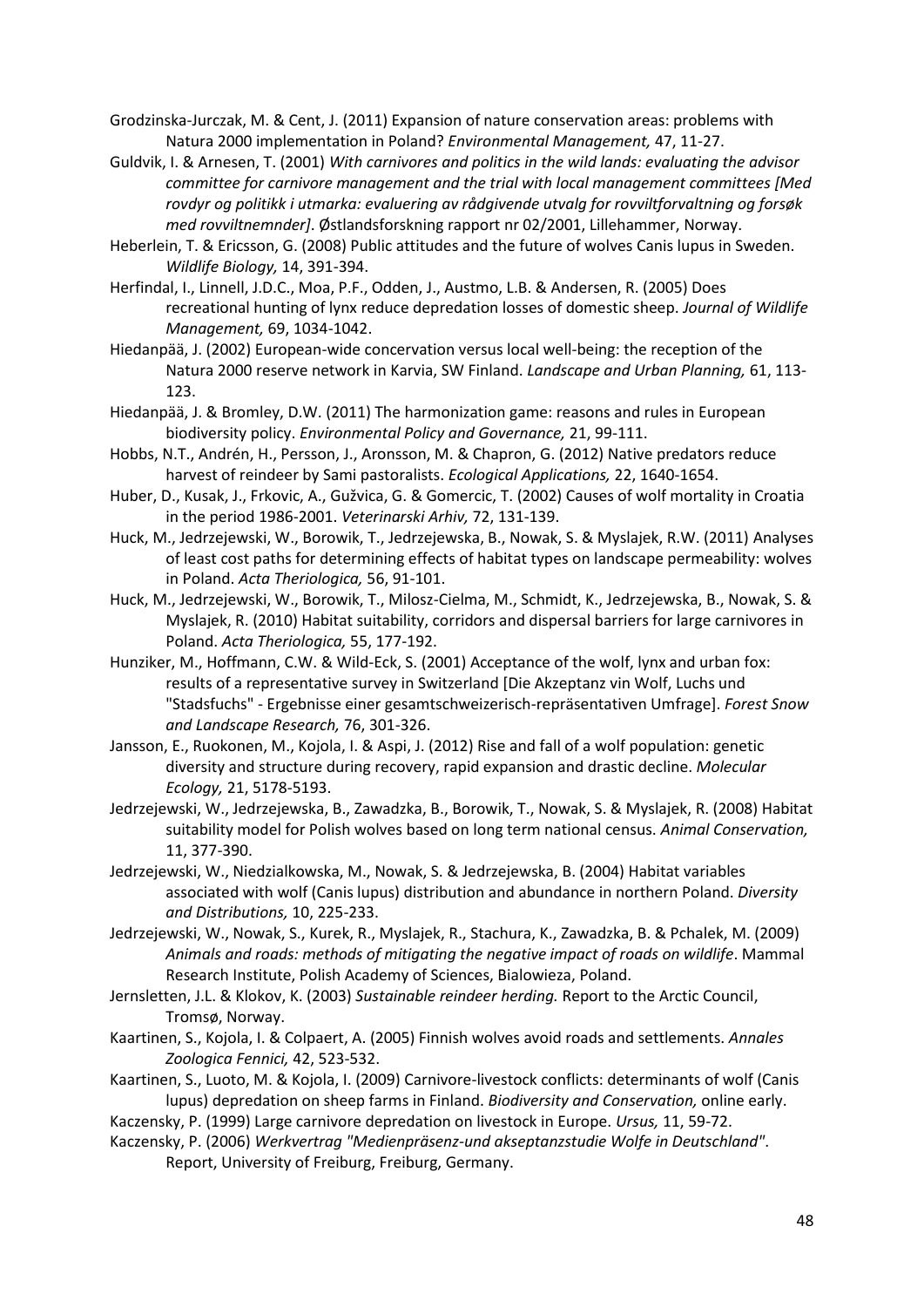Grodzinska-Jurczak, M. & Cent, J. (2011) Expansion of nature conservation areas: problems with Natura 2000 implementation in Poland? *Environmental Management,* 47, 11-27.

Guldvik, I. & Arnesen, T. (2001) *With carnivores and politics in the wild lands: evaluating the advisor committee for carnivore management and the trial with local management committees [Med rovdyr og politikk i utmarka: evaluering av rådgivende utvalg for rovviltforvaltning og forsøk med rovviltnemnder]*. Østlandsforskning rapport nr 02/2001, Lillehammer, Norway.

Heberlein, T. & Ericsson, G. (2008) Public attitudes and the future of wolves Canis lupus in Sweden. *Wildlife Biology,* 14, 391-394.

Herfindal, I., Linnell, J.D.C., Moa, P.F., Odden, J., Austmo, L.B. & Andersen, R. (2005) Does recreational hunting of lynx reduce depredation losses of domestic sheep. *Journal of Wildlife Management,* 69, 1034-1042.

Hiedanpää, J. (2002) European-wide concervation versus local well-being: the reception of the Natura 2000 reserve network in Karvia, SW Finland. *Landscape and Urban Planning,* 61, 113-123.

Hiedanpää, J. & Bromley, D.W. (2011) The harmonization game: reasons and rules in European biodiversity policy. *Environmental Policy and Governance,* 21, 99-111.

Hobbs, N.T., Andrén, H., Persson, J., Aronsson, M. & Chapron, G. (2012) Native predators reduce harvest of reindeer by Sami pastoralists. *Ecological Applications,* 22, 1640-1654.

Huber, D., Kusak, J., Frkovic, A., Gužvica, G. & Gomercic, T. (2002) Causes of wolf mortality in Croatia in the period 1986-2001. *Veterinarski Arhiv,* 72, 131-139.

Huck, M., Jedrzejewski, W., Borowik, T., Jedrzejewska, B., Nowak, S. & Myslajek, R.W. (2011) Analyses of least cost paths for determining effects of habitat types on landscape permeability: wolves in Poland. *Acta Theriologica,* 56, 91-101.

Huck, M., Jedrzejewski, W., Borowik, T., Milosz-Cielma, M., Schmidt, K., Jedrzejewska, B., Nowak, S. & Myslajek, R. (2010) Habitat suitability, corridors and dispersal barriers for large carnivores in Poland. *Acta Theriologica,* 55, 177-192.

Hunziker, M., Hoffmann, C.W. & Wild-Eck, S. (2001) Acceptance of the wolf, lynx and urban fox: results of a representative survey in Switzerland [Die Akzeptanz vin Wolf, Luchs und "Stadsfuchs" - Ergebnisse einer gesamtschweizerisch-repräsentativen Umfrage]. *Forest Snow and Landscape Research,* 76, 301-326.

Jansson, E., Ruokonen, M., Kojola, I. & Aspi, J. (2012) Rise and fall of a wolf population: genetic diversity and structure during recovery, rapid expansion and drastic decline. *Molecular Ecology,* 21, 5178-5193.

Jedrzejewski, W., Jedrzejewska, B., Zawadzka, B., Borowik, T., Nowak, S. & Myslajek, R. (2008) Habitat suitability model for Polish wolves based on long term national census. *Animal Conservation,* 11, 377-390.

Jedrzejewski, W., Niedzialkowska, M., Nowak, S. & Jedrzejewska, B. (2004) Habitat variables associated with wolf (Canis lupus) distribution and abundance in northern Poland. *Diversity and Distributions,* 10, 225-233.

Jedrzejewski, W., Nowak, S., Kurek, R., Myslajek, R., Stachura, K., Zawadzka, B. & Pchalek, M. (2009) *Animals and roads: methods of mitigating the negative impact of roads on wildlife*. Mammal Research Institute, Polish Academy of Sciences, Bialowieza, Poland.

Jernsletten, J.L. & Klokov, K. (2003) *Sustainable reindeer herding.* Report to the Arctic Council, Tromsø, Norway.

Kaartinen, S., Kojola, I. & Colpaert, A. (2005) Finnish wolves avoid roads and settlements. *Annales Zoologica Fennici,* 42, 523-532.

Kaartinen, S., Luoto, M. & Kojola, I. (2009) Carnivore-livestock conflicts: determinants of wolf (Canis lupus) depredation on sheep farms in Finland. *Biodiversity and Conservation,* online early.

Kaczensky, P. (1999) Large carnivore depredation on livestock in Europe. *Ursus,* 11, 59-72.

Kaczensky, P. (2006) *Werkvertrag "Medienpräsenz-und akseptanzstudie Wolfe in Deutschland"*. Report, University of Freiburg, Freiburg, Germany.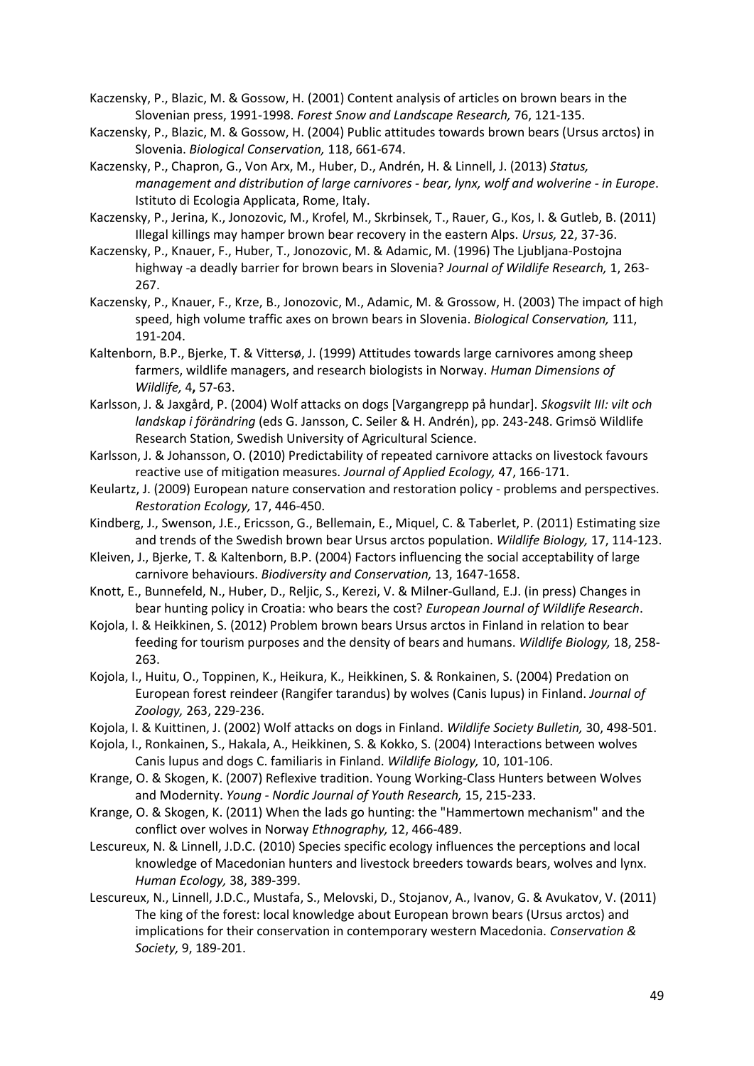Kaczensky, P., Blazic, M. & Gossow, H. (2001) Content analysis of articles on brown bears in the Slovenian press, 1991-1998. *Forest Snow and Landscape Research,* 76, 121-135.

Kaczensky, P., Blazic, M. & Gossow, H. (2004) Public attitudes towards brown bears (Ursus arctos) in Slovenia. *Biological Conservation,* 118, 661-674.

Kaczensky, P., Chapron, G., Von Arx, M., Huber, D., Andrén, H. & Linnell, J. (2013) *Status, management and distribution of large carnivores - bear, lynx, wolf and wolverine - in Europe*. Istituto di Ecologia Applicata, Rome, Italy.

Kaczensky, P., Jerina, K., Jonozovic, M., Krofel, M., Skrbinsek, T., Rauer, G., Kos, I. & Gutleb, B. (2011) Illegal killings may hamper brown bear recovery in the eastern Alps. *Ursus,* 22, 37-36.

Kaczensky, P., Knauer, F., Huber, T., Jonozovic, M. & Adamic, M. (1996) The Ljubljana-Postojna highway -a deadly barrier for brown bears in Slovenia? *Journal of Wildlife Research,* 1, 263-267.

Kaczensky, P., Knauer, F., Krze, B., Jonozovic, M., Adamic, M. & Grossow, H. (2003) The impact of high speed, high volume traffic axes on brown bears in Slovenia. *Biological Conservation,* 111, 191-204.

Kaltenborn, B.P., Bjerke, T. & Vittersø, J. (1999) Attitudes towards large carnivores among sheep farmers, wildlife managers, and research biologists in Norway. *Human Dimensions of Wildlife,* 4**,** 57-63.

Karlsson, J. & Jaxgård, P. (2004) Wolf attacks on dogs [Vargangrepp på hundar]. *Skogsvilt III: vilt och landskap i förändring* (eds G. Jansson, C. Seiler & H. Andrén), pp. 243-248. Grimsö Wildlife Research Station, Swedish University of Agricultural Science.

Karlsson, J. & Johansson, O. (2010) Predictability of repeated carnivore attacks on livestock favours reactive use of mitigation measures. *Journal of Applied Ecology,* 47, 166-171.

Keulartz, J. (2009) European nature conservation and restoration policy - problems and perspectives. *Restoration Ecology,* 17, 446-450.

Kindberg, J., Swenson, J.E., Ericsson, G., Bellemain, E., Miquel, C. & Taberlet, P. (2011) Estimating size and trends of the Swedish brown bear Ursus arctos population. *Wildlife Biology,* 17, 114-123.

Kleiven, J., Bjerke, T. & Kaltenborn, B.P. (2004) Factors influencing the social acceptability of large carnivore behaviours. *Biodiversity and Conservation,* 13, 1647-1658.

Knott, E., Bunnefeld, N., Huber, D., Reljic, S., Kerezi, V. & Milner-Gulland, E.J. (in press) Changes in bear hunting policy in Croatia: who bears the cost? *European Journal of Wildlife Research*.

Kojola, I. & Heikkinen, S. (2012) Problem brown bears Ursus arctos in Finland in relation to bear feeding for tourism purposes and the density of bears and humans. *Wildlife Biology,* 18, 258-263.

Kojola, I., Huitu, O., Toppinen, K., Heikura, K., Heikkinen, S. & Ronkainen, S. (2004) Predation on European forest reindeer (Rangifer tarandus) by wolves (Canis lupus) in Finland. *Journal of Zoology,* 263, 229-236.

Kojola, I. & Kuittinen, J. (2002) Wolf attacks on dogs in Finland. *Wildlife Society Bulletin,* 30, 498-501.

Kojola, I., Ronkainen, S., Hakala, A., Heikkinen, S. & Kokko, S. (2004) Interactions between wolves Canis lupus and dogs C. familiaris in Finland. *Wildlife Biology,* 10, 101-106.

Krange, O. & Skogen, K. (2007) Reflexive tradition. Young Working-Class Hunters between Wolves and Modernity. *Young - Nordic Journal of Youth Research,* 15, 215-233.

Krange, O. & Skogen, K. (2011) When the lads go hunting: the "Hammertown mechanism" and the conflict over wolves in Norway *Ethnography,* 12, 466-489.

Lescureux, N. & Linnell, J.D.C. (2010) Species specific ecology influences the perceptions and local knowledge of Macedonian hunters and livestock breeders towards bears, wolves and lynx. *Human Ecology,* 38, 389-399.

Lescureux, N., Linnell, J.D.C., Mustafa, S., Melovski, D., Stojanov, A., Ivanov, G. & Avukatov, V. (2011) The king of the forest: local knowledge about European brown bears (Ursus arctos) and implications for their conservation in contemporary western Macedonia. *Conservation & Society,* 9, 189-201.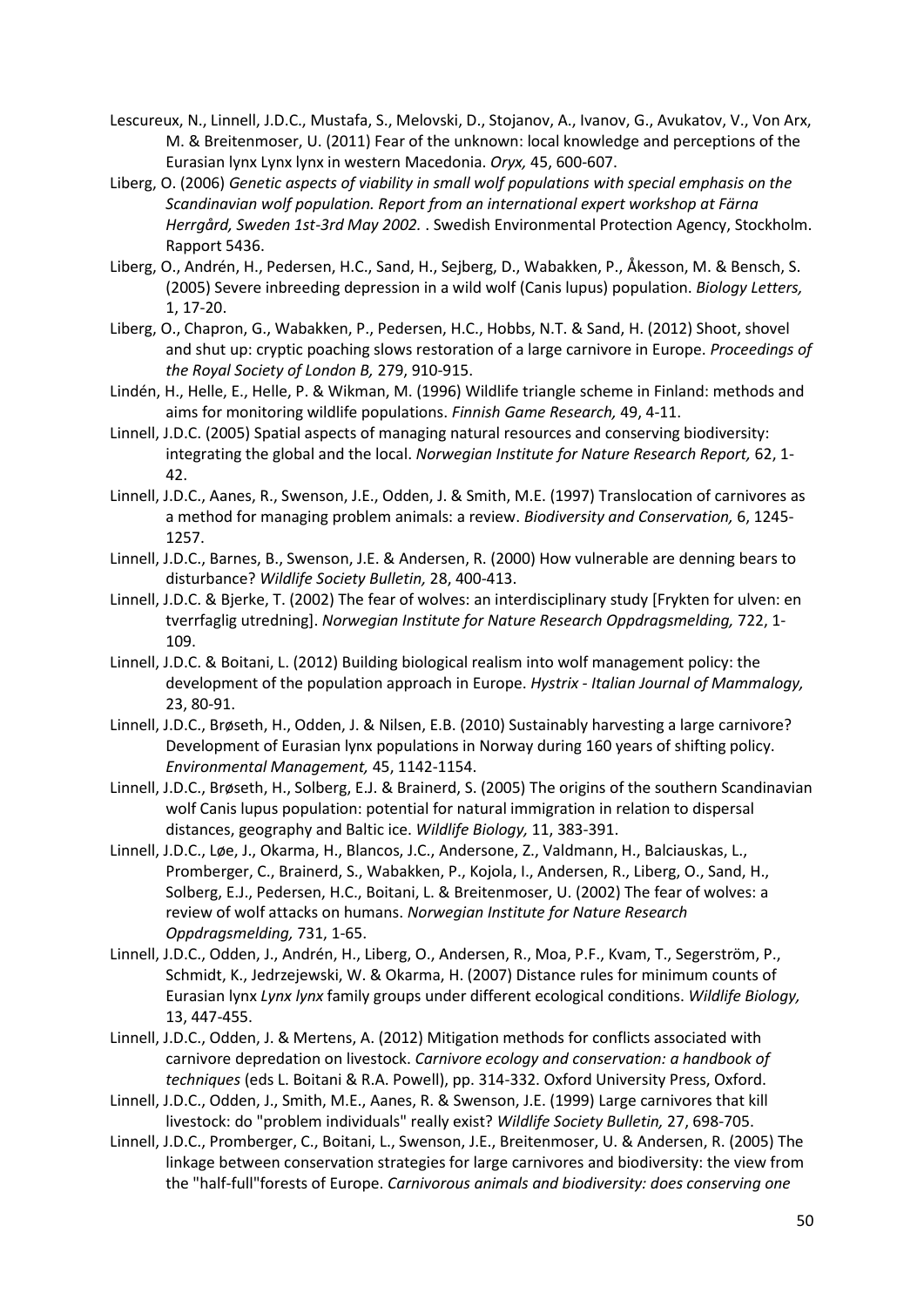Lescureux, N., Linnell, J.D.C., Mustafa, S., Melovski, D., Stojanov, A., Ivanov, G., Avukatov, V., Von Arx, M. & Breitenmoser, U. (2011) Fear of the unknown: local knowledge and perceptions of the Eurasian lynx Lynx lynx in western Macedonia. *Oryx,* 45, 600-607.

Liberg, O. (2006) *Genetic aspects of viability in small wolf populations with special emphasis on the Scandinavian wolf population. Report from an international expert workshop at Färna Herrgård, Sweden 1st-3rd May 2002.* . Swedish Environmental Protection Agency, Stockholm. Rapport 5436.

Liberg, O., Andrén, H., Pedersen, H.C., Sand, H., Sejberg, D., Wabakken, P., Åkesson, M. & Bensch, S. (2005) Severe inbreeding depression in a wild wolf (Canis lupus) population. *Biology Letters,* 1, 17-20.

Liberg, O., Chapron, G., Wabakken, P., Pedersen, H.C., Hobbs, N.T. & Sand, H. (2012) Shoot, shovel and shut up: cryptic poaching slows restoration of a large carnivore in Europe. *Proceedings of the Royal Society of London B,* 279, 910-915.

Lindén, H., Helle, E., Helle, P. & Wikman, M. (1996) Wildlife triangle scheme in Finland: methods and aims for monitoring wildlife populations. *Finnish Game Research,* 49, 4-11.

Linnell, J.D.C. (2005) Spatial aspects of managing natural resources and conserving biodiversity: integrating the global and the local. *Norwegian Institute for Nature Research Report,* 62, 1-42.

Linnell, J.D.C., Aanes, R., Swenson, J.E., Odden, J. & Smith, M.E. (1997) Translocation of carnivores as a method for managing problem animals: a review. *Biodiversity and Conservation,* 6, 1245-1257.

Linnell, J.D.C., Barnes, B., Swenson, J.E. & Andersen, R. (2000) How vulnerable are denning bears to disturbance? *Wildlife Society Bulletin,* 28, 400-413.

Linnell, J.D.C. & Bjerke, T. (2002) The fear of wolves: an interdisciplinary study [Frykten for ulven: en tverrfaglig utredning]. *Norwegian Institute for Nature Research Oppdragsmelding,* 722, 1-109.

Linnell, J.D.C. & Boitani, L. (2012) Building biological realism into wolf management policy: the development of the population approach in Europe. *Hystrix - Italian Journal of Mammalogy,* 23, 80-91.

Linnell, J.D.C., Brøseth, H., Odden, J. & Nilsen, E.B. (2010) Sustainably harvesting a large carnivore? Development of Eurasian lynx populations in Norway during 160 years of shifting policy. *Environmental Management,* 45, 1142-1154.

Linnell, J.D.C., Brøseth, H., Solberg, E.J. & Brainerd, S. (2005) The origins of the southern Scandinavian wolf Canis lupus population: potential for natural immigration in relation to dispersal distances, geography and Baltic ice. *Wildlife Biology,* 11, 383-391.

Linnell, J.D.C., Løe, J., Okarma, H., Blancos, J.C., Andersone, Z., Valdmann, H., Balciauskas, L., Promberger, C., Brainerd, S., Wabakken, P., Kojola, I., Andersen, R., Liberg, O., Sand, H., Solberg, E.J., Pedersen, H.C., Boitani, L. & Breitenmoser, U. (2002) The fear of wolves: a review of wolf attacks on humans. *Norwegian Institute for Nature Research Oppdragsmelding,* 731, 1-65.

Linnell, J.D.C., Odden, J., Andrén, H., Liberg, O., Andersen, R., Moa, P.F., Kvam, T., Segerström, P., Schmidt, K., Jedrzejewski, W. & Okarma, H. (2007) Distance rules for minimum counts of Eurasian lynx *Lynx lynx* family groups under different ecological conditions. *Wildlife Biology,* 13, 447-455.

Linnell, J.D.C., Odden, J. & Mertens, A. (2012) Mitigation methods for conflicts associated with carnivore depredation on livestock. *Carnivore ecology and conservation: a handbook of techniques* (eds L. Boitani & R.A. Powell), pp. 314-332. Oxford University Press, Oxford.

Linnell, J.D.C., Odden, J., Smith, M.E., Aanes, R. & Swenson, J.E. (1999) Large carnivores that kill livestock: do "problem individuals" really exist? *Wildlife Society Bulletin,* 27, 698-705.

Linnell, J.D.C., Promberger, C., Boitani, L., Swenson, J.E., Breitenmoser, U. & Andersen, R. (2005) The linkage between conservation strategies for large carnivores and biodiversity: the view from the "half-full"forests of Europe. *Carnivorous animals and biodiversity: does conserving one*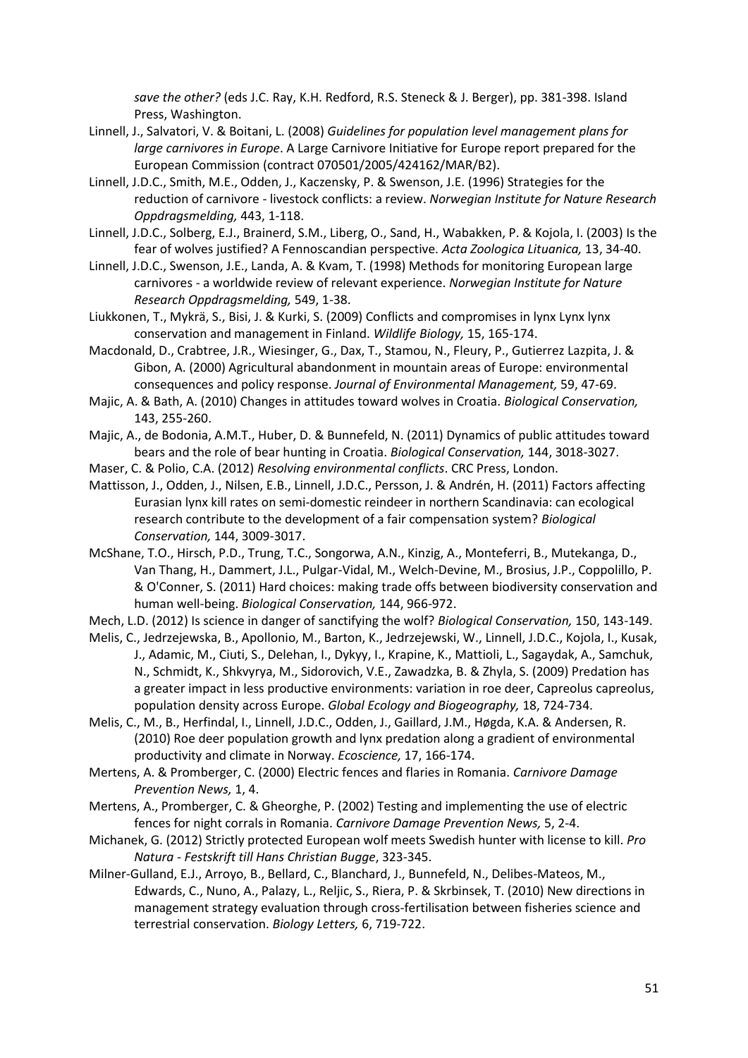*save the other?* (eds J.C. Ray, K.H. Redford, R.S. Steneck & J. Berger), pp. 381-398. Island Press, Washington.

Linnell, J., Salvatori, V. & Boitani, L. (2008) *Guidelines for population level management plans for large carnivores in Europe*. A Large Carnivore Initiative for Europe report prepared for the European Commission (contract 070501/2005/424162/MAR/B2).

Linnell, J.D.C., Smith, M.E., Odden, J., Kaczensky, P. & Swenson, J.E. (1996) Strategies for the reduction of carnivore - livestock conflicts: a review. *Norwegian Institute for Nature Research Oppdragsmelding,* 443, 1-118.

Linnell, J.D.C., Solberg, E.J., Brainerd, S.M., Liberg, O., Sand, H., Wabakken, P. & Kojola, I. (2003) Is the fear of wolves justified? A Fennoscandian perspective. *Acta Zoologica Lituanica,* 13, 34-40.

Linnell, J.D.C., Swenson, J.E., Landa, A. & Kvam, T. (1998) Methods for monitoring European large carnivores - a worldwide review of relevant experience. *Norwegian Institute for Nature Research Oppdragsmelding,* 549, 1-38.

Liukkonen, T., Mykrä, S., Bisi, J. & Kurki, S. (2009) Conflicts and compromises in lynx Lynx lynx conservation and management in Finland. *Wildlife Biology,* 15, 165-174.

Macdonald, D., Crabtree, J.R., Wiesinger, G., Dax, T., Stamou, N., Fleury, P., Gutierrez Lazpita, J. & Gibon, A. (2000) Agricultural abandonment in mountain areas of Europe: environmental consequences and policy response. *Journal of Environmental Management,* 59, 47-69.

Majic, A. & Bath, A. (2010) Changes in attitudes toward wolves in Croatia. *Biological Conservation,* 143, 255-260.

Majic, A., de Bodonia, A.M.T., Huber, D. & Bunnefeld, N. (2011) Dynamics of public attitudes toward bears and the role of bear hunting in Croatia. *Biological Conservation,* 144, 3018-3027.

Maser, C. & Polio, C.A. (2012) *Resolving environmental conflicts*. CRC Press, London.

Mattisson, J., Odden, J., Nilsen, E.B., Linnell, J.D.C., Persson, J. & Andrén, H. (2011) Factors affecting Eurasian lynx kill rates on semi-domestic reindeer in northern Scandinavia: can ecological research contribute to the development of a fair compensation system? *Biological Conservation,* 144, 3009-3017.

McShane, T.O., Hirsch, P.D., Trung, T.C., Songorwa, A.N., Kinzig, A., Monteferri, B., Mutekanga, D., Van Thang, H., Dammert, J.L., Pulgar-Vidal, M., Welch-Devine, M., Brosius, J.P., Coppolillo, P. & O'Conner, S. (2011) Hard choices: making trade offs between biodiversity conservation and human well-being. *Biological Conservation,* 144, 966-972.

Mech, L.D. (2012) Is science in danger of sanctifying the wolf? *Biological Conservation,* 150, 143-149.

Melis, C., Jedrzejewska, B., Apollonio, M., Barton, K., Jedrzejewski, W., Linnell, J.D.C., Kojola, I., Kusak, J., Adamic, M., Ciuti, S., Delehan, I., Dykyy, I., Krapine, K., Mattioli, L., Sagaydak, A., Samchuk, N., Schmidt, K., Shkvyrya, M., Sidorovich, V.E., Zawadzka, B. & Zhyla, S. (2009) Predation has a greater impact in less productive environments: variation in roe deer, Capreolus capreolus, population density across Europe. *Global Ecology and Biogeography,* 18, 724-734.

Melis, C., M., B., Herfindal, I., Linnell, J.D.C., Odden, J., Gaillard, J.M., Høgda, K.A. & Andersen, R. (2010) Roe deer population growth and lynx predation along a gradient of environmental productivity and climate in Norway. *Ecoscience,* 17, 166-174.

Mertens, A. & Promberger, C. (2000) Electric fences and flaries in Romania. *Carnivore Damage Prevention News,* 1, 4.

Mertens, A., Promberger, C. & Gheorghe, P. (2002) Testing and implementing the use of electric fences for night corrals in Romania. *Carnivore Damage Prevention News,* 5, 2-4.

Michanek, G. (2012) Strictly protected European wolf meets Swedish hunter with license to kill. *Pro Natura - Festskrift till Hans Christian Bugge*, 323-345.

Milner-Gulland, E.J., Arroyo, B., Bellard, C., Blanchard, J., Bunnefeld, N., Delibes-Mateos, M., Edwards, C., Nuno, A., Palazy, L., Reljic, S., Riera, P. & Skrbinsek, T. (2010) New directions in management strategy evaluation through cross-fertilisation between fisheries science and terrestrial conservation. *Biology Letters,* 6, 719-722.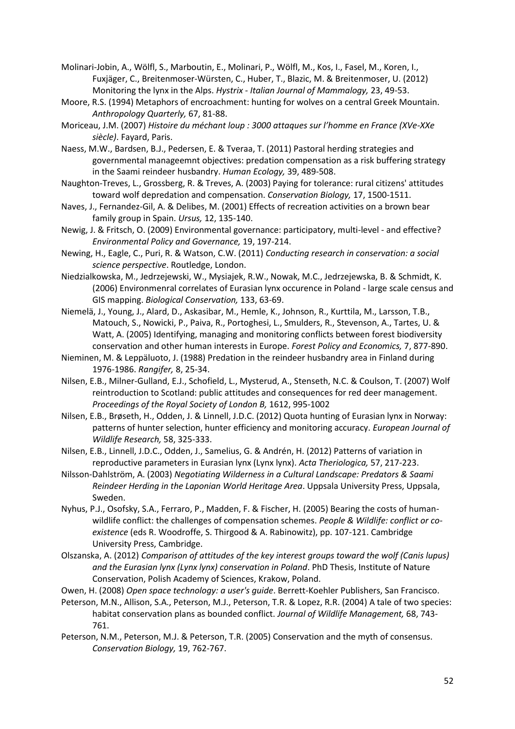Molinari-Jobin, A., Wölfl, S., Marboutin, E., Molinari, P., Wölfl, M., Kos, I., Fasel, M., Koren, I., Fuxjäger, C., Breitenmoser-Würsten, C., Huber, T., Blazic, M. & Breitenmoser, U. (2012) Monitoring the lynx in the Alps. *Hystrix - Italian Journal of Mammalogy,* 23, 49-53.

Moore, R.S. (1994) Metaphors of encroachment: hunting for wolves on a central Greek Mountain. *Anthropology Quarterly,* 67, 81-88.

Moriceau, J.M. (2007) *Histoire du méchant loup : 3000 attaques sur l'homme en France (XVe-XXe siècle)*. Fayard, Paris.

Naess, M.W., Bardsen, B.J., Pedersen, E. & Tveraa, T. (2011) Pastoral herding strategies and governmental manageemnt objectives: predation compensation as a risk buffering strategy in the Saami reindeer husbandry. *Human Ecology,* 39, 489-508.

Naughton-Treves, L., Grossberg, R. & Treves, A. (2003) Paying for tolerance: rural citizens' attitudes toward wolf depredation and compensation. *Conservation Biology,* 17, 1500-1511.

Naves, J., Fernandez-Gil, A. & Delibes, M. (2001) Effects of recreation activities on a brown bear family group in Spain. *Ursus,* 12, 135-140.

Newig, J. & Fritsch, O. (2009) Environmental governance: participatory, multi-level - and effective? *Environmental Policy and Governance,* 19, 197-214.

Newing, H., Eagle, C., Puri, R. & Watson, C.W. (2011) *Conducting research in conservation: a social science perspective*. Routledge, London.

Niedzialkowska, M., Jedrzejewski, W., Mysiajek, R.W., Nowak, M.C., Jedrzejewska, B. & Schmidt, K. (2006) Environmenral correlates of Eurasian lynx occurence in Poland - large scale census and GIS mapping. *Biological Conservation,* 133, 63-69.

Niemelä, J., Young, J., Alard, D., Askasibar, M., Hemle, K., Johnson, R., Kurttila, M., Larsson, T.B., Matouch, S., Nowicki, P., Paiva, R., Portoghesi, L., Smulders, R., Stevenson, A., Tartes, U. & Watt, A. (2005) Identifying, managing and monitoring conflicts between forest biodiversity conservation and other human interests in Europe. *Forest Policy and Economics,* 7, 877-890.

Nieminen, M. & Leppäluoto, J. (1988) Predation in the reindeer husbandry area in Finland during 1976-1986. *Rangifer,* 8, 25-34.

Nilsen, E.B., Milner-Gulland, E.J., Schofield, L., Mysterud, A., Stenseth, N.C. & Coulson, T. (2007) Wolf reintroduction to Scotland: public attitudes and consequences for red deer management. *Proceedings of the Royal Society of London B,* 1612, 995-1002

Nilsen, E.B., Brøseth, H., Odden, J. & Linnell, J.D.C. (2012) Quota hunting of Eurasian lynx in Norway: patterns of hunter selection, hunter efficiency and monitoring accuracy. *European Journal of Wildlife Research,* 58, 325-333.

Nilsen, E.B., Linnell, J.D.C., Odden, J., Samelius, G. & Andrén, H. (2012) Patterns of variation in reproductive parameters in Eurasian lynx (Lynx lynx). *Acta Theriologica,* 57, 217-223.

Nilsson-Dahlström, A. (2003) *Negotiating Wilderness in a Cultural Landscape: Predators & Saami Reindeer Herding in the Laponian World Heritage Area*. Uppsala University Press, Uppsala, Sweden.

Nyhus, P.J., Osofsky, S.A., Ferraro, P., Madden, F. & Fischer, H. (2005) Bearing the costs of human-wildlife conflict: the challenges of compensation schemes. *People & Wildlife: conflict or co-existence* (eds R. Woodroffe, S. Thirgood & A. Rabinowitz), pp. 107-121. Cambridge University Press, Cambridge.

Olszanska, A. (2012) *Comparison of attitudes of the key interest groups toward the wolf (Canis lupus) and the Eurasian lynx (Lynx lynx) conservation in Poland*. PhD Thesis, Institute of Nature Conservation, Polish Academy of Sciences, Krakow, Poland.

Owen, H. (2008) *Open space technology: a user's guide*. Berrett-Koehler Publishers, San Francisco.

Peterson, M.N., Allison, S.A., Peterson, M.J., Peterson, T.R. & Lopez, R.R. (2004) A tale of two species: habitat conservation plans as bounded conflict. *Journal of Wildlife Management,* 68, 743-761.

Peterson, N.M., Peterson, M.J. & Peterson, T.R. (2005) Conservation and the myth of consensus. *Conservation Biology,* 19, 762-767.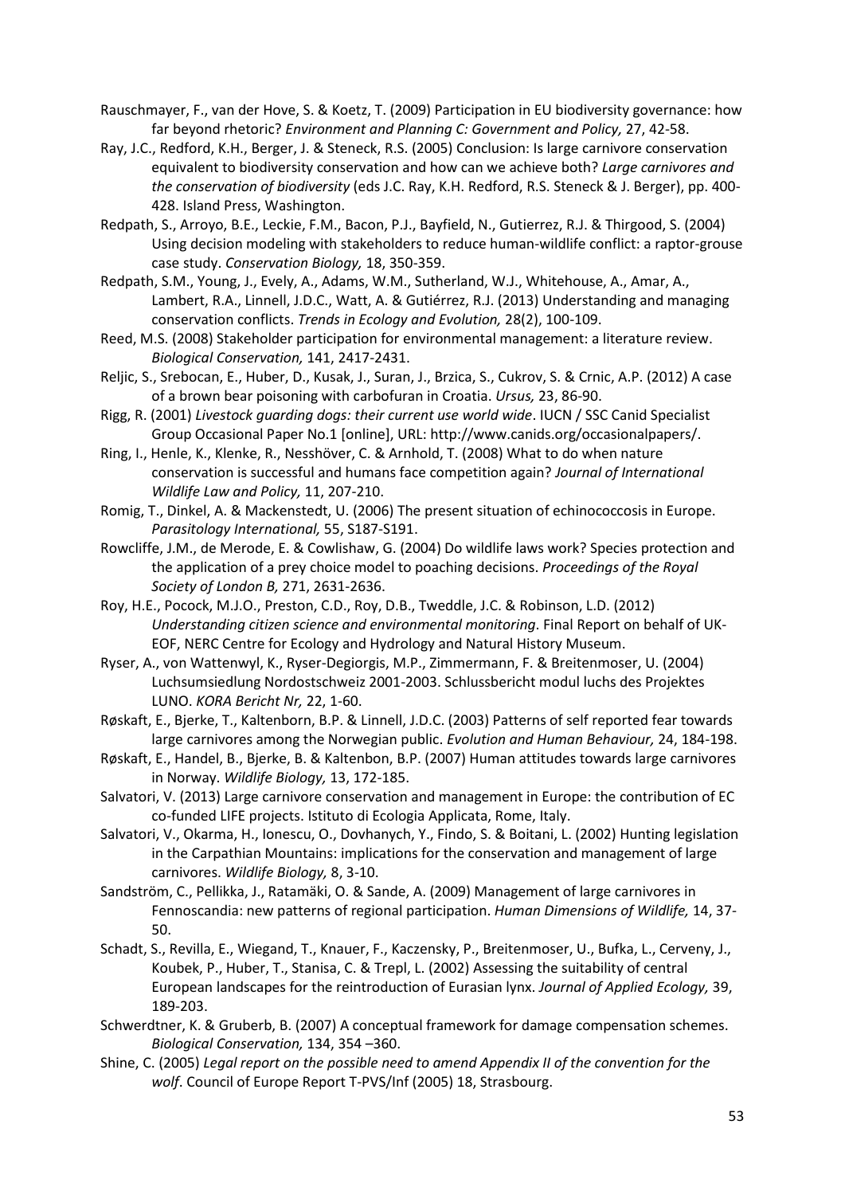Rauschmayer, F., van der Hove, S. & Koetz, T. (2009) Participation in EU biodiversity governance: how far beyond rhetoric? *Environment and Planning C: Government and Policy,* 27, 42-58.

Ray, J.C., Redford, K.H., Berger, J. & Steneck, R.S. (2005) Conclusion: Is large carnivore conservation equivalent to biodiversity conservation and how can we achieve both? *Large carnivores and the conservation of biodiversity* (eds J.C. Ray, K.H. Redford, R.S. Steneck & J. Berger), pp. 400-428. Island Press, Washington.

Redpath, S., Arroyo, B.E., Leckie, F.M., Bacon, P.J., Bayfield, N., Gutierrez, R.J. & Thirgood, S. (2004) Using decision modeling with stakeholders to reduce human-wildlife conflict: a raptor-grouse case study. *Conservation Biology,* 18, 350-359.

Redpath, S.M., Young, J., Evely, A., Adams, W.M., Sutherland, W.J., Whitehouse, A., Amar, A., Lambert, R.A., Linnell, J.D.C., Watt, A. & Gutiérrez, R.J. (2013) Understanding and managing conservation conflicts. *Trends in Ecology and Evolution,* 28(2), 100-109.

Reed, M.S. (2008) Stakeholder participation for environmental management: a literature review. *Biological Conservation,* 141, 2417-2431.

Reljic, S., Srebocan, E., Huber, D., Kusak, J., Suran, J., Brzica, S., Cukrov, S. & Crnic, A.P. (2012) A case of a brown bear poisoning with carbofuran in Croatia. *Ursus,* 23, 86-90.

Rigg, R. (2001) *Livestock guarding dogs: their current use world wide*. IUCN / SSC Canid Specialist Group Occasional Paper No.1 [online], URL: http://www.canids.org/occasionalpapers/.

Ring, I., Henle, K., Klenke, R., Nesshöver, C. & Arnhold, T. (2008) What to do when nature conservation is successful and humans face competition again? *Journal of International Wildlife Law and Policy,* 11, 207-210.

Romig, T., Dinkel, A. & Mackenstedt, U. (2006) The present situation of echinococcosis in Europe. *Parasitology International,* 55, S187-S191.

Rowcliffe, J.M., de Merode, E. & Cowlishaw, G. (2004) Do wildlife laws work? Species protection and the application of a prey choice model to poaching decisions. *Proceedings of the Royal Society of London B,* 271, 2631-2636.

Roy, H.E., Pocock, M.J.O., Preston, C.D., Roy, D.B., Tweddle, J.C. & Robinson, L.D. (2012) *Understanding citizen science and environmental monitoring*. Final Report on behalf of UK-EOF, NERC Centre for Ecology and Hydrology and Natural History Museum.

Ryser, A., von Wattenwyl, K., Ryser-Degiorgis, M.P., Zimmermann, F. & Breitenmoser, U. (2004) Luchsumsiedlung Nordostschweiz 2001-2003. Schlussbericht modul luchs des Projektes LUNO. *KORA Bericht Nr,* 22, 1-60.

Røskaft, E., Bjerke, T., Kaltenborn, B.P. & Linnell, J.D.C. (2003) Patterns of self reported fear towards large carnivores among the Norwegian public. *Evolution and Human Behaviour,* 24, 184-198.

Røskaft, E., Handel, B., Bjerke, B. & Kaltenbon, B.P. (2007) Human attitudes towards large carnivores in Norway. *Wildlife Biology,* 13, 172-185.

Salvatori, V. (2013) Large carnivore conservation and management in Europe: the contribution of EC co-funded LIFE projects. Istituto di Ecologia Applicata, Rome, Italy.

Salvatori, V., Okarma, H., Ionescu, O., Dovhanych, Y., Findo, S. & Boitani, L. (2002) Hunting legislation in the Carpathian Mountains: implications for the conservation and management of large carnivores. *Wildlife Biology,* 8, 3-10.

Sandström, C., Pellikka, J., Ratamäki, O. & Sande, A. (2009) Management of large carnivores in Fennoscandia: new patterns of regional participation. *Human Dimensions of Wildlife,* 14, 37-50.

Schadt, S., Revilla, E., Wiegand, T., Knauer, F., Kaczensky, P., Breitenmoser, U., Bufka, L., Cerveny, J., Koubek, P., Huber, T., Stanisa, C. & Trepl, L. (2002) Assessing the suitability of central European landscapes for the reintroduction of Eurasian lynx. *Journal of Applied Ecology,* 39, 189-203.

Schwerdtner, K. & Gruberb, B. (2007) A conceptual framework for damage compensation schemes. *Biological Conservation,* 134, 354 –360.

Shine, C. (2005) *Legal report on the possible need to amend Appendix II of the convention for the wolf*. Council of Europe Report T-PVS/Inf (2005) 18, Strasbourg.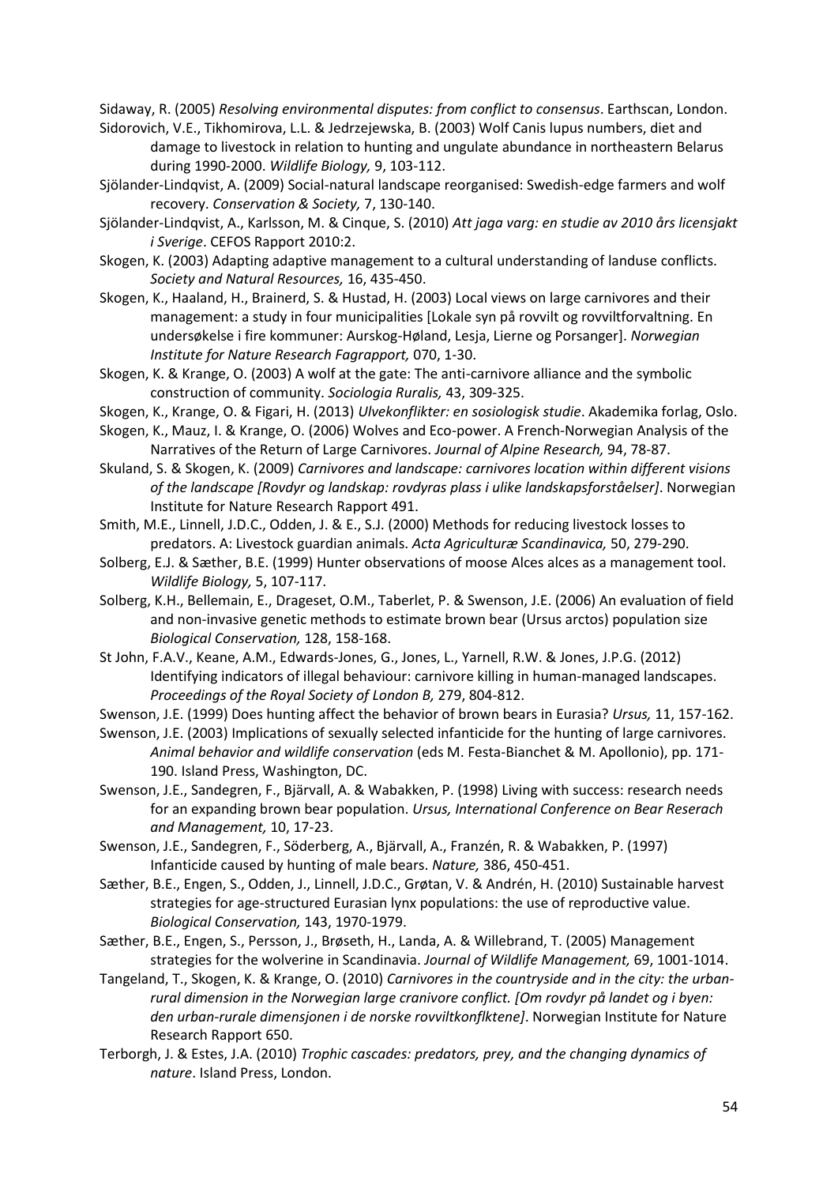Sidaway, R. (2005) *Resolving environmental disputes: from conflict to consensus*. Earthscan, London.

Sidorovich, V.E., Tikhomirova, L.L. & Jedrzejewska, B. (2003) Wolf Canis lupus numbers, diet and damage to livestock in relation to hunting and ungulate abundance in northeastern Belarus during 1990-2000. *Wildlife Biology,* 9, 103-112.

Sjölander-Lindqvist, A. (2009) Social-natural landscape reorganised: Swedish-edge farmers and wolf recovery. *Conservation & Society,* 7, 130-140.

Sjölander-Lindqvist, A., Karlsson, M. & Cinque, S. (2010) *Att jaga varg: en studie av 2010 års licensjakt i Sverige*. CEFOS Rapport 2010:2.

Skogen, K. (2003) Adapting adaptive management to a cultural understanding of landuse conflicts. *Society and Natural Resources,* 16, 435-450.

Skogen, K., Haaland, H., Brainerd, S. & Hustad, H. (2003) Local views on large carnivores and their management: a study in four municipalities [Lokale syn på rovvilt og rovviltforvaltning. En undersøkelse i fire kommuner: Aurskog-Høland, Lesja, Lierne og Porsanger]. *Norwegian Institute for Nature Research Fagrapport,* 070, 1-30.

Skogen, K. & Krange, O. (2003) A wolf at the gate: The anti-carnivore alliance and the symbolic construction of community. *Sociologia Ruralis,* 43, 309-325.

Skogen, K., Krange, O. & Figari, H. (2013) *Ulvekonflikter: en sosiologisk studie*. Akademika forlag, Oslo.

Skogen, K., Mauz, I. & Krange, O. (2006) Wolves and Eco-power. A French-Norwegian Analysis of the Narratives of the Return of Large Carnivores. *Journal of Alpine Research,* 94, 78-87.

Skuland, S. & Skogen, K. (2009) *Carnivores and landscape: carnivores location within different visions of the landscape [Rovdyr og landskap: rovdyras plass i ulike landskapsforståelser]*. Norwegian Institute for Nature Research Rapport 491.

Smith, M.E., Linnell, J.D.C., Odden, J. & E., S.J. (2000) Methods for reducing livestock losses to predators. A: Livestock guardian animals. *Acta Agriculturæ Scandinavica,* 50, 279-290.

Solberg, E.J. & Sæther, B.E. (1999) Hunter observations of moose Alces alces as a management tool. *Wildlife Biology,* 5, 107-117.

Solberg, K.H., Bellemain, E., Drageset, O.M., Taberlet, P. & Swenson, J.E. (2006) An evaluation of field and non-invasive genetic methods to estimate brown bear (Ursus arctos) population size *Biological Conservation,* 128, 158-168.

St John, F.A.V., Keane, A.M., Edwards-Jones, G., Jones, L., Yarnell, R.W. & Jones, J.P.G. (2012) Identifying indicators of illegal behaviour: carnivore killing in human-managed landscapes. *Proceedings of the Royal Society of London B,* 279, 804-812.

Swenson, J.E. (1999) Does hunting affect the behavior of brown bears in Eurasia? *Ursus,* 11, 157-162.

Swenson, J.E. (2003) Implications of sexually selected infanticide for the hunting of large carnivores. *Animal behavior and wildlife conservation* (eds M. Festa-Bianchet & M. Apollonio), pp. 171-190. Island Press, Washington, DC.

Swenson, J.E., Sandegren, F., Bjärvall, A. & Wabakken, P. (1998) Living with success: research needs for an expanding brown bear population. *Ursus, International Conference on Bear Reserach and Management,* 10, 17-23.

Swenson, J.E., Sandegren, F., Söderberg, A., Bjärvall, A., Franzén, R. & Wabakken, P. (1997) Infanticide caused by hunting of male bears. *Nature,* 386, 450-451.

Sæther, B.E., Engen, S., Odden, J., Linnell, J.D.C., Grøtan, V. & Andrén, H. (2010) Sustainable harvest strategies for age-structured Eurasian lynx populations: the use of reproductive value. *Biological Conservation,* 143, 1970-1979.

Sæther, B.E., Engen, S., Persson, J., Brøseth, H., Landa, A. & Willebrand, T. (2005) Management strategies for the wolverine in Scandinavia. *Journal of Wildlife Management,* 69, 1001-1014.

Tangeland, T., Skogen, K. & Krange, O. (2010) *Carnivores in the countryside and in the city: the urban-rural dimension in the Norwegian large cranivore conflict. [Om rovdyr på landet og i byen: den urban-rurale dimensjonen i de norske rovviltkonflktene]*. Norwegian Institute for Nature Research Rapport 650.

Terborgh, J. & Estes, J.A. (2010) *Trophic cascades: predators, prey, and the changing dynamics of nature*. Island Press, London.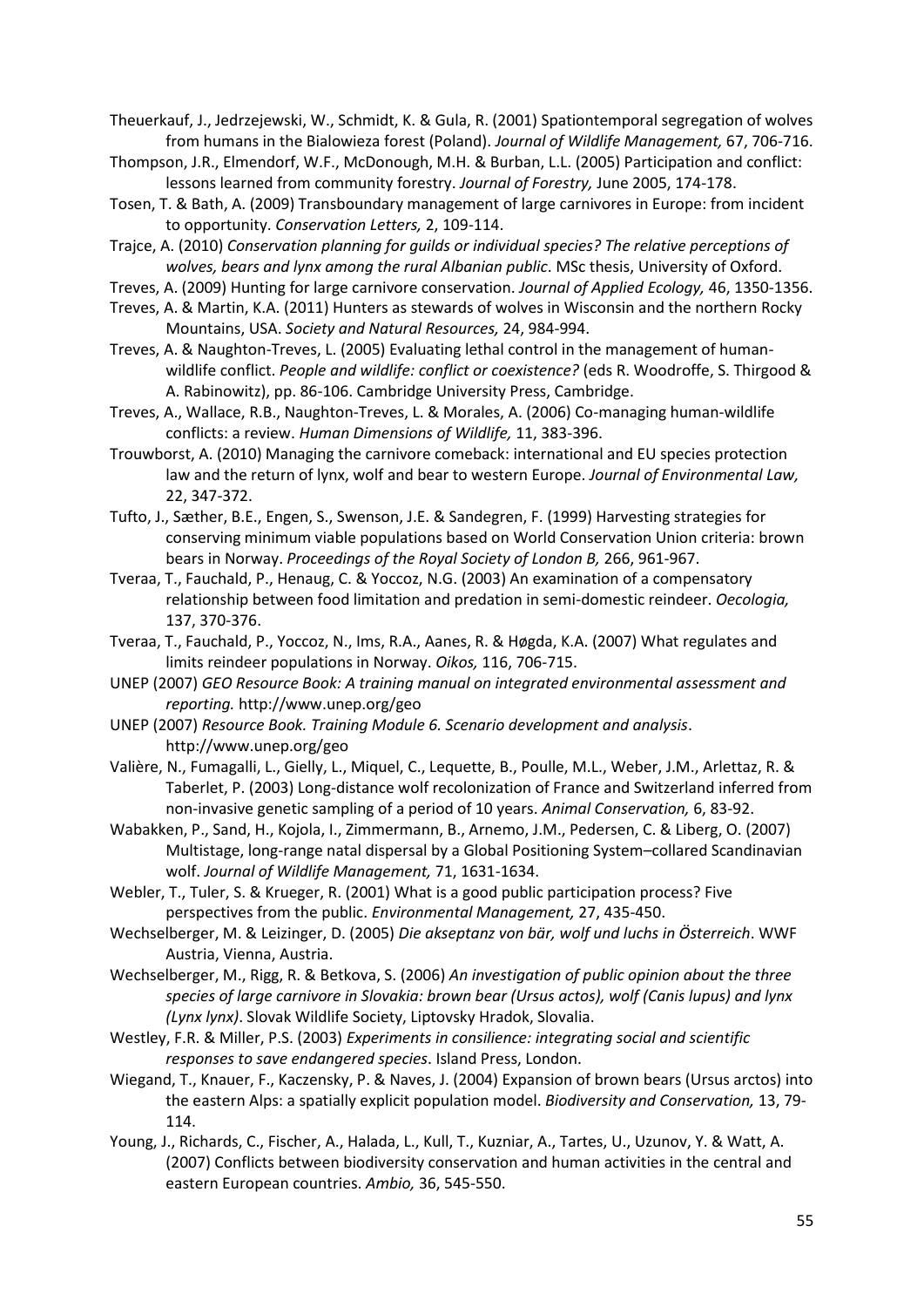Theuerkauf, J., Jedrzejewski, W., Schmidt, K. & Gula, R. (2001) Spationtemporal segregation of wolves from humans in the Bialowieza forest (Poland). *Journal of Wildlife Management,* 67, 706-716.

Thompson, J.R., Elmendorf, W.F., McDonough, M.H. & Burban, L.L. (2005) Participation and conflict: lessons learned from community forestry. *Journal of Forestry,* June 2005, 174-178.

Tosen, T. & Bath, A. (2009) Transboundary management of large carnivores in Europe: from incident to opportunity. *Conservation Letters,* 2, 109-114.

Trajce, A. (2010) *Conservation planning for guilds or individual species? The relative perceptions of wolves, bears and lynx among the rural Albanian public*. MSc thesis, University of Oxford.

Treves, A. (2009) Hunting for large carnivore conservation. *Journal of Applied Ecology,* 46, 1350-1356.

Treves, A. & Martin, K.A. (2011) Hunters as stewards of wolves in Wisconsin and the northern Rocky Mountains, USA. *Society and Natural Resources,* 24, 984-994.

Treves, A. & Naughton-Treves, L. (2005) Evaluating lethal control in the management of human-wildlife conflict. *People and wildlife: conflict or coexistence?* (eds R. Woodroffe, S. Thirgood & A. Rabinowitz), pp. 86-106. Cambridge University Press, Cambridge.

Treves, A., Wallace, R.B., Naughton-Treves, L. & Morales, A. (2006) Co-managing human-wildlife conflicts: a review. *Human Dimensions of Wildlife,* 11, 383-396.

Trouwborst, A. (2010) Managing the carnivore comeback: international and EU species protection law and the return of lynx, wolf and bear to western Europe. *Journal of Environmental Law,* 22, 347-372.

Tufto, J., Sæther, B.E., Engen, S., Swenson, J.E. & Sandegren, F. (1999) Harvesting strategies for conserving minimum viable populations based on World Conservation Union criteria: brown bears in Norway. *Proceedings of the Royal Society of London B,* 266, 961-967.

Tveraa, T., Fauchald, P., Henaug, C. & Yoccoz, N.G. (2003) An examination of a compensatory relationship between food limitation and predation in semi-domestic reindeer. *Oecologia,* 137, 370-376.

Tveraa, T., Fauchald, P., Yoccoz, N., Ims, R.A., Aanes, R. & Høgda, K.A. (2007) What regulates and limits reindeer populations in Norway. *Oikos,* 116, 706-715.

UNEP (2007) *GEO Resource Book: A training manual on integrated environmental assessment and reporting.* http://www.unep.org/geo

UNEP (2007) *Resource Book. Training Module 6. Scenario development and analysis*. http://www.unep.org/geo

Valière, N., Fumagalli, L., Gielly, L., Miquel, C., Lequette, B., Poulle, M.L., Weber, J.M., Arlettaz, R. & Taberlet, P. (2003) Long-distance wolf recolonization of France and Switzerland inferred from non-invasive genetic sampling of a period of 10 years. *Animal Conservation,* 6, 83-92.

Wabakken, P., Sand, H., Kojola, I., Zimmermann, B., Arnemo, J.M., Pedersen, C. & Liberg, O. (2007) Multistage, long-range natal dispersal by a Global Positioning System–collared Scandinavian wolf. *Journal of Wildlife Management,* 71, 1631-1634.

Webler, T., Tuler, S. & Krueger, R. (2001) What is a good public participation process? Five perspectives from the public. *Environmental Management,* 27, 435-450.

Wechselberger, M. & Leizinger, D. (2005) *Die akseptanz von bär, wolf und luchs in Österreich*. WWF Austria, Vienna, Austria.

Wechselberger, M., Rigg, R. & Betkova, S. (2006) *An investigation of public opinion about the three species of large carnivore in Slovakia: brown bear (Ursus actos), wolf (Canis lupus) and lynx (Lynx lynx)*. Slovak Wildlife Society, Liptovsky Hradok, Slovalia.

Westley, F.R. & Miller, P.S. (2003) *Experiments in consilience: integrating social and scientific responses to save endangered species*. Island Press, London.

Wiegand, T., Knauer, F., Kaczensky, P. & Naves, J. (2004) Expansion of brown bears (Ursus arctos) into the eastern Alps: a spatially explicit population model. *Biodiversity and Conservation,* 13, 79-114.

Young, J., Richards, C., Fischer, A., Halada, L., Kull, T., Kuzniar, A., Tartes, U., Uzunov, Y. & Watt, A. (2007) Conflicts between biodiversity conservation and human activities in the central and eastern European countries. *Ambio,* 36, 545-550.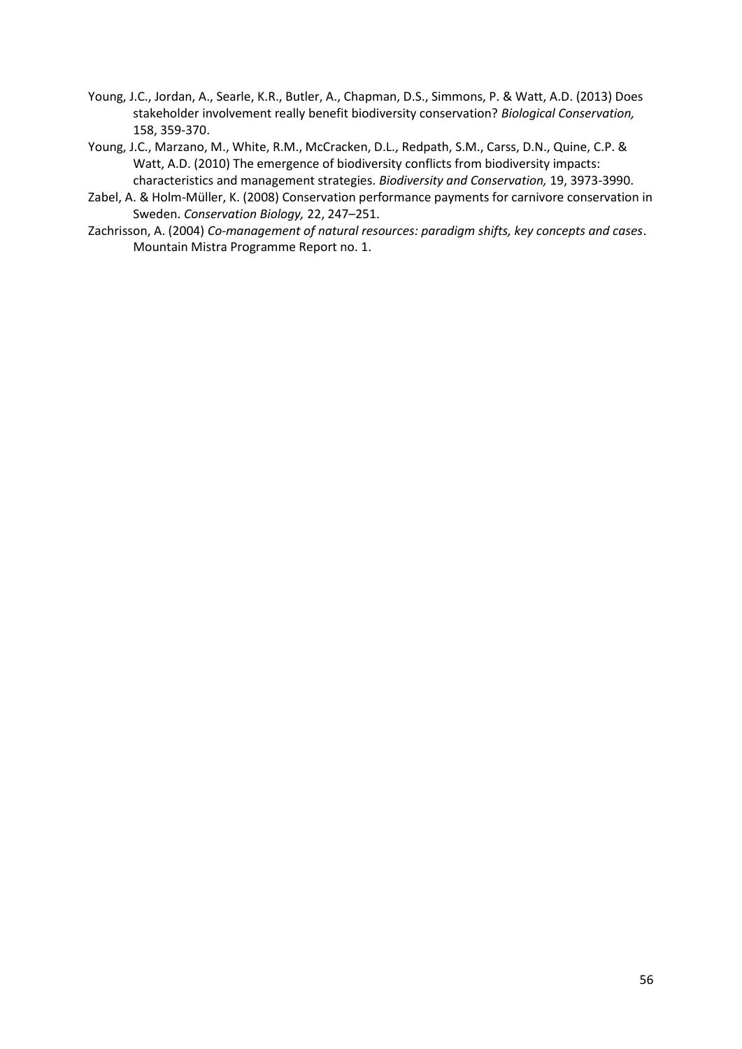Young, J.C., Jordan, A., Searle, K.R., Butler, A., Chapman, D.S., Simmons, P. & Watt, A.D. (2013) Does stakeholder involvement really benefit biodiversity conservation? *Biological Conservation,* 158, 359-370.

Young, J.C., Marzano, M., White, R.M., McCracken, D.L., Redpath, S.M., Carss, D.N., Quine, C.P. & Watt, A.D. (2010) The emergence of biodiversity conflicts from biodiversity impacts: characteristics and management strategies. *Biodiversity and Conservation,* 19, 3973-3990.

Zabel, A. & Holm-Müller, K. (2008) Conservation performance payments for carnivore conservation in Sweden. *Conservation Biology,* 22, 247–251.

Zachrisson, A. (2004) *Co-management of natural resources: paradigm shifts, key concepts and cases*. Mountain Mistra Programme Report no. 1.